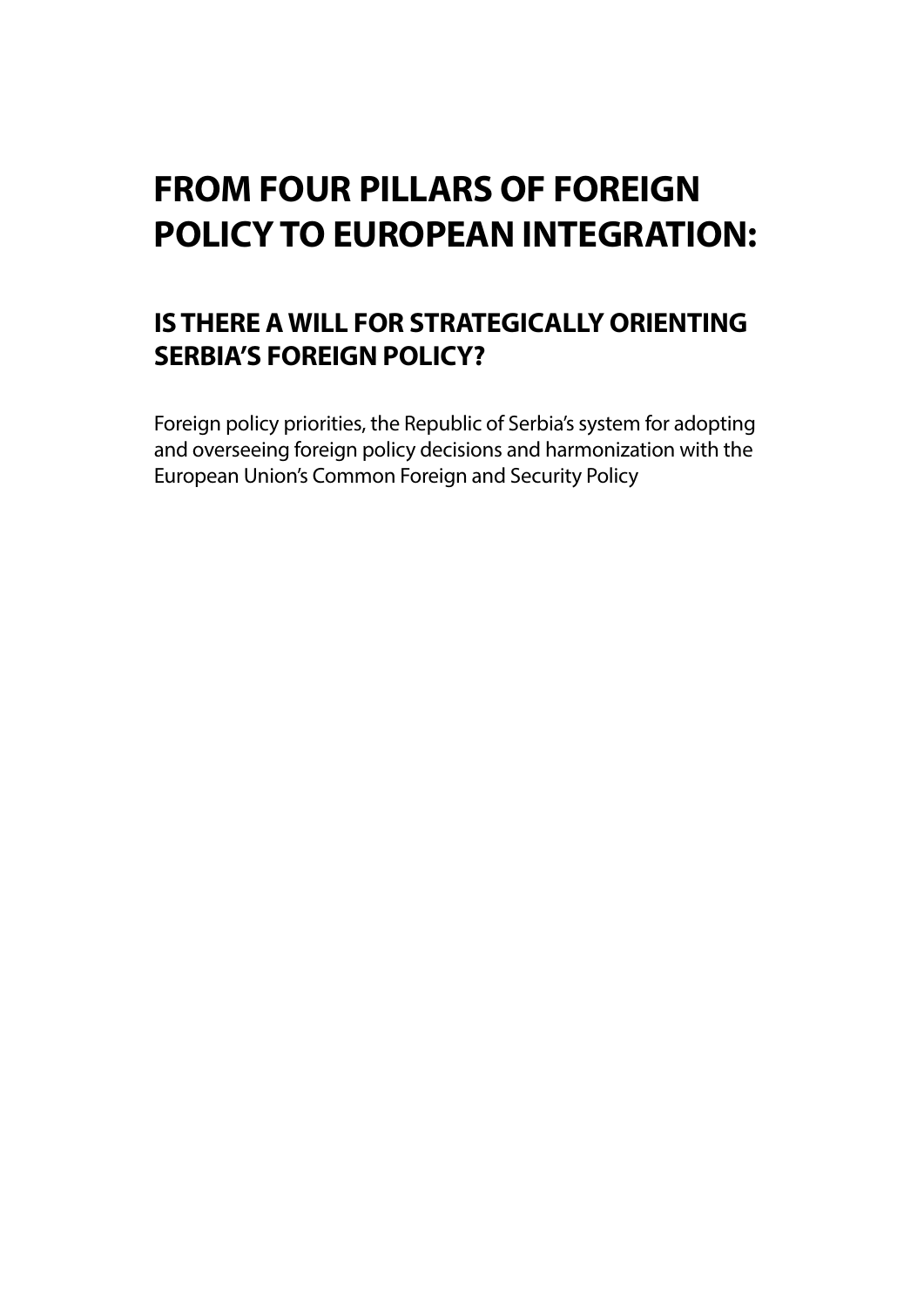# FROM FOUR PILLARS OF FOREIGN POLICY TO EUROPEAN INTEGRATION:

## IS THERE A WILL FOR STRATEGICALLY ORIENTING SERBIA'S FOREIGN POLICY?

Foreign policy priorities, the Republic of Serbia's system for adopting and overseeing foreign policy decisions and harmonization with the European Union's Common Foreign and Security Policy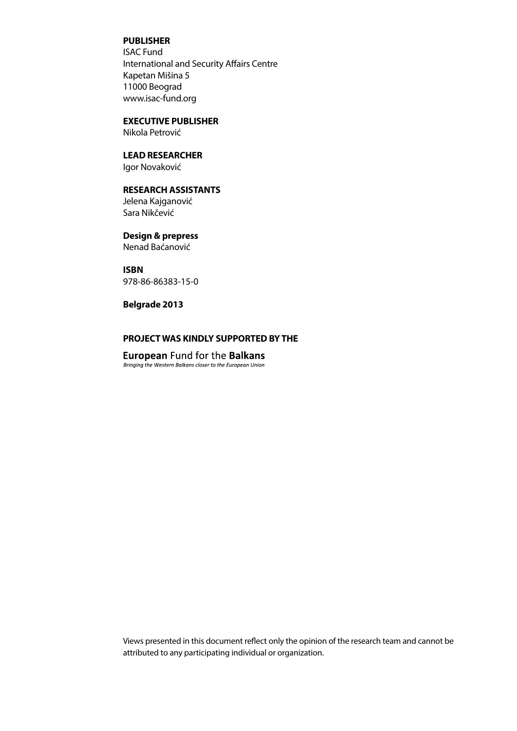**PUBLISHER**
ISAC Fund
International and Security Affairs Centre
Kapetan Mišina 5
11000 Beograd
www.isac-fund.org

**EXECUTIVE PUBLISHER**
Nikola Petrović

**LEAD RESEARCHER**
Igor Novaković

**RESEARCH ASSISTANTS**
Jelena Kajganović
Sara Nikčević

**Design & prepress**
Nenad Baćanović

**ISBN**
978-86-86383-15-0

**Belgrade 2013**

**PROJECT WAS KINDLY SUPPORTED BY THE**

**European** Fund for the **Balkans**
*Bringing the Western Balkans closer to the European Union*

Views presented in this document reflect only the opinion of the research team and cannot be attributed to any participating individual or organization.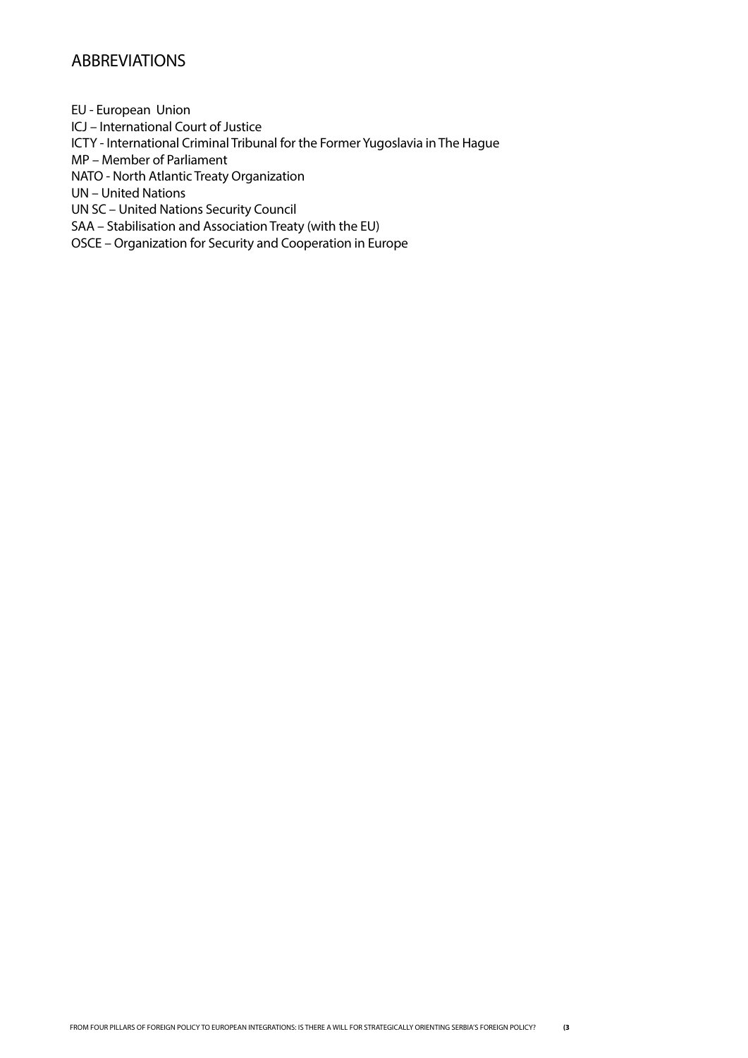## ABBREVIATIONS

EU - European Union
ICJ – International Court of Justice
ICTY - International Criminal Tribunal for the Former Yugoslavia in The Hague
MP – Member of Parliament
NATO - North Atlantic Treaty Organization
UN – United Nations
UN SC – United Nations Security Council
SAA – Stabilisation and Association Treaty (with the EU)
OSCE – Organization for Security and Cooperation in Europe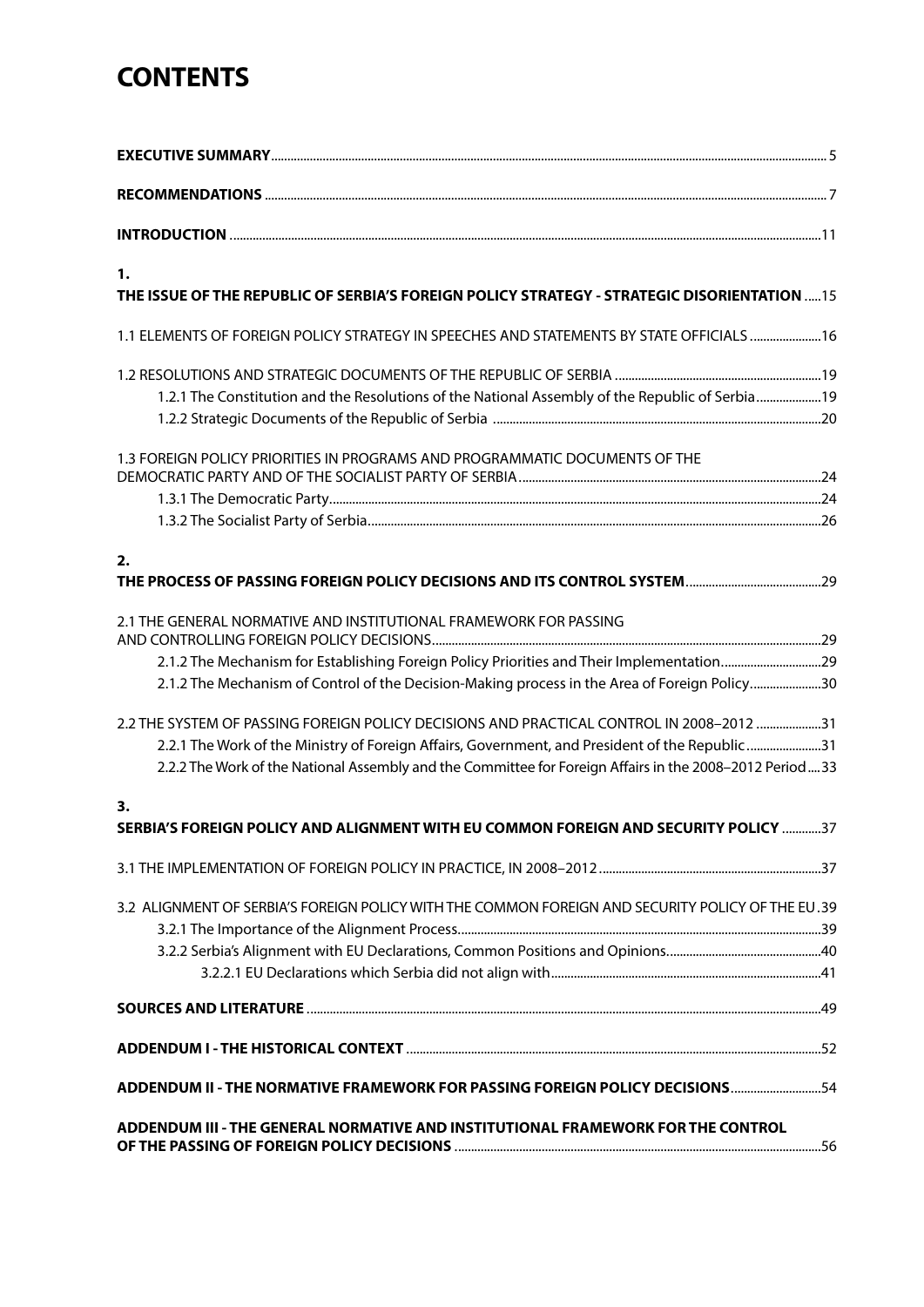# CONTENTS

**EXECUTIVE SUMMARY** ..... 5

**RECOMMENDATIONS** ..... 7

**INTRODUCTION** ..... 11

**1.**
**THE ISSUE OF THE REPUBLIC OF SERBIA'S FOREIGN POLICY STRATEGY - STRATEGIC DISORIENTATION** ..... 15

1.1 ELEMENTS OF FOREIGN POLICY STRATEGY IN SPEECHES AND STATEMENTS BY STATE OFFICIALS ..... 16

1.2 RESOLUTIONS AND STRATEGIC DOCUMENTS OF THE REPUBLIC OF SERBIA ..... 19
- 1.2.1 The Constitution and the Resolutions of the National Assembly of the Republic of Serbia ..... 19
- 1.2.2 Strategic Documents of the Republic of Serbia ..... 20

1.3 FOREIGN POLICY PRIORITIES IN PROGRAMS AND PROGRAMMATIC DOCUMENTS OF THE DEMOCRATIC PARTY AND OF THE SOCIALIST PARTY OF SERBIA ..... 24
- 1.3.1 The Democratic Party ..... 24
- 1.3.2 The Socialist Party of Serbia ..... 26

**2.**
**THE PROCESS OF PASSING FOREIGN POLICY DECISIONS AND ITS CONTROL SYSTEM** ..... 29

2.1 THE GENERAL NORMATIVE AND INSTITUTIONAL FRAMEWORK FOR PASSING AND CONTROLLING FOREIGN POLICY DECISIONS ..... 29
- 2.1.2 The Mechanism for Establishing Foreign Policy Priorities and Their Implementation ..... 29
- 2.1.2 The Mechanism of Control of the Decision-Making process in the Area of Foreign Policy ..... 30

2.2 THE SYSTEM OF PASSING FOREIGN POLICY DECISIONS AND PRACTICAL CONTROL IN 2008–2012 ..... 31
- 2.2.1 The Work of the Ministry of Foreign Affairs, Government, and President of the Republic ..... 31
- 2.2.2 The Work of the National Assembly and the Committee for Foreign Affairs in the 2008–2012 Period ..... 33

**3.**
**SERBIA'S FOREIGN POLICY AND ALIGNMENT WITH EU COMMON FOREIGN AND SECURITY POLICY** ..... 37

3.1 THE IMPLEMENTATION OF FOREIGN POLICY IN PRACTICE, IN 2008–2012 ..... 37

3.2 ALIGNMENT OF SERBIA'S FOREIGN POLICY WITH THE COMMON FOREIGN AND SECURITY POLICY OF THE EU ..... 39
- 3.2.1 The Importance of the Alignment Process ..... 39
- 3.2.2 Serbia's Alignment with EU Declarations, Common Positions and Opinions ..... 40
  - 3.2.2.1 EU Declarations which Serbia did not align with ..... 41

**SOURCES AND LITERATURE** ..... 49

**ADDENDUM I - THE HISTORICAL CONTEXT** ..... 52

**ADDENDUM II - THE NORMATIVE FRAMEWORK FOR PASSING FOREIGN POLICY DECISIONS** ..... 54

**ADDENDUM III - THE GENERAL NORMATIVE AND INSTITUTIONAL FRAMEWORK FOR THE CONTROL OF THE PASSING OF FOREIGN POLICY DECISIONS** ..... 56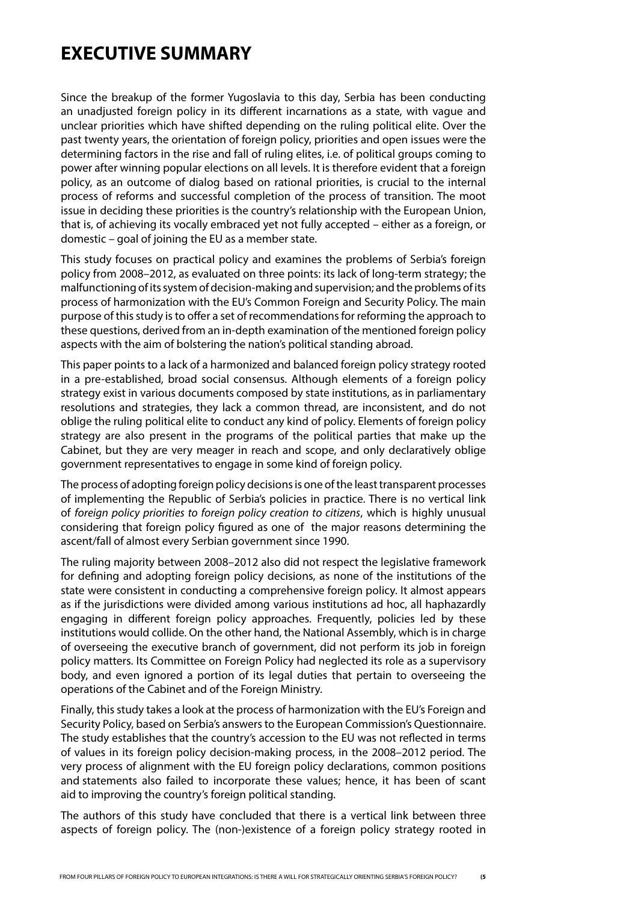# EXECUTIVE SUMMARY

Since the breakup of the former Yugoslavia to this day, Serbia has been conducting an unadjusted foreign policy in its different incarnations as a state, with vague and unclear priorities which have shifted depending on the ruling political elite. Over the past twenty years, the orientation of foreign policy, priorities and open issues were the determining factors in the rise and fall of ruling elites, i.e. of political groups coming to power after winning popular elections on all levels. It is therefore evident that a foreign policy, as an outcome of dialog based on rational priorities, is crucial to the internal process of reforms and successful completion of the process of transition. The moot issue in deciding these priorities is the country's relationship with the European Union, that is, of achieving its vocally embraced yet not fully accepted – either as a foreign, or domestic – goal of joining the EU as a member state.

This study focuses on practical policy and examines the problems of Serbia's foreign policy from 2008–2012, as evaluated on three points: its lack of long-term strategy; the malfunctioning of its system of decision-making and supervision; and the problems of its process of harmonization with the EU's Common Foreign and Security Policy. The main purpose of this study is to offer a set of recommendations for reforming the approach to these questions, derived from an in-depth examination of the mentioned foreign policy aspects with the aim of bolstering the nation's political standing abroad.

This paper points to a lack of a harmonized and balanced foreign policy strategy rooted in a pre-established, broad social consensus. Although elements of a foreign policy strategy exist in various documents composed by state institutions, as in parliamentary resolutions and strategies, they lack a common thread, are inconsistent, and do not oblige the ruling political elite to conduct any kind of policy. Elements of foreign policy strategy are also present in the programs of the political parties that make up the Cabinet, but they are very meager in reach and scope, and only declaratively oblige government representatives to engage in some kind of foreign policy.

The process of adopting foreign policy decisions is one of the least transparent processes of implementing the Republic of Serbia's policies in practice. There is no vertical link of *foreign policy priorities to foreign policy creation to citizens*, which is highly unusual considering that foreign policy figured as one of the major reasons determining the ascent/fall of almost every Serbian government since 1990.

The ruling majority between 2008–2012 also did not respect the legislative framework for defining and adopting foreign policy decisions, as none of the institutions of the state were consistent in conducting a comprehensive foreign policy. It almost appears as if the jurisdictions were divided among various institutions ad hoc, all haphazardly engaging in different foreign policy approaches. Frequently, policies led by these institutions would collide. On the other hand, the National Assembly, which is in charge of overseeing the executive branch of government, did not perform its job in foreign policy matters. Its Committee on Foreign Policy had neglected its role as a supervisory body, and even ignored a portion of its legal duties that pertain to overseeing the operations of the Cabinet and of the Foreign Ministry.

Finally, this study takes a look at the process of harmonization with the EU's Foreign and Security Policy, based on Serbia's answers to the European Commission's Questionnaire. The study establishes that the country's accession to the EU was not reflected in terms of values in its foreign policy decision-making process, in the 2008–2012 period. The very process of alignment with the EU foreign policy declarations, common positions and statements also failed to incorporate these values; hence, it has been of scant aid to improving the country's foreign political standing.

The authors of this study have concluded that there is a vertical link between three aspects of foreign policy. The (non-)existence of a foreign policy strategy rooted in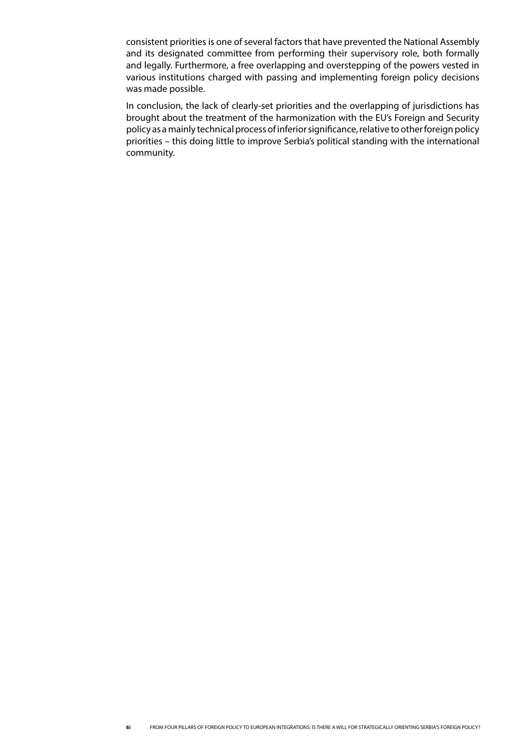consistent priorities is one of several factors that have prevented the National Assembly and its designated committee from performing their supervisory role, both formally and legally. Furthermore, a free overlapping and overstepping of the powers vested in various institutions charged with passing and implementing foreign policy decisions was made possible.

In conclusion, the lack of clearly-set priorities and the overlapping of jurisdictions has brought about the treatment of the harmonization with the EU's Foreign and Security policy as a mainly technical process of inferior significance, relative to other foreign policy priorities – this doing little to improve Serbia's political standing with the international community.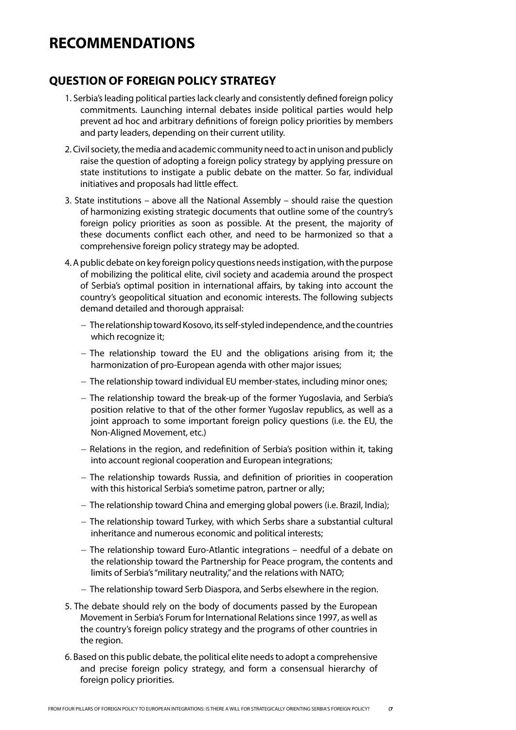# RECOMMENDATIONS

## QUESTION OF FOREIGN POLICY STRATEGY

1. Serbia's leading political parties lack clearly and consistently defined foreign policy commitments. Launching internal debates inside political parties would help prevent ad hoc and arbitrary definitions of foreign policy priorities by members and party leaders, depending on their current utility.

2. Civil society, the media and academic community need to act in unison and publicly raise the question of adopting a foreign policy strategy by applying pressure on state institutions to instigate a public debate on the matter. So far, individual initiatives and proposals had little effect.

3. State institutions – above all the National Assembly – should raise the question of harmonizing existing strategic documents that outline some of the country's foreign policy priorities as soon as possible. At the present, the majority of these documents conflict each other, and need to be harmonized so that a comprehensive foreign policy strategy may be adopted.

4. A public debate on key foreign policy questions needs instigation, with the purpose of mobilizing the political elite, civil society and academia around the prospect of Serbia's optimal position in international affairs, by taking into account the country's geopolitical situation and economic interests. The following subjects demand detailed and thorough appraisal:

   - The relationship toward Kosovo, its self-styled independence, and the countries which recognize it;
   - The relationship toward the EU and the obligations arising from it; the harmonization of pro-European agenda with other major issues;
   - The relationship toward individual EU member-states, including minor ones;
   - The relationship toward the break-up of the former Yugoslavia, and Serbia's position relative to that of the other former Yugoslav republics, as well as a joint approach to some important foreign policy questions (i.e. the EU, the Non-Aligned Movement, etc.)
   - Relations in the region, and redefinition of Serbia's position within it, taking into account regional cooperation and European integrations;
   - The relationship towards Russia, and definition of priorities in cooperation with this historical Serbia's sometime patron, partner or ally;
   - The relationship toward China and emerging global powers (i.e. Brazil, India);
   - The relationship toward Turkey, with which Serbs share a substantial cultural inheritance and numerous economic and political interests;
   - The relationship toward Euro-Atlantic integrations – needful of a debate on the relationship toward the Partnership for Peace program, the contents and limits of Serbia's "military neutrality," and the relations with NATO;
   - The relationship toward Serb Diaspora, and Serbs elsewhere in the region.

5. The debate should rely on the body of documents passed by the European Movement in Serbia's Forum for International Relations since 1997, as well as the country's foreign policy strategy and the programs of other countries in the region.

6. Based on this public debate, the political elite needs to adopt a comprehensive and precise foreign policy strategy, and form a consensual hierarchy of foreign policy priorities.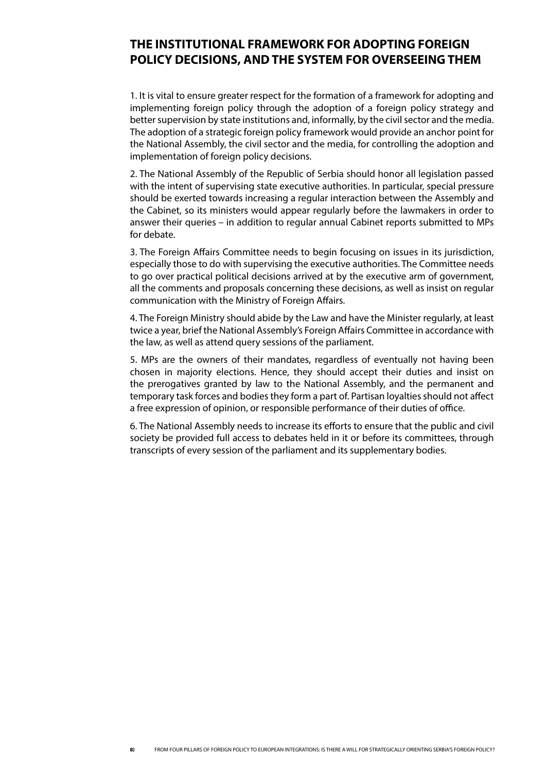## THE INSTITUTIONAL FRAMEWORK FOR ADOPTING FOREIGN POLICY DECISIONS, AND THE SYSTEM FOR OVERSEEING THEM

1. It is vital to ensure greater respect for the formation of a framework for adopting and implementing foreign policy through the adoption of a foreign policy strategy and better supervision by state institutions and, informally, by the civil sector and the media. The adoption of a strategic foreign policy framework would provide an anchor point for the National Assembly, the civil sector and the media, for controlling the adoption and implementation of foreign policy decisions.

2. The National Assembly of the Republic of Serbia should honor all legislation passed with the intent of supervising state executive authorities. In particular, special pressure should be exerted towards increasing a regular interaction between the Assembly and the Cabinet, so its ministers would appear regularly before the lawmakers in order to answer their queries – in addition to regular annual Cabinet reports submitted to MPs for debate.

3. The Foreign Affairs Committee needs to begin focusing on issues in its jurisdiction, especially those to do with supervising the executive authorities. The Committee needs to go over practical political decisions arrived at by the executive arm of government, all the comments and proposals concerning these decisions, as well as insist on regular communication with the Ministry of Foreign Affairs.

4. The Foreign Ministry should abide by the Law and have the Minister regularly, at least twice a year, brief the National Assembly's Foreign Affairs Committee in accordance with the law, as well as attend query sessions of the parliament.

5. MPs are the owners of their mandates, regardless of eventually not having been chosen in majority elections. Hence, they should accept their duties and insist on the prerogatives granted by law to the National Assembly, and the permanent and temporary task forces and bodies they form a part of. Partisan loyalties should not affect a free expression of opinion, or responsible performance of their duties of office.

6. The National Assembly needs to increase its efforts to ensure that the public and civil society be provided full access to debates held in it or before its committees, through transcripts of every session of the parliament and its supplementary bodies.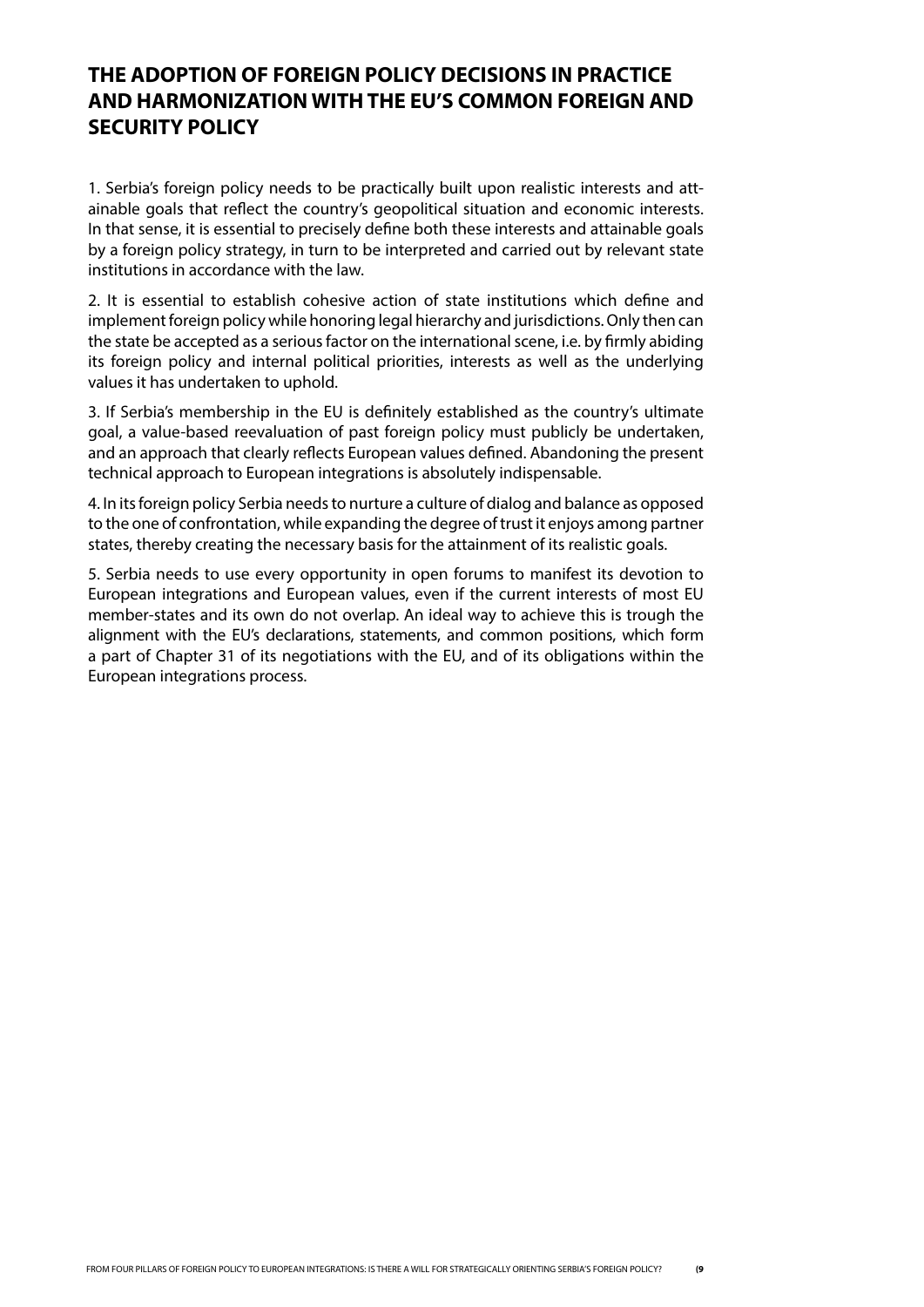## THE ADOPTION OF FOREIGN POLICY DECISIONS IN PRACTICE AND HARMONIZATION WITH THE EU'S COMMON FOREIGN AND SECURITY POLICY

1. Serbia's foreign policy needs to be practically built upon realistic interests and attainable goals that reflect the country's geopolitical situation and economic interests. In that sense, it is essential to precisely define both these interests and attainable goals by a foreign policy strategy, in turn to be interpreted and carried out by relevant state institutions in accordance with the law.

2. It is essential to establish cohesive action of state institutions which define and implement foreign policy while honoring legal hierarchy and jurisdictions. Only then can the state be accepted as a serious factor on the international scene, i.e. by firmly abiding its foreign policy and internal political priorities, interests as well as the underlying values it has undertaken to uphold.

3. If Serbia's membership in the EU is definitely established as the country's ultimate goal, a value-based reevaluation of past foreign policy must publicly be undertaken, and an approach that clearly reflects European values defined. Abandoning the present technical approach to European integrations is absolutely indispensable.

4. In its foreign policy Serbia needs to nurture a culture of dialog and balance as opposed to the one of confrontation, while expanding the degree of trust it enjoys among partner states, thereby creating the necessary basis for the attainment of its realistic goals.

5. Serbia needs to use every opportunity in open forums to manifest its devotion to European integrations and European values, even if the current interests of most EU member-states and its own do not overlap. An ideal way to achieve this is trough the alignment with the EU's declarations, statements, and common positions, which form a part of Chapter 31 of its negotiations with the EU, and of its obligations within the European integrations process.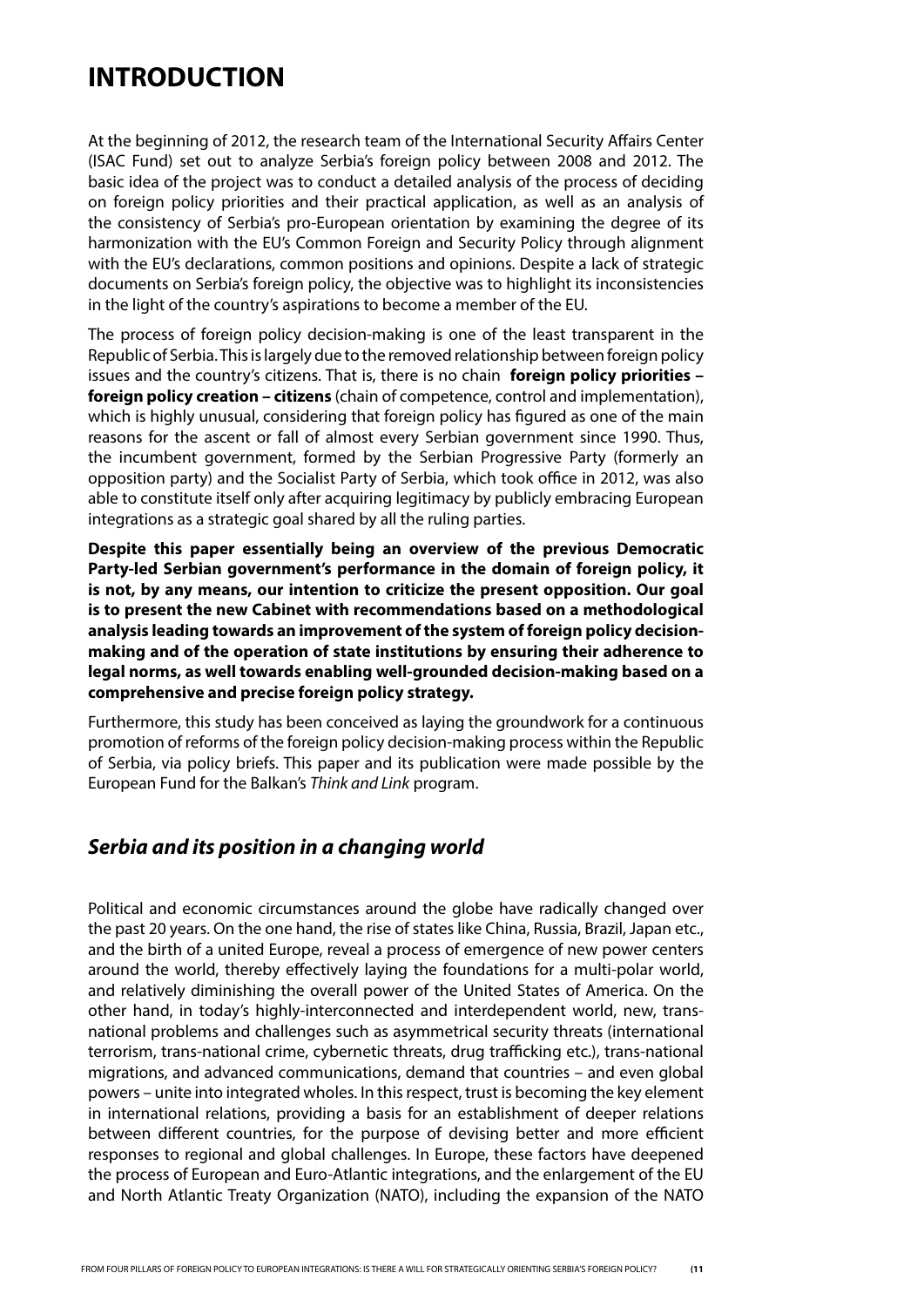# INTRODUCTION

At the beginning of 2012, the research team of the International Security Affairs Center (ISAC Fund) set out to analyze Serbia's foreign policy between 2008 and 2012. The basic idea of the project was to conduct a detailed analysis of the process of deciding on foreign policy priorities and their practical application, as well as an analysis of the consistency of Serbia's pro-European orientation by examining the degree of its harmonization with the EU's Common Foreign and Security Policy through alignment with the EU's declarations, common positions and opinions. Despite a lack of strategic documents on Serbia's foreign policy, the objective was to highlight its inconsistencies in the light of the country's aspirations to become a member of the EU.

The process of foreign policy decision-making is one of the least transparent in the Republic of Serbia. This is largely due to the removed relationship between foreign policy issues and the country's citizens. That is, there is no chain **foreign policy priorities – foreign policy creation – citizens** (chain of competence, control and implementation), which is highly unusual, considering that foreign policy has figured as one of the main reasons for the ascent or fall of almost every Serbian government since 1990. Thus, the incumbent government, formed by the Serbian Progressive Party (formerly an opposition party) and the Socialist Party of Serbia, which took office in 2012, was also able to constitute itself only after acquiring legitimacy by publicly embracing European integrations as a strategic goal shared by all the ruling parties.

**Despite this paper essentially being an overview of the previous Democratic Party-led Serbian government's performance in the domain of foreign policy, it is not, by any means, our intention to criticize the present opposition. Our goal is to present the new Cabinet with recommendations based on a methodological analysis leading towards an improvement of the system of foreign policy decision-making and of the operation of state institutions by ensuring their adherence to legal norms, as well towards enabling well-grounded decision-making based on a comprehensive and precise foreign policy strategy.**

Furthermore, this study has been conceived as laying the groundwork for a continuous promotion of reforms of the foreign policy decision-making process within the Republic of Serbia, via policy briefs. This paper and its publication were made possible by the European Fund for the Balkan's *Think and Link* program.

## *Serbia and its position in a changing world*

Political and economic circumstances around the globe have radically changed over the past 20 years. On the one hand, the rise of states like China, Russia, Brazil, Japan etc., and the birth of a united Europe, reveal a process of emergence of new power centers around the world, thereby effectively laying the foundations for a multi-polar world, and relatively diminishing the overall power of the United States of America. On the other hand, in today's highly-interconnected and interdependent world, new, trans-national problems and challenges such as asymmetrical security threats (international terrorism, trans-national crime, cybernetic threats, drug trafficking etc.), trans-national migrations, and advanced communications, demand that countries – and even global powers – unite into integrated wholes. In this respect, trust is becoming the key element in international relations, providing a basis for an establishment of deeper relations between different countries, for the purpose of devising better and more efficient responses to regional and global challenges. In Europe, these factors have deepened the process of European and Euro-Atlantic integrations, and the enlargement of the EU and North Atlantic Treaty Organization (NATO), including the expansion of the NATO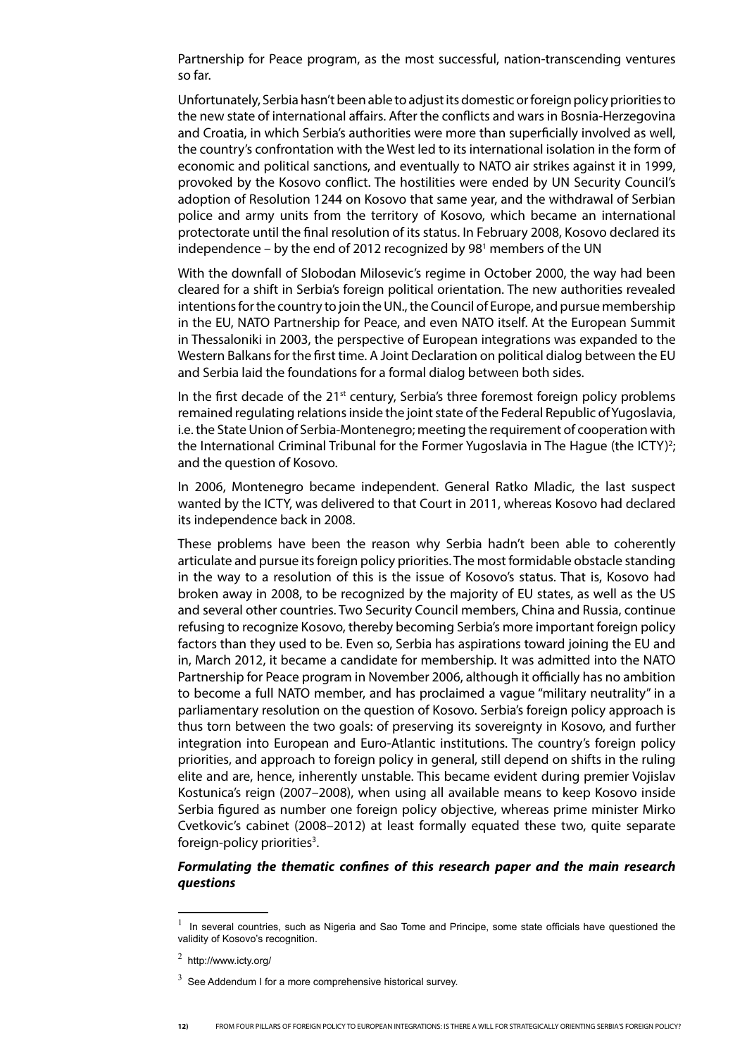Partnership for Peace program, as the most successful, nation-transcending ventures so far.

Unfortunately, Serbia hasn't been able to adjust its domestic or foreign policy priorities to the new state of international affairs. After the conflicts and wars in Bosnia-Herzegovina and Croatia, in which Serbia's authorities were more than superficially involved as well, the country's confrontation with the West led to its international isolation in the form of economic and political sanctions, and eventually to NATO air strikes against it in 1999, provoked by the Kosovo conflict. The hostilities were ended by UN Security Council's adoption of Resolution 1244 on Kosovo that same year, and the withdrawal of Serbian police and army units from the territory of Kosovo, which became an international protectorate until the final resolution of its status. In February 2008, Kosovo declared its independence – by the end of 2012 recognized by 98[1] members of the UN

With the downfall of Slobodan Milosevic's regime in October 2000, the way had been cleared for a shift in Serbia's foreign political orientation. The new authorities revealed intentions for the country to join the UN., the Council of Europe, and pursue membership in the EU, NATO Partnership for Peace, and even NATO itself. At the European Summit in Thessaloniki in 2003, the perspective of European integrations was expanded to the Western Balkans for the first time. A Joint Declaration on political dialog between the EU and Serbia laid the foundations for a formal dialog between both sides.

In the first decade of the 21st century, Serbia's three foremost foreign policy problems remained regulating relations inside the joint state of the Federal Republic of Yugoslavia, i.e. the State Union of Serbia-Montenegro; meeting the requirement of cooperation with the International Criminal Tribunal for the Former Yugoslavia in The Hague (the ICTY)[2]; and the question of Kosovo.

In 2006, Montenegro became independent. General Ratko Mladic, the last suspect wanted by the ICTY, was delivered to that Court in 2011, whereas Kosovo had declared its independence back in 2008.

These problems have been the reason why Serbia hadn't been able to coherently articulate and pursue its foreign policy priorities. The most formidable obstacle standing in the way to a resolution of this is the issue of Kosovo's status. That is, Kosovo had broken away in 2008, to be recognized by the majority of EU states, as well as the US and several other countries. Two Security Council members, China and Russia, continue refusing to recognize Kosovo, thereby becoming Serbia's more important foreign policy factors than they used to be. Even so, Serbia has aspirations toward joining the EU and in, March 2012, it became a candidate for membership. It was admitted into the NATO Partnership for Peace program in November 2006, although it officially has no ambition to become a full NATO member, and has proclaimed a vague "military neutrality" in a parliamentary resolution on the question of Kosovo. Serbia's foreign policy approach is thus torn between the two goals: of preserving its sovereignty in Kosovo, and further integration into European and Euro-Atlantic institutions. The country's foreign policy priorities, and approach to foreign policy in general, still depend on shifts in the ruling elite and are, hence, inherently unstable. This became evident during premier Vojislav Kostunica's reign (2007–2008), when using all available means to keep Kosovo inside Serbia figured as number one foreign policy objective, whereas prime minister Mirko Cvetkovic's cabinet (2008–2012) at least formally equated these two, quite separate foreign-policy priorities[3].

***Formulating the thematic confines of this research paper and the main research questions***

---

[1] In several countries, such as Nigeria and Sao Tome and Principe, some state officials have questioned the validity of Kosovo's recognition.

[2] http://www.icty.org/

[3] See Addendum I for a more comprehensive historical survey.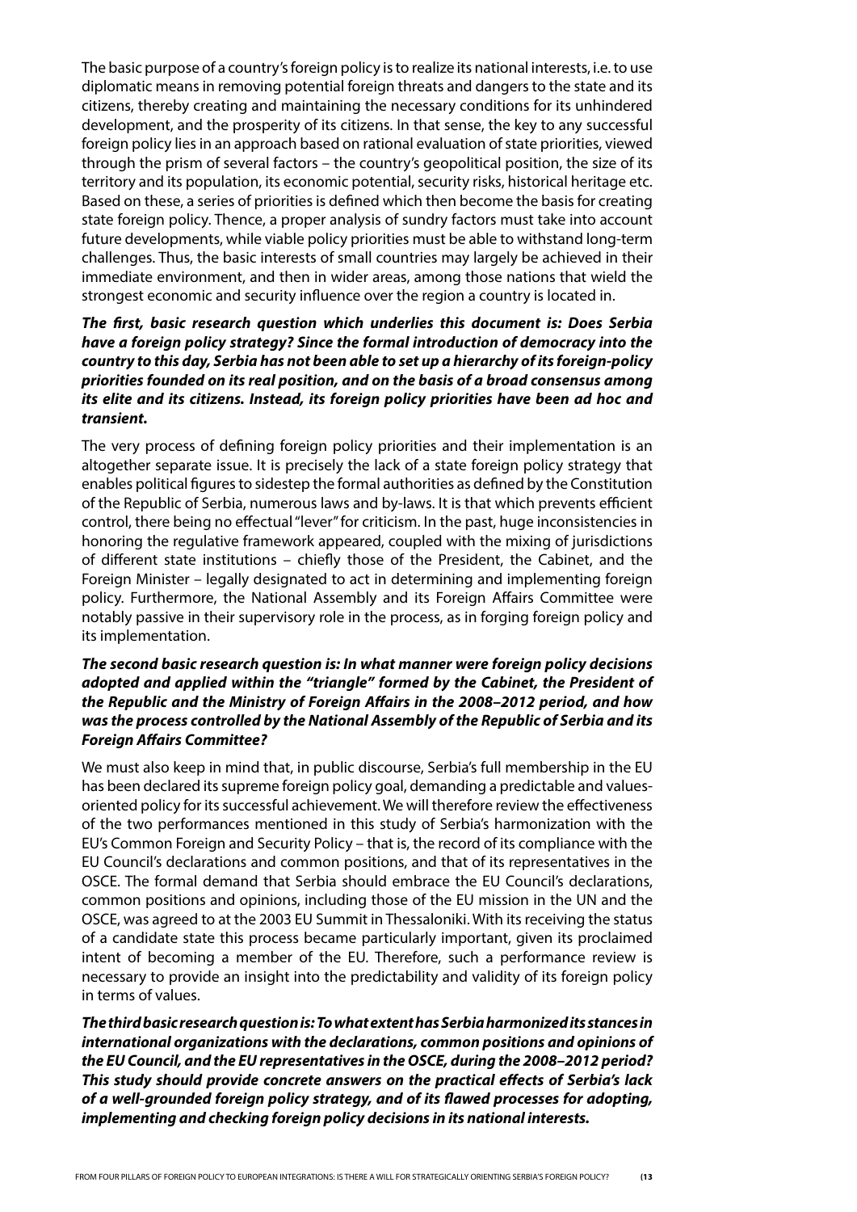The basic purpose of a country's foreign policy is to realize its national interests, i.e. to use diplomatic means in removing potential foreign threats and dangers to the state and its citizens, thereby creating and maintaining the necessary conditions for its unhindered development, and the prosperity of its citizens. In that sense, the key to any successful foreign policy lies in an approach based on rational evaluation of state priorities, viewed through the prism of several factors – the country's geopolitical position, the size of its territory and its population, its economic potential, security risks, historical heritage etc. Based on these, a series of priorities is defined which then become the basis for creating state foreign policy. Thence, a proper analysis of sundry factors must take into account future developments, while viable policy priorities must be able to withstand long-term challenges. Thus, the basic interests of small countries may largely be achieved in their immediate environment, and then in wider areas, among those nations that wield the strongest economic and security influence over the region a country is located in.

***The first, basic research question which underlies this document is: Does Serbia have a foreign policy strategy? Since the formal introduction of democracy into the country to this day, Serbia has not been able to set up a hierarchy of its foreign-policy priorities founded on its real position, and on the basis of a broad consensus among its elite and its citizens. Instead, its foreign policy priorities have been ad hoc and transient.***

The very process of defining foreign policy priorities and their implementation is an altogether separate issue. It is precisely the lack of a state foreign policy strategy that enables political figures to sidestep the formal authorities as defined by the Constitution of the Republic of Serbia, numerous laws and by-laws. It is that which prevents efficient control, there being no effectual "lever" for criticism. In the past, huge inconsistencies in honoring the regulative framework appeared, coupled with the mixing of jurisdictions of different state institutions – chiefly those of the President, the Cabinet, and the Foreign Minister – legally designated to act in determining and implementing foreign policy. Furthermore, the National Assembly and its Foreign Affairs Committee were notably passive in their supervisory role in the process, as in forging foreign policy and its implementation.

***The second basic research question is: In what manner were foreign policy decisions adopted and applied within the "triangle" formed by the Cabinet, the President of the Republic and the Ministry of Foreign Affairs in the 2008–2012 period, and how was the process controlled by the National Assembly of the Republic of Serbia and its Foreign Affairs Committee?***

We must also keep in mind that, in public discourse, Serbia's full membership in the EU has been declared its supreme foreign policy goal, demanding a predictable and values-oriented policy for its successful achievement. We will therefore review the effectiveness of the two performances mentioned in this study of Serbia's harmonization with the EU's Common Foreign and Security Policy – that is, the record of its compliance with the EU Council's declarations and common positions, and that of its representatives in the OSCE. The formal demand that Serbia should embrace the EU Council's declarations, common positions and opinions, including those of the EU mission in the UN and the OSCE, was agreed to at the 2003 EU Summit in Thessaloniki. With its receiving the status of a candidate state this process became particularly important, given its proclaimed intent of becoming a member of the EU. Therefore, such a performance review is necessary to provide an insight into the predictability and validity of its foreign policy in terms of values.

***The third basic research question is: To what extent has Serbia harmonized its stances in international organizations with the declarations, common positions and opinions of the EU Council, and the EU representatives in the OSCE, during the 2008–2012 period? This study should provide concrete answers on the practical effects of Serbia's lack of a well-grounded foreign policy strategy, and of its flawed processes for adopting, implementing and checking foreign policy decisions in its national interests.***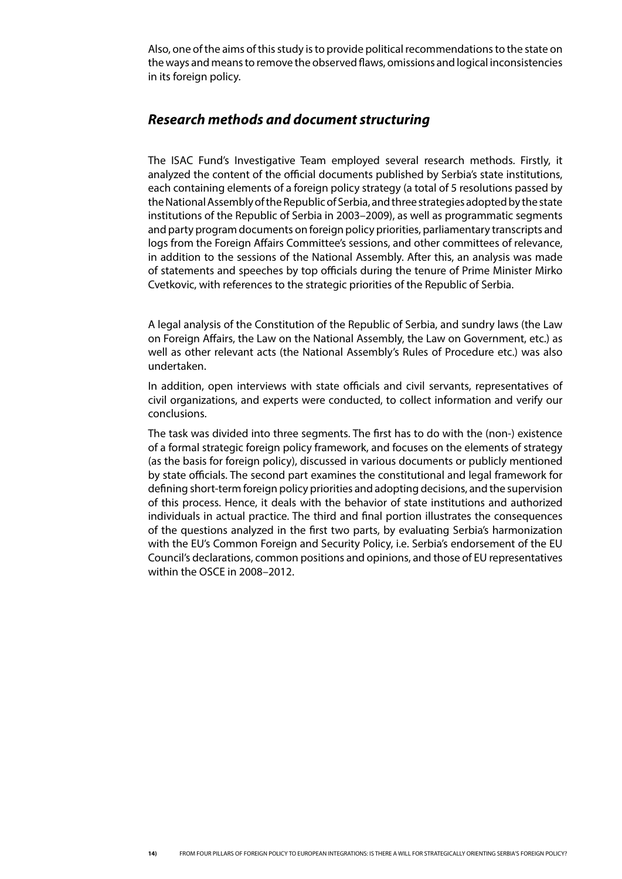Also, one of the aims of this study is to provide political recommendations to the state on the ways and means to remove the observed flaws, omissions and logical inconsistencies in its foreign policy.

## *Research methods and document structuring*

The ISAC Fund's Investigative Team employed several research methods. Firstly, it analyzed the content of the official documents published by Serbia's state institutions, each containing elements of a foreign policy strategy (a total of 5 resolutions passed by the National Assembly of the Republic of Serbia, and three strategies adopted by the state institutions of the Republic of Serbia in 2003–2009), as well as programmatic segments and party program documents on foreign policy priorities, parliamentary transcripts and logs from the Foreign Affairs Committee's sessions, and other committees of relevance, in addition to the sessions of the National Assembly. After this, an analysis was made of statements and speeches by top officials during the tenure of Prime Minister Mirko Cvetkovic, with references to the strategic priorities of the Republic of Serbia.

A legal analysis of the Constitution of the Republic of Serbia, and sundry laws (the Law on Foreign Affairs, the Law on the National Assembly, the Law on Government, etc.) as well as other relevant acts (the National Assembly's Rules of Procedure etc.) was also undertaken.

In addition, open interviews with state officials and civil servants, representatives of civil organizations, and experts were conducted, to collect information and verify our conclusions.

The task was divided into three segments. The first has to do with the (non-) existence of a formal strategic foreign policy framework, and focuses on the elements of strategy (as the basis for foreign policy), discussed in various documents or publicly mentioned by state officials. The second part examines the constitutional and legal framework for defining short-term foreign policy priorities and adopting decisions, and the supervision of this process. Hence, it deals with the behavior of state institutions and authorized individuals in actual practice. The third and final portion illustrates the consequences of the questions analyzed in the first two parts, by evaluating Serbia's harmonization with the EU's Common Foreign and Security Policy, i.e. Serbia's endorsement of the EU Council's declarations, common positions and opinions, and those of EU representatives within the OSCE in 2008–2012.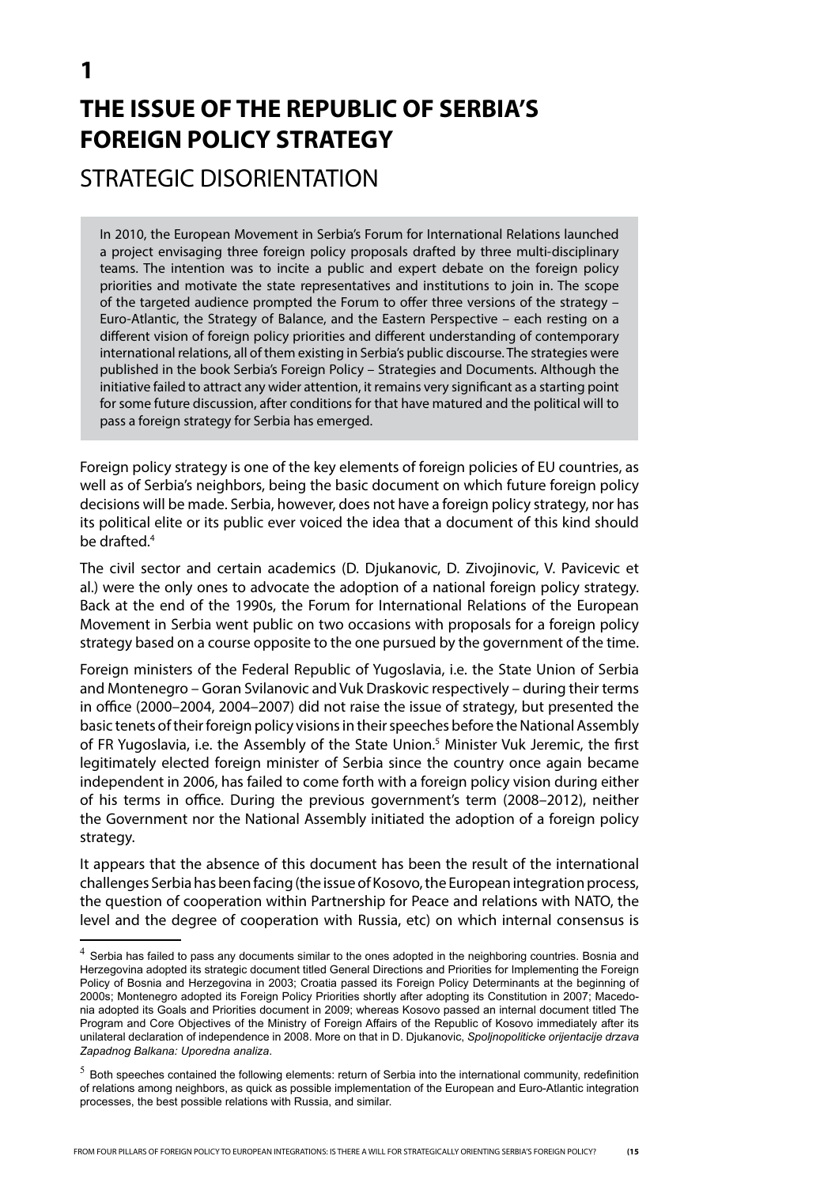# 1

# THE ISSUE OF THE REPUBLIC OF SERBIA'S FOREIGN POLICY STRATEGY

## STRATEGIC DISORIENTATION

In 2010, the European Movement in Serbia's Forum for International Relations launched a project envisaging three foreign policy proposals drafted by three multi-disciplinary teams. The intention was to incite a public and expert debate on the foreign policy priorities and motivate the state representatives and institutions to join in. The scope of the targeted audience prompted the Forum to offer three versions of the strategy – Euro-Atlantic, the Strategy of Balance, and the Eastern Perspective – each resting on a different vision of foreign policy priorities and different understanding of contemporary international relations, all of them existing in Serbia's public discourse. The strategies were published in the book Serbia's Foreign Policy – Strategies and Documents. Although the initiative failed to attract any wider attention, it remains very significant as a starting point for some future discussion, after conditions for that have matured and the political will to pass a foreign strategy for Serbia has emerged.

Foreign policy strategy is one of the key elements of foreign policies of EU countries, as well as of Serbia's neighbors, being the basic document on which future foreign policy decisions will be made. Serbia, however, does not have a foreign policy strategy, nor has its political elite or its public ever voiced the idea that a document of this kind should be drafted.[4]

The civil sector and certain academics (D. Djukanovic, D. Zivojinovic, V. Pavicevic et al.) were the only ones to advocate the adoption of a national foreign policy strategy. Back at the end of the 1990s, the Forum for International Relations of the European Movement in Serbia went public on two occasions with proposals for a foreign policy strategy based on a course opposite to the one pursued by the government of the time.

Foreign ministers of the Federal Republic of Yugoslavia, i.e. the State Union of Serbia and Montenegro – Goran Svilanovic and Vuk Draskovic respectively – during their terms in office (2000–2004, 2004–2007) did not raise the issue of strategy, but presented the basic tenets of their foreign policy visions in their speeches before the National Assembly of FR Yugoslavia, i.e. the Assembly of the State Union.[5] Minister Vuk Jeremic, the first legitimately elected foreign minister of Serbia since the country once again became independent in 2006, has failed to come forth with a foreign policy vision during either of his terms in office. During the previous government's term (2008–2012), neither the Government nor the National Assembly initiated the adoption of a foreign policy strategy.

It appears that the absence of this document has been the result of the international challenges Serbia has been facing (the issue of Kosovo, the European integration process, the question of cooperation within Partnership for Peace and relations with NATO, the level and the degree of cooperation with Russia, etc) on which internal consensus is

---

[4] Serbia has failed to pass any documents similar to the ones adopted in the neighboring countries. Bosnia and Herzegovina adopted its strategic document titled General Directions and Priorities for Implementing the Foreign Policy of Bosnia and Herzegovina in 2003; Croatia passed its Foreign Policy Determinants at the beginning of 2000s; Montenegro adopted its Foreign Policy Priorities shortly after adopting its Constitution in 2007; Macedonia adopted its Goals and Priorities document in 2009; whereas Kosovo passed an internal document titled The Program and Core Objectives of the Ministry of Foreign Affairs of the Republic of Kosovo immediately after its unilateral declaration of independence in 2008. More on that in D. Djukanovic, *Spoljnopoliticke orijentacije drzava Zapadnog Balkana: Uporedna analiza*.

[5] Both speeches contained the following elements: return of Serbia into the international community, redefinition of relations among neighbors, as quick as possible implementation of the European and Euro-Atlantic integration processes, the best possible relations with Russia, and similar.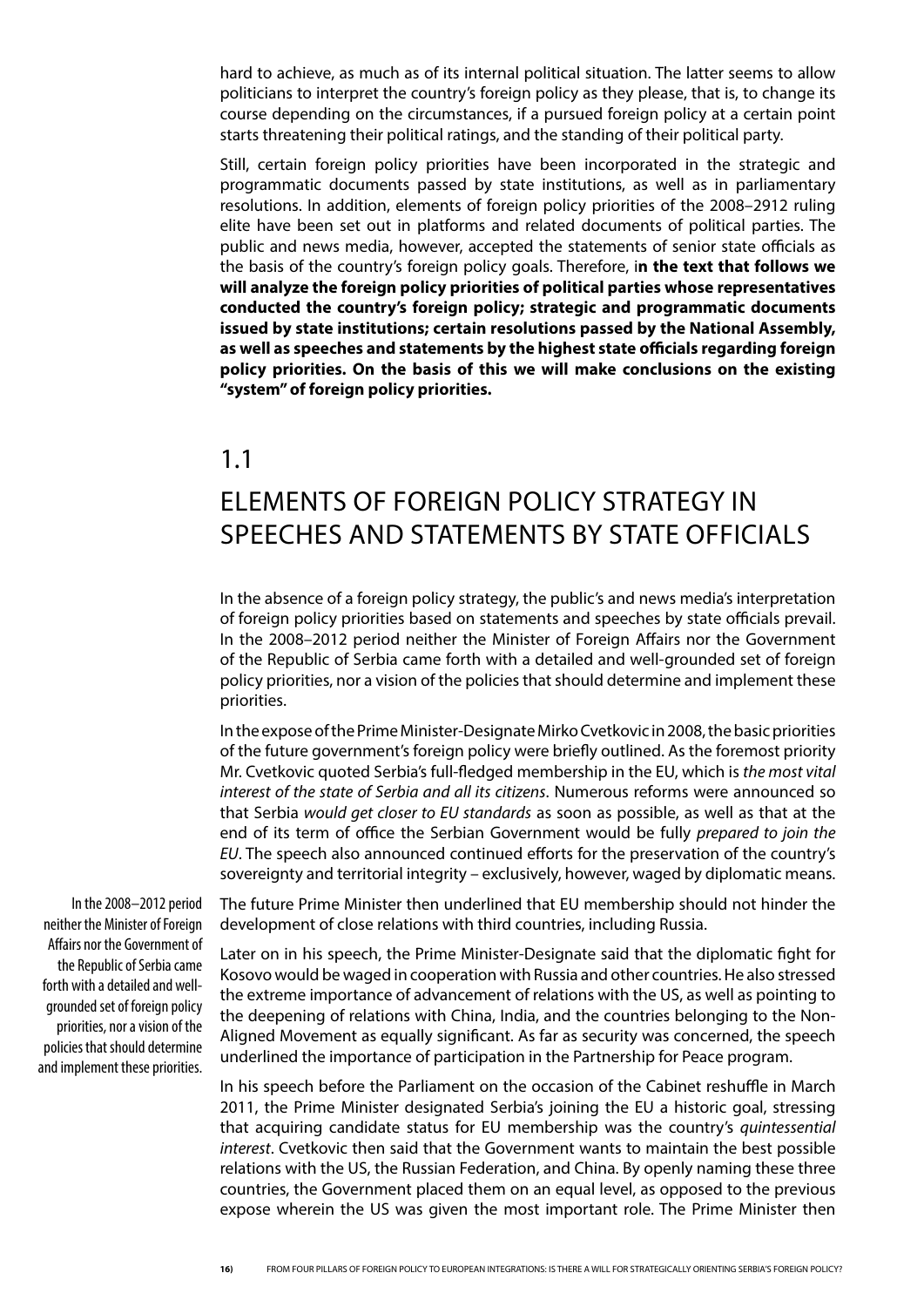hard to achieve, as much as of its internal political situation. The latter seems to allow politicians to interpret the country's foreign policy as they please, that is, to change its course depending on the circumstances, if a pursued foreign policy at a certain point starts threatening their political ratings, and the standing of their political party.

Still, certain foreign policy priorities have been incorporated in the strategic and programmatic documents passed by state institutions, as well as in parliamentary resolutions. In addition, elements of foreign policy priorities of the 2008–2912 ruling elite have been set out in platforms and related documents of political parties. The public and news media, however, accepted the statements of senior state officials as the basis of the country's foreign policy goals. Therefore, i**n the text that follows we will analyze the foreign policy priorities of political parties whose representatives conducted the country's foreign policy; strategic and programmatic documents issued by state institutions; certain resolutions passed by the National Assembly, as well as speeches and statements by the highest state officials regarding foreign policy priorities. On the basis of this we will make conclusions on the existing "system" of foreign policy priorities.**

## 1.1

## ELEMENTS OF FOREIGN POLICY STRATEGY IN SPEECHES AND STATEMENTS BY STATE OFFICIALS

In the absence of a foreign policy strategy, the public's and news media's interpretation of foreign policy priorities based on statements and speeches by state officials prevail. In the 2008–2012 period neither the Minister of Foreign Affairs nor the Government of the Republic of Serbia came forth with a detailed and well-grounded set of foreign policy priorities, nor a vision of the policies that should determine and implement these priorities.

In the expose of the Prime Minister-Designate Mirko Cvetkovic in 2008, the basic priorities of the future government's foreign policy were briefly outlined. As the foremost priority Mr. Cvetkovic quoted Serbia's full-fledged membership in the EU, which is *the most vital interest of the state of Serbia and all its citizens*. Numerous reforms were announced so that Serbia *would get closer to EU standards* as soon as possible, as well as that at the end of its term of office the Serbian Government would be fully *prepared to join the EU*. The speech also announced continued efforts for the preservation of the country's sovereignty and territorial integrity – exclusively, however, waged by diplomatic means.

In the 2008–2012 period neither the Minister of Foreign Affairs nor the Government of the Republic of Serbia came forth with a detailed and well-grounded set of foreign policy priorities, nor a vision of the policies that should determine and implement these priorities.

The future Prime Minister then underlined that EU membership should not hinder the development of close relations with third countries, including Russia.

Later on in his speech, the Prime Minister-Designate said that the diplomatic fight for Kosovo would be waged in cooperation with Russia and other countries. He also stressed the extreme importance of advancement of relations with the US, as well as pointing to the deepening of relations with China, India, and the countries belonging to the Non-Aligned Movement as equally significant. As far as security was concerned, the speech underlined the importance of participation in the Partnership for Peace program.

In his speech before the Parliament on the occasion of the Cabinet reshuffle in March 2011, the Prime Minister designated Serbia's joining the EU a historic goal, stressing that acquiring candidate status for EU membership was the country's *quintessential interest*. Cvetkovic then said that the Government wants to maintain the best possible relations with the US, the Russian Federation, and China. By openly naming these three countries, the Government placed them on an equal level, as opposed to the previous expose wherein the US was given the most important role. The Prime Minister then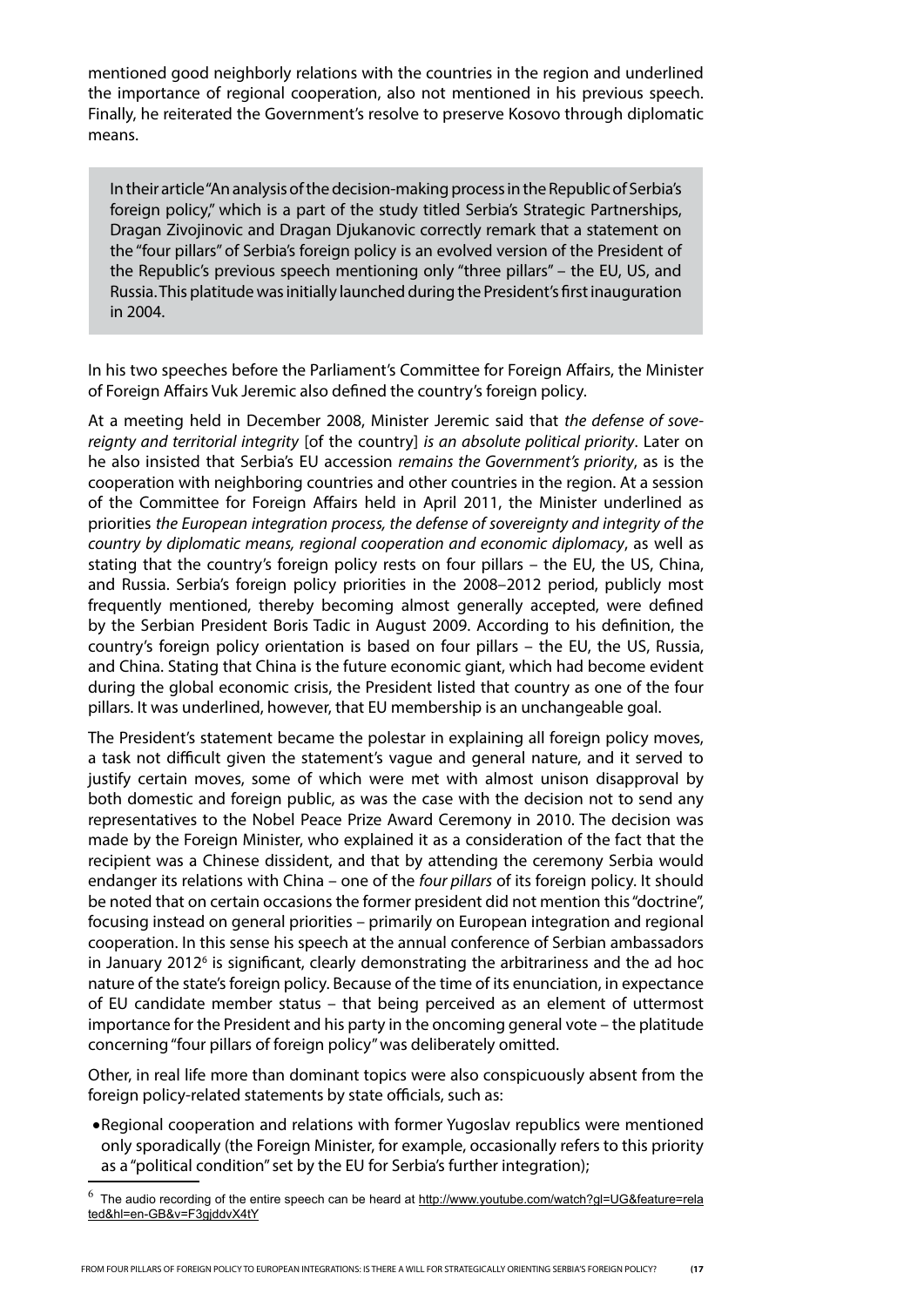mentioned good neighborly relations with the countries in the region and underlined the importance of regional cooperation, also not mentioned in his previous speech. Finally, he reiterated the Government's resolve to preserve Kosovo through diplomatic means.

> In their article "An analysis of the decision-making process in the Republic of Serbia's foreign policy," which is a part of the study titled Serbia's Strategic Partnerships, Dragan Zivojinovic and Dragan Djukanovic correctly remark that a statement on the "four pillars" of Serbia's foreign policy is an evolved version of the President of the Republic's previous speech mentioning only "three pillars" – the EU, US, and Russia. This platitude was initially launched during the President's first inauguration in 2004.

In his two speeches before the Parliament's Committee for Foreign Affairs, the Minister of Foreign Affairs Vuk Jeremic also defined the country's foreign policy.

At a meeting held in December 2008, Minister Jeremic said that *the defense of sovereignty and territorial integrity* [of the country] *is an absolute political priority*. Later on he also insisted that Serbia's EU accession *remains the Government's priority*, as is the cooperation with neighboring countries and other countries in the region. At a session of the Committee for Foreign Affairs held in April 2011, the Minister underlined as priorities *the European integration process, the defense of sovereignty and integrity of the country by diplomatic means, regional cooperation and economic diplomacy*, as well as stating that the country's foreign policy rests on four pillars – the EU, the US, China, and Russia. Serbia's foreign policy priorities in the 2008–2012 period, publicly most frequently mentioned, thereby becoming almost generally accepted, were defined by the Serbian President Boris Tadic in August 2009. According to his definition, the country's foreign policy orientation is based on four pillars – the EU, the US, Russia, and China. Stating that China is the future economic giant, which had become evident during the global economic crisis, the President listed that country as one of the four pillars. It was underlined, however, that EU membership is an unchangeable goal.

The President's statement became the polestar in explaining all foreign policy moves, a task not difficult given the statement's vague and general nature, and it served to justify certain moves, some of which were met with almost unison disapproval by both domestic and foreign public, as was the case with the decision not to send any representatives to the Nobel Peace Prize Award Ceremony in 2010. The decision was made by the Foreign Minister, who explained it as a consideration of the fact that the recipient was a Chinese dissident, and that by attending the ceremony Serbia would endanger its relations with China – one of the *four pillars* of its foreign policy. It should be noted that on certain occasions the former president did not mention this "doctrine", focusing instead on general priorities – primarily on European integration and regional cooperation. In this sense his speech at the annual conference of Serbian ambassadors in January 2012[6] is significant, clearly demonstrating the arbitrariness and the ad hoc nature of the state's foreign policy. Because of the time of its enunciation, in expectance of EU candidate member status – that being perceived as an element of uttermost importance for the President and his party in the oncoming general vote – the platitude concerning "four pillars of foreign policy" was deliberately omitted.

Other, in real life more than dominant topics were also conspicuously absent from the foreign policy-related statements by state officials, such as:

- Regional cooperation and relations with former Yugoslav republics were mentioned only sporadically (the Foreign Minister, for example, occasionally refers to this priority as a "political condition" set by the EU for Serbia's further integration);

[6] The audio recording of the entire speech can be heard at http://www.youtube.com/watch?gl=UG&feature=related&hl=en-GB&v=F3gjddvX4tY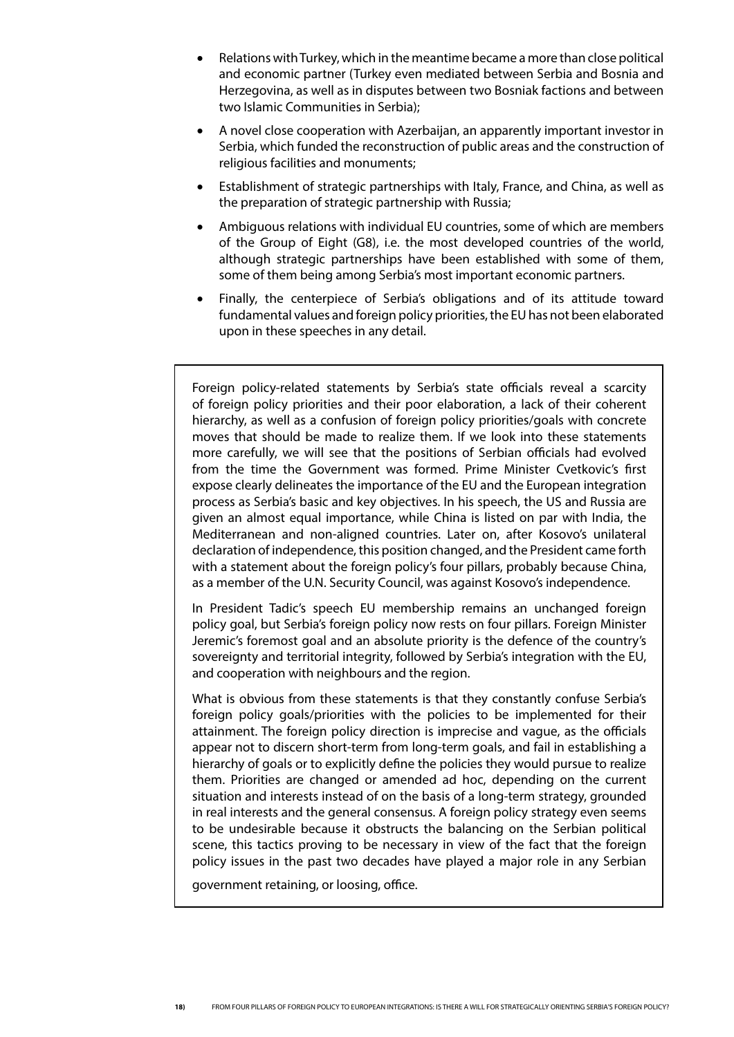- Relations with Turkey, which in the meantime became a more than close political and economic partner (Turkey even mediated between Serbia and Bosnia and Herzegovina, as well as in disputes between two Bosniak factions and between two Islamic Communities in Serbia);
- A novel close cooperation with Azerbaijan, an apparently important investor in Serbia, which funded the reconstruction of public areas and the construction of religious facilities and monuments;
- Establishment of strategic partnerships with Italy, France, and China, as well as the preparation of strategic partnership with Russia;
- Ambiguous relations with individual EU countries, some of which are members of the Group of Eight (G8), i.e. the most developed countries of the world, although strategic partnerships have been established with some of them, some of them being among Serbia's most important economic partners.
- Finally, the centerpiece of Serbia's obligations and of its attitude toward fundamental values and foreign policy priorities, the EU has not been elaborated upon in these speeches in any detail.

Foreign policy-related statements by Serbia's state officials reveal a scarcity of foreign policy priorities and their poor elaboration, a lack of their coherent hierarchy, as well as a confusion of foreign policy priorities/goals with concrete moves that should be made to realize them. If we look into these statements more carefully, we will see that the positions of Serbian officials had evolved from the time the Government was formed. Prime Minister Cvetkovic's first expose clearly delineates the importance of the EU and the European integration process as Serbia's basic and key objectives. In his speech, the US and Russia are given an almost equal importance, while China is listed on par with India, the Mediterranean and non-aligned countries. Later on, after Kosovo's unilateral declaration of independence, this position changed, and the President came forth with a statement about the foreign policy's four pillars, probably because China, as a member of the U.N. Security Council, was against Kosovo's independence.

In President Tadic's speech EU membership remains an unchanged foreign policy goal, but Serbia's foreign policy now rests on four pillars. Foreign Minister Jeremic's foremost goal and an absolute priority is the defence of the country's sovereignty and territorial integrity, followed by Serbia's integration with the EU, and cooperation with neighbours and the region.

What is obvious from these statements is that they constantly confuse Serbia's foreign policy goals/priorities with the policies to be implemented for their attainment. The foreign policy direction is imprecise and vague, as the officials appear not to discern short-term from long-term goals, and fail in establishing a hierarchy of goals or to explicitly define the policies they would pursue to realize them. Priorities are changed or amended ad hoc, depending on the current situation and interests instead of on the basis of a long-term strategy, grounded in real interests and the general consensus. A foreign policy strategy even seems to be undesirable because it obstructs the balancing on the Serbian political scene, this tactics proving to be necessary in view of the fact that the foreign policy issues in the past two decades have played a major role in any Serbian government retaining, or loosing, office.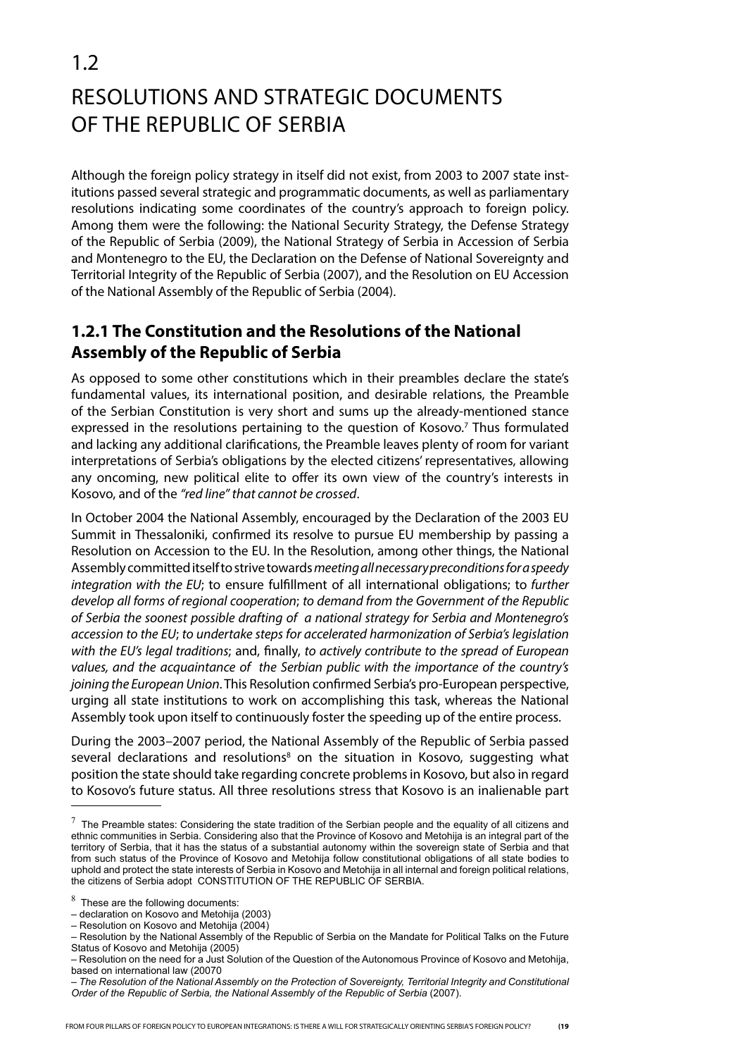# 1.2

# RESOLUTIONS AND STRATEGIC DOCUMENTS OF THE REPUBLIC OF SERBIA

Although the foreign policy strategy in itself did not exist, from 2003 to 2007 state institutions passed several strategic and programmatic documents, as well as parliamentary resolutions indicating some coordinates of the country's approach to foreign policy. Among them were the following: the National Security Strategy, the Defense Strategy of the Republic of Serbia (2009), the National Strategy of Serbia in Accession of Serbia and Montenegro to the EU, the Declaration on the Defense of National Sovereignty and Territorial Integrity of the Republic of Serbia (2007), and the Resolution on EU Accession of the National Assembly of the Republic of Serbia (2004).

## 1.2.1 The Constitution and the Resolutions of the National Assembly of the Republic of Serbia

As opposed to some other constitutions which in their preambles declare the state's fundamental values, its international position, and desirable relations, the Preamble of the Serbian Constitution is very short and sums up the already-mentioned stance expressed in the resolutions pertaining to the question of Kosovo.[7] Thus formulated and lacking any additional clarifications, the Preamble leaves plenty of room for variant interpretations of Serbia's obligations by the elected citizens' representatives, allowing any oncoming, new political elite to offer its own view of the country's interests in Kosovo, and of the *"red line" that cannot be crossed*.

In October 2004 the National Assembly, encouraged by the Declaration of the 2003 EU Summit in Thessaloniki, confirmed its resolve to pursue EU membership by passing a Resolution on Accession to the EU. In the Resolution, among other things, the National Assembly committed itself to strive towards *meeting all necessary preconditions for a speedy integration with the EU*; to ensure fulfillment of all international obligations; to *further develop all forms of regional cooperation*; *to demand from the Government of the Republic of Serbia the soonest possible drafting of a national strategy for Serbia and Montenegro's accession to the EU*; *to undertake steps for accelerated harmonization of Serbia's legislation with the EU's legal traditions*; and, finally, *to actively contribute to the spread of European values, and the acquaintance of the Serbian public with the importance of the country's joining the European Union*. This Resolution confirmed Serbia's pro-European perspective, urging all state institutions to work on accomplishing this task, whereas the National Assembly took upon itself to continuously foster the speeding up of the entire process.

During the 2003–2007 period, the National Assembly of the Republic of Serbia passed several declarations and resolutions[8] on the situation in Kosovo, suggesting what position the state should take regarding concrete problems in Kosovo, but also in regard to Kosovo's future status. All three resolutions stress that Kosovo is an inalienable part

---

[7] The Preamble states: Considering the state tradition of the Serbian people and the equality of all citizens and ethnic communities in Serbia. Considering also that the Province of Kosovo and Metohija is an integral part of the territory of Serbia, that it has the status of a substantial autonomy within the sovereign state of Serbia and that from such status of the Province of Kosovo and Metohija follow constitutional obligations of all state bodies to uphold and protect the state interests of Serbia in Kosovo and Metohija in all internal and foreign political relations, the citizens of Serbia adopt CONSTITUTION OF THE REPUBLIC OF SERBIA.

[8] These are the following documents:
– declaration on Kosovo and Metohija (2003)
– Resolution on Kosovo and Metohija (2004)
– Resolution by the National Assembly of the Republic of Serbia on the Mandate for Political Talks on the Future Status of Kosovo and Metohija (2005)
– Resolution on the need for a Just Solution of the Question of the Autonomous Province of Kosovo and Metohija, based on international law (20070
– *The Resolution of the National Assembly on the Protection of Sovereignty, Territorial Integrity and Constitutional Order of the Republic of Serbia, the National Assembly of the Republic of Serbia* (2007).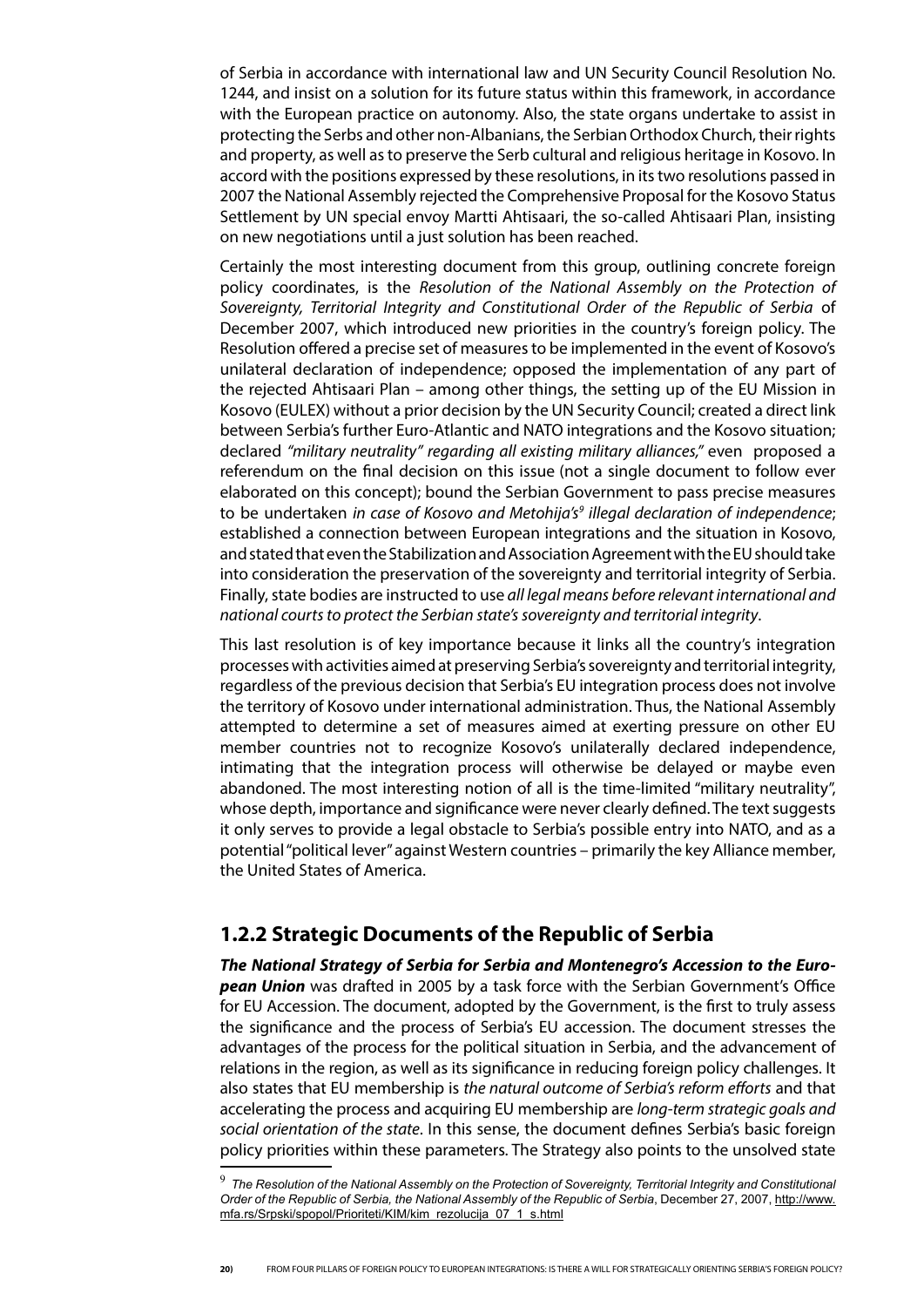of Serbia in accordance with international law and UN Security Council Resolution No. 1244, and insist on a solution for its future status within this framework, in accordance with the European practice on autonomy. Also, the state organs undertake to assist in protecting the Serbs and other non-Albanians, the Serbian Orthodox Church, their rights and property, as well as to preserve the Serb cultural and religious heritage in Kosovo. In accord with the positions expressed by these resolutions, in its two resolutions passed in 2007 the National Assembly rejected the Comprehensive Proposal for the Kosovo Status Settlement by UN special envoy Martti Ahtisaari, the so-called Ahtisaari Plan, insisting on new negotiations until a just solution has been reached.

Certainly the most interesting document from this group, outlining concrete foreign policy coordinates, is the *Resolution of the National Assembly on the Protection of Sovereignty, Territorial Integrity and Constitutional Order of the Republic of Serbia* of December 2007, which introduced new priorities in the country's foreign policy. The Resolution offered a precise set of measures to be implemented in the event of Kosovo's unilateral declaration of independence; opposed the implementation of any part of the rejected Ahtisaari Plan – among other things, the setting up of the EU Mission in Kosovo (EULEX) without a prior decision by the UN Security Council; created a direct link between Serbia's further Euro-Atlantic and NATO integrations and the Kosovo situation; declared *"military neutrality" regarding all existing military alliances,"* even proposed a referendum on the final decision on this issue (not a single document to follow ever elaborated on this concept); bound the Serbian Government to pass precise measures to be undertaken *in case of Kosovo and Metohija's*[9] *illegal declaration of independence*; established a connection between European integrations and the situation in Kosovo, and stated that even the Stabilization and Association Agreement with the EU should take into consideration the preservation of the sovereignty and territorial integrity of Serbia. Finally, state bodies are instructed to use *all legal means before relevant international and national courts to protect the Serbian state's sovereignty and territorial integrity*.

This last resolution is of key importance because it links all the country's integration processes with activities aimed at preserving Serbia's sovereignty and territorial integrity, regardless of the previous decision that Serbia's EU integration process does not involve the territory of Kosovo under international administration. Thus, the National Assembly attempted to determine a set of measures aimed at exerting pressure on other EU member countries not to recognize Kosovo's unilaterally declared independence, intimating that the integration process will otherwise be delayed or maybe even abandoned. The most interesting notion of all is the time-limited "military neutrality", whose depth, importance and significance were never clearly defined. The text suggests it only serves to provide a legal obstacle to Serbia's possible entry into NATO, and as a potential "political lever" against Western countries – primarily the key Alliance member, the United States of America.

## 1.2.2 Strategic Documents of the Republic of Serbia

***The National Strategy of Serbia for Serbia and Montenegro's Accession to the European Union*** was drafted in 2005 by a task force with the Serbian Government's Office for EU Accession. The document, adopted by the Government, is the first to truly assess the significance and the process of Serbia's EU accession. The document stresses the advantages of the process for the political situation in Serbia, and the advancement of relations in the region, as well as its significance in reducing foreign policy challenges. It also states that EU membership is *the natural outcome of Serbia's reform efforts* and that accelerating the process and acquiring EU membership are *long-term strategic goals and social orientation of the state.* In this sense, the document defines Serbia's basic foreign policy priorities within these parameters. The Strategy also points to the unsolved state

[9] *The Resolution of the National Assembly on the Protection of Sovereignty, Territorial Integrity and Constitutional Order of the Republic of Serbia, the National Assembly of the Republic of Serbia*, December 27, 2007, http://www.mfa.rs/Srpski/spopol/Prioriteti/KIM/kim_rezolucija_07_1_s.html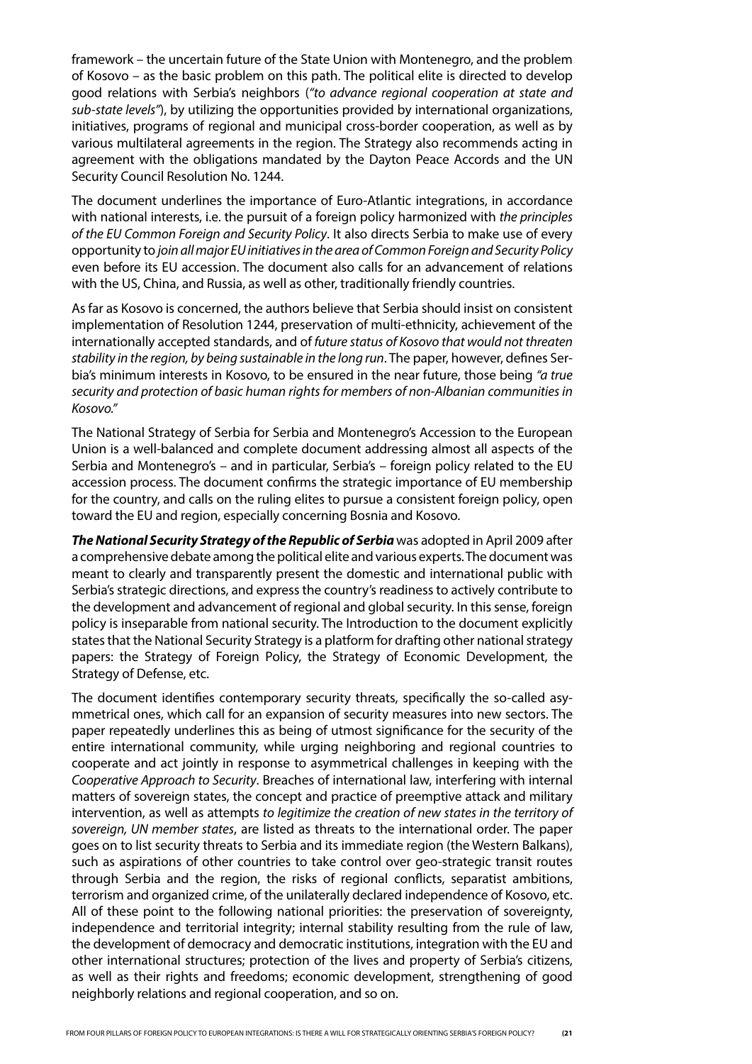framework – the uncertain future of the State Union with Montenegro, and the problem of Kosovo – as the basic problem on this path. The political elite is directed to develop good relations with Serbia's neighbors (*"to advance regional cooperation at state and sub-state levels"*), by utilizing the opportunities provided by international organizations, initiatives, programs of regional and municipal cross-border cooperation, as well as by various multilateral agreements in the region. The Strategy also recommends acting in agreement with the obligations mandated by the Dayton Peace Accords and the UN Security Council Resolution No. 1244.

The document underlines the importance of Euro-Atlantic integrations, in accordance with national interests, i.e. the pursuit of a foreign policy harmonized with *the principles of the EU Common Foreign and Security Policy*. It also directs Serbia to make use of every opportunity to *join all major EU initiatives in the area of Common Foreign and Security Policy* even before its EU accession. The document also calls for an advancement of relations with the US, China, and Russia, as well as other, traditionally friendly countries.

As far as Kosovo is concerned, the authors believe that Serbia should insist on consistent implementation of Resolution 1244, preservation of multi-ethnicity, achievement of the internationally accepted standards, and of *future status of Kosovo that would not threaten stability in the region, by being sustainable in the long run*. The paper, however, defines Serbia's minimum interests in Kosovo, to be ensured in the near future, those being *"a true security and protection of basic human rights for members of non-Albanian communities in Kosovo."*

The National Strategy of Serbia for Serbia and Montenegro's Accession to the European Union is a well-balanced and complete document addressing almost all aspects of the Serbia and Montenegro's – and in particular, Serbia's – foreign policy related to the EU accession process. The document confirms the strategic importance of EU membership for the country, and calls on the ruling elites to pursue a consistent foreign policy, open toward the EU and region, especially concerning Bosnia and Kosovo.

***The National Security Strategy of the Republic of Serbia*** was adopted in April 2009 after a comprehensive debate among the political elite and various experts. The document was meant to clearly and transparently present the domestic and international public with Serbia's strategic directions, and express the country's readiness to actively contribute to the development and advancement of regional and global security. In this sense, foreign policy is inseparable from national security. The Introduction to the document explicitly states that the National Security Strategy is a platform for drafting other national strategy papers: the Strategy of Foreign Policy, the Strategy of Economic Development, the Strategy of Defense, etc.

The document identifies contemporary security threats, specifically the so-called asymmetrical ones, which call for an expansion of security measures into new sectors. The paper repeatedly underlines this as being of utmost significance for the security of the entire international community, while urging neighboring and regional countries to cooperate and act jointly in response to asymmetrical challenges in keeping with the *Cooperative Approach to Security*. Breaches of international law, interfering with internal matters of sovereign states, the concept and practice of preemptive attack and military intervention, as well as attempts *to legitimize the creation of new states in the territory of sovereign, UN member states*, are listed as threats to the international order. The paper goes on to list security threats to Serbia and its immediate region (the Western Balkans), such as aspirations of other countries to take control over geo-strategic transit routes through Serbia and the region, the risks of regional conflicts, separatist ambitions, terrorism and organized crime, of the unilaterally declared independence of Kosovo, etc. All of these point to the following national priorities: the preservation of sovereignty, independence and territorial integrity; internal stability resulting from the rule of law, the development of democracy and democratic institutions, integration with the EU and other international structures; protection of the lives and property of Serbia's citizens, as well as their rights and freedoms; economic development, strengthening of good neighborly relations and regional cooperation, and so on.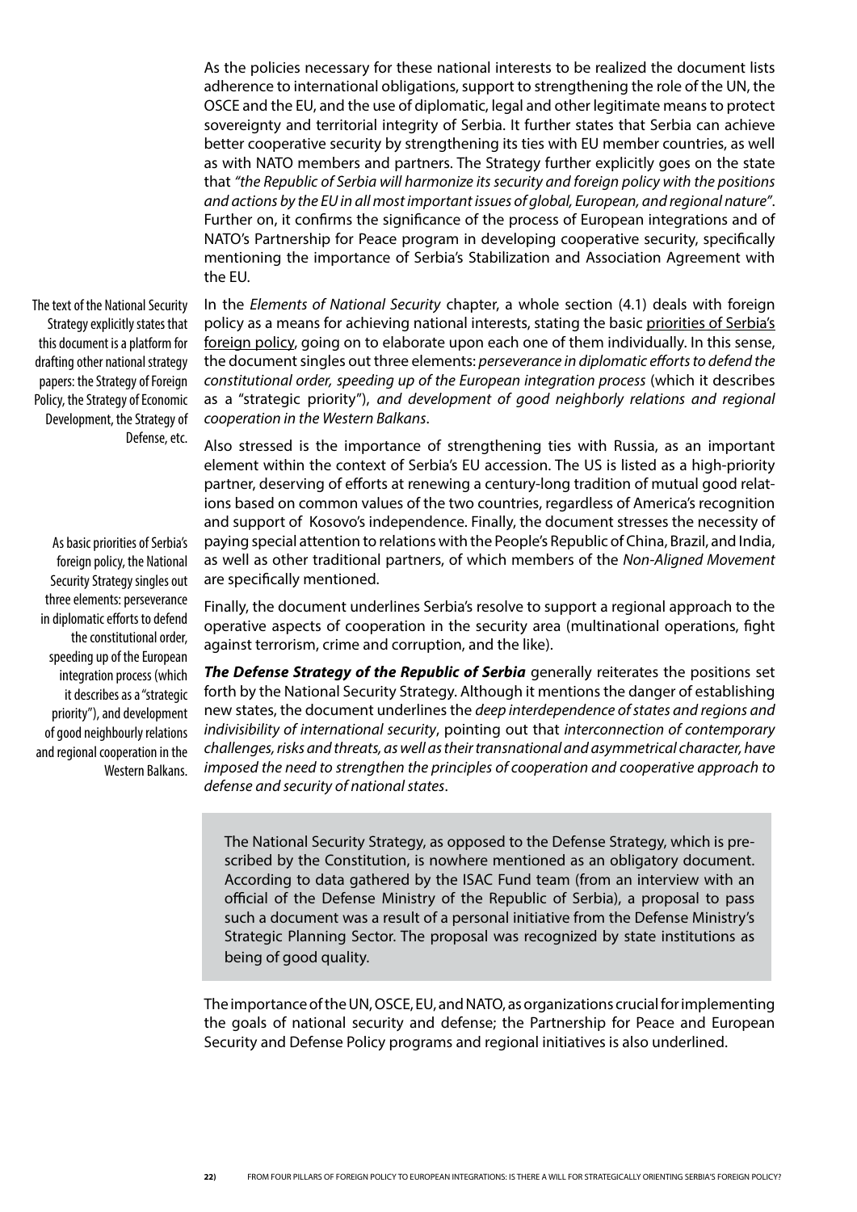As the policies necessary for these national interests to be realized the document lists adherence to international obligations, support to strengthening the role of the UN, the OSCE and the EU, and the use of diplomatic, legal and other legitimate means to protect sovereignty and territorial integrity of Serbia. It further states that Serbia can achieve better cooperative security by strengthening its ties with EU member countries, as well as with NATO members and partners. The Strategy further explicitly goes on the state that *"the Republic of Serbia will harmonize its security and foreign policy with the positions and actions by the EU in all most important issues of global, European, and regional nature"*. Further on, it confirms the significance of the process of European integrations and of NATO's Partnership for Peace program in developing cooperative security, specifically mentioning the importance of Serbia's Stabilization and Association Agreement with the EU.

> The text of the National Security Strategy explicitly states that this document is a platform for drafting other national strategy papers: the Strategy of Foreign Policy, the Strategy of Economic Development, the Strategy of Defense, etc.

In the *Elements of National Security* chapter, a whole section (4.1) deals with foreign policy as a means for achieving national interests, stating the basic priorities of Serbia's foreign policy, going on to elaborate upon each one of them individually. In this sense, the document singles out three elements: *perseverance in diplomatic efforts to defend the constitutional order, speeding up of the European integration process* (which it describes as a "strategic priority"), *and development of good neighborly relations and regional cooperation in the Western Balkans*.

Also stressed is the importance of strengthening ties with Russia, as an important element within the context of Serbia's EU accession. The US is listed as a high-priority partner, deserving of efforts at renewing a century-long tradition of mutual good relations based on common values of the two countries, regardless of America's recognition and support of Kosovo's independence. Finally, the document stresses the necessity of paying special attention to relations with the People's Republic of China, Brazil, and India, as well as other traditional partners, of which members of the *Non-Aligned Movement* are specifically mentioned.

> As basic priorities of Serbia's foreign policy, the National Security Strategy singles out three elements: perseverance in diplomatic efforts to defend the constitutional order, speeding up of the European integration process (which it describes as a "strategic priority"), and development of good neighbourly relations and regional cooperation in the Western Balkans.

Finally, the document underlines Serbia's resolve to support a regional approach to the operative aspects of cooperation in the security area (multinational operations, fight against terrorism, crime and corruption, and the like).

***The Defense Strategy of the Republic of Serbia*** generally reiterates the positions set forth by the National Security Strategy. Although it mentions the danger of establishing new states, the document underlines the *deep interdependence of states and regions and indivisibility of international security*, pointing out that *interconnection of contemporary challenges, risks and threats, as well as their transnational and asymmetrical character, have imposed the need to strengthen the principles of cooperation and cooperative approach to defense and security of national states*.

> The National Security Strategy, as opposed to the Defense Strategy, which is prescribed by the Constitution, is nowhere mentioned as an obligatory document. According to data gathered by the ISAC Fund team (from an interview with an official of the Defense Ministry of the Republic of Serbia), a proposal to pass such a document was a result of a personal initiative from the Defense Ministry's Strategic Planning Sector. The proposal was recognized by state institutions as being of good quality.

The importance of the UN, OSCE, EU, and NATO, as organizations crucial for implementing the goals of national security and defense; the Partnership for Peace and European Security and Defense Policy programs and regional initiatives is also underlined.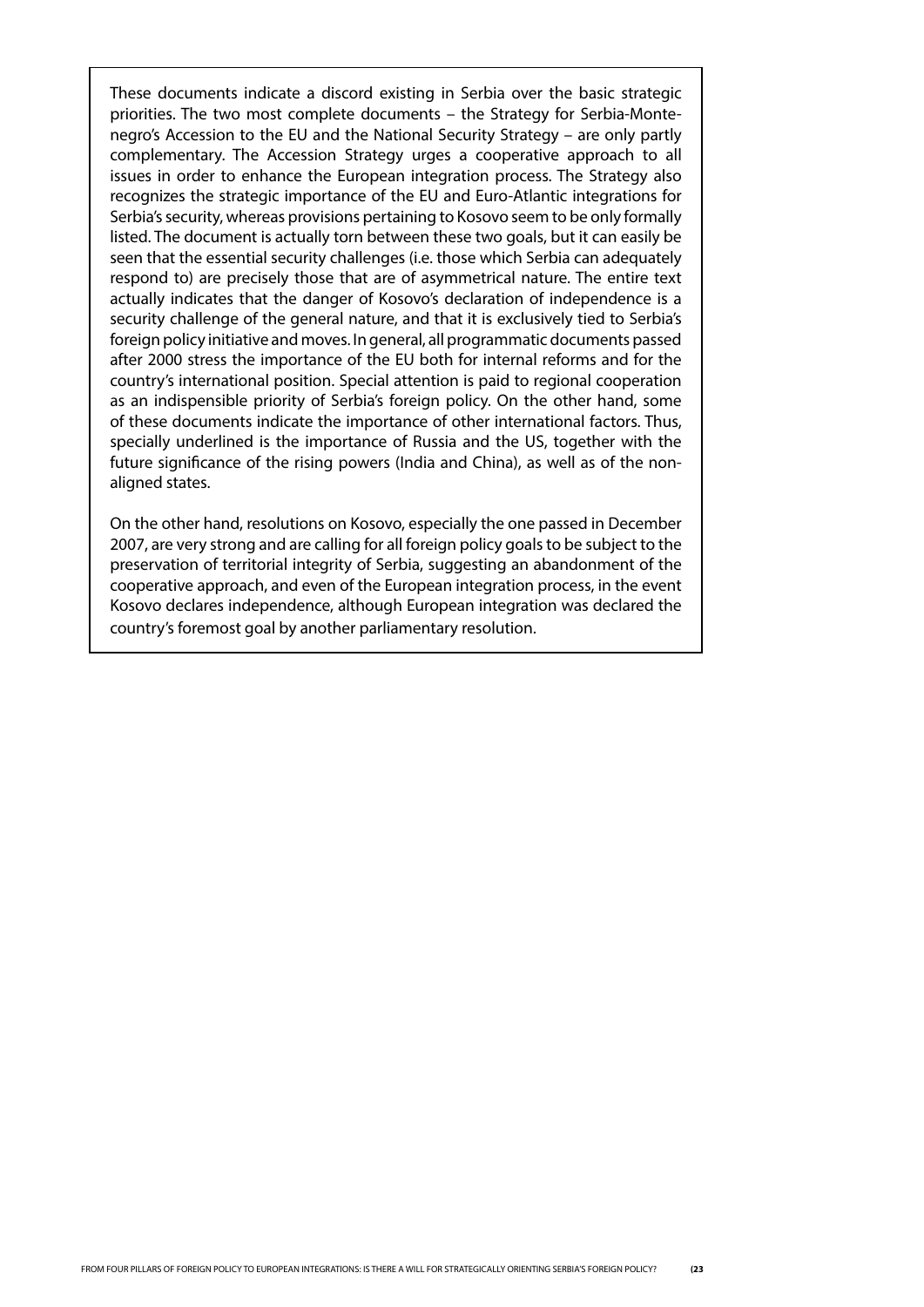These documents indicate a discord existing in Serbia over the basic strategic priorities. The two most complete documents – the Strategy for Serbia-Montenegro's Accession to the EU and the National Security Strategy – are only partly complementary. The Accession Strategy urges a cooperative approach to all issues in order to enhance the European integration process. The Strategy also recognizes the strategic importance of the EU and Euro-Atlantic integrations for Serbia's security, whereas provisions pertaining to Kosovo seem to be only formally listed. The document is actually torn between these two goals, but it can easily be seen that the essential security challenges (i.e. those which Serbia can adequately respond to) are precisely those that are of asymmetrical nature. The entire text actually indicates that the danger of Kosovo's declaration of independence is a security challenge of the general nature, and that it is exclusively tied to Serbia's foreign policy initiative and moves. In general, all programmatic documents passed after 2000 stress the importance of the EU both for internal reforms and for the country's international position. Special attention is paid to regional cooperation as an indispensible priority of Serbia's foreign policy. On the other hand, some of these documents indicate the importance of other international factors. Thus, specially underlined is the importance of Russia and the US, together with the future significance of the rising powers (India and China), as well as of the non-aligned states.

On the other hand, resolutions on Kosovo, especially the one passed in December 2007, are very strong and are calling for all foreign policy goals to be subject to the preservation of territorial integrity of Serbia, suggesting an abandonment of the cooperative approach, and even of the European integration process, in the event Kosovo declares independence, although European integration was declared the country's foremost goal by another parliamentary resolution.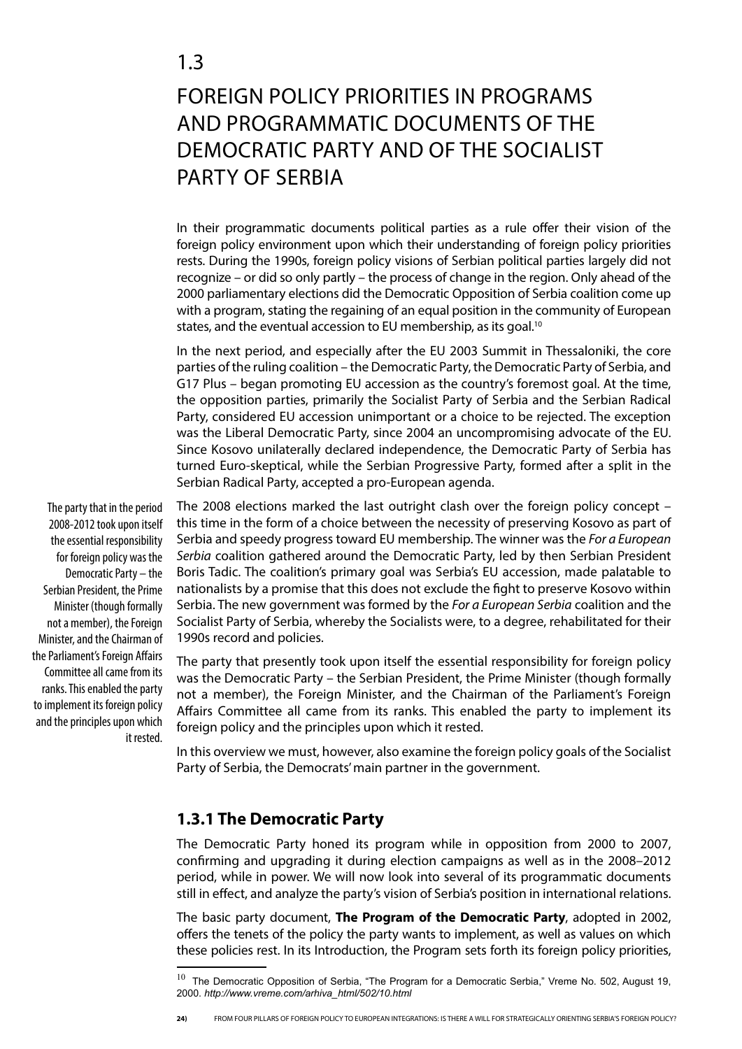## 1.3

# FOREIGN POLICY PRIORITIES IN PROGRAMS AND PROGRAMMATIC DOCUMENTS OF THE DEMOCRATIC PARTY AND OF THE SOCIALIST PARTY OF SERBIA

In their programmatic documents political parties as a rule offer their vision of the foreign policy environment upon which their understanding of foreign policy priorities rests. During the 1990s, foreign policy visions of Serbian political parties largely did not recognize – or did so only partly – the process of change in the region. Only ahead of the 2000 parliamentary elections did the Democratic Opposition of Serbia coalition come up with a program, stating the regaining of an equal position in the community of European states, and the eventual accession to EU membership, as its goal.[10]

In the next period, and especially after the EU 2003 Summit in Thessaloniki, the core parties of the ruling coalition – the Democratic Party, the Democratic Party of Serbia, and G17 Plus – began promoting EU accession as the country's foremost goal. At the time, the opposition parties, primarily the Socialist Party of Serbia and the Serbian Radical Party, considered EU accession unimportant or a choice to be rejected. The exception was the Liberal Democratic Party, since 2004 an uncompromising advocate of the EU. Since Kosovo unilaterally declared independence, the Democratic Party of Serbia has turned Euro-skeptical, while the Serbian Progressive Party, formed after a split in the Serbian Radical Party, accepted a pro-European agenda.

The 2008 elections marked the last outright clash over the foreign policy concept – this time in the form of a choice between the necessity of preserving Kosovo as part of Serbia and speedy progress toward EU membership. The winner was the *For a European Serbia* coalition gathered around the Democratic Party, led by then Serbian President Boris Tadic. The coalition's primary goal was Serbia's EU accession, made palatable to nationalists by a promise that this does not exclude the fight to preserve Kosovo within Serbia. The new government was formed by the *For a European Serbia* coalition and the Socialist Party of Serbia, whereby the Socialists were, to a degree, rehabilitated for their 1990s record and policies.

The party that presently took upon itself the essential responsibility for foreign policy was the Democratic Party – the Serbian President, the Prime Minister (though formally not a member), the Foreign Minister, and the Chairman of the Parliament's Foreign Affairs Committee all came from its ranks. This enabled the party to implement its foreign policy and the principles upon which it rested.

In this overview we must, however, also examine the foreign policy goals of the Socialist Party of Serbia, the Democrats' main partner in the government.

### 1.3.1 The Democratic Party

The Democratic Party honed its program while in opposition from 2000 to 2007, confirming and upgrading it during election campaigns as well as in the 2008–2012 period, while in power. We will now look into several of its programmatic documents still in effect, and analyze the party's vision of Serbia's position in international relations.

The basic party document, **The Program of the Democratic Party**, adopted in 2002, offers the tenets of the policy the party wants to implement, as well as values on which these policies rest. In its Introduction, the Program sets forth its foreign policy priorities,

---

[10] The Democratic Opposition of Serbia, "The Program for a Democratic Serbia," Vreme No. 502, August 19, 2000. *http://www.vreme.com/arhiva_html/502/10.html*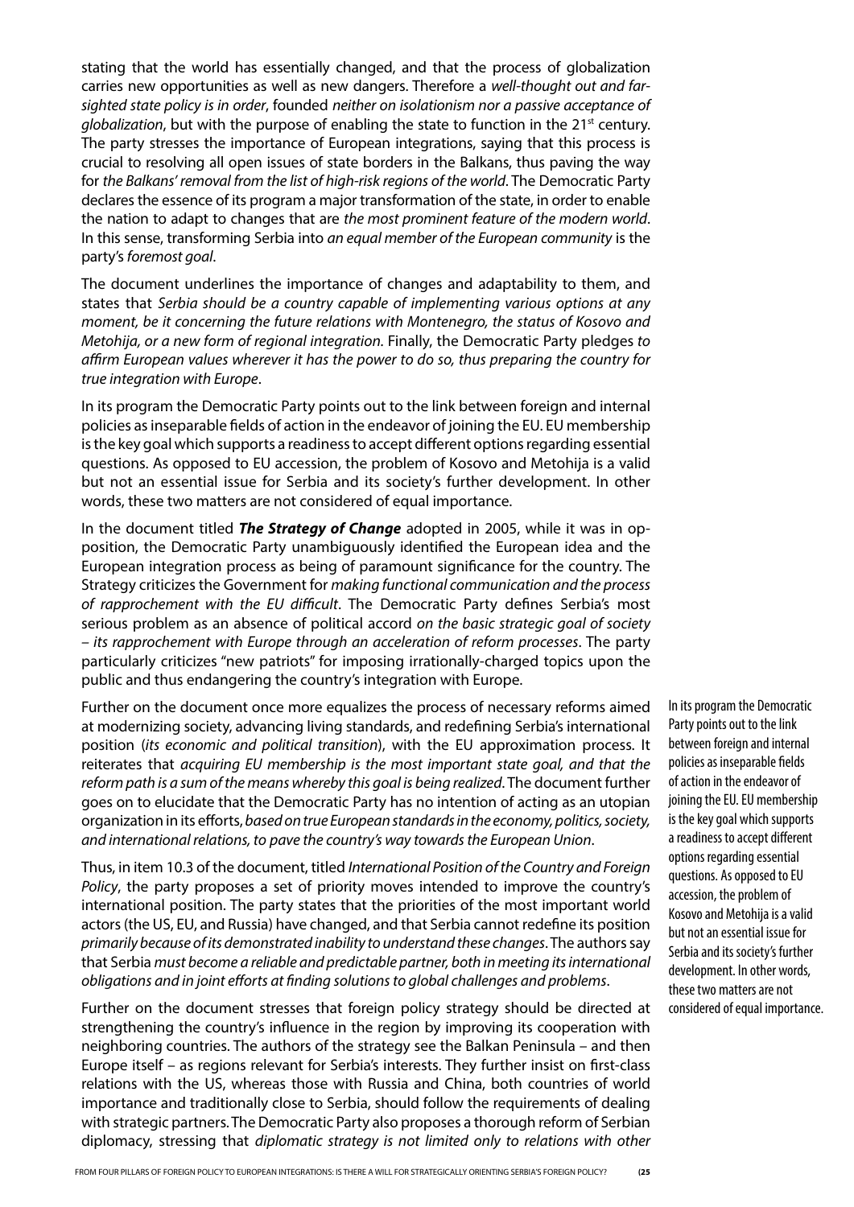stating that the world has essentially changed, and that the process of globalization carries new opportunities as well as new dangers. Therefore a *well-thought out and far-sighted state policy is in order*, founded *neither on isolationism nor a passive acceptance of globalization*, but with the purpose of enabling the state to function in the 21st century. The party stresses the importance of European integrations, saying that this process is crucial to resolving all open issues of state borders in the Balkans, thus paving the way for *the Balkans' removal from the list of high-risk regions of the world*. The Democratic Party declares the essence of its program a major transformation of the state, in order to enable the nation to adapt to changes that are *the most prominent feature of the modern world*. In this sense, transforming Serbia into *an equal member of the European community* is the party's *foremost goal*.

The document underlines the importance of changes and adaptability to them, and states that *Serbia should be a country capable of implementing various options at any moment, be it concerning the future relations with Montenegro, the status of Kosovo and Metohija, or a new form of regional integration.* Finally, the Democratic Party pledges *to affirm European values wherever it has the power to do so, thus preparing the country for true integration with Europe*.

In its program the Democratic Party points out to the link between foreign and internal policies as inseparable fields of action in the endeavor of joining the EU. EU membership is the key goal which supports a readiness to accept different options regarding essential questions. As opposed to EU accession, the problem of Kosovo and Metohija is a valid but not an essential issue for Serbia and its society's further development. In other words, these two matters are not considered of equal importance.

In the document titled ***The Strategy of Change*** adopted in 2005, while it was in opposition, the Democratic Party unambiguously identified the European idea and the European integration process as being of paramount significance for the country. The Strategy criticizes the Government for *making functional communication and the process of rapprochement with the EU difficult*. The Democratic Party defines Serbia's most serious problem as an absence of political accord *on the basic strategic goal of society – its rapprochement with Europe through an acceleration of reform processes*. The party particularly criticizes "new patriots" for imposing irrationally-charged topics upon the public and thus endangering the country's integration with Europe.

Further on the document once more equalizes the process of necessary reforms aimed at modernizing society, advancing living standards, and redefining Serbia's international position (*its economic and political transition*), with the EU approximation process. It reiterates that *acquiring EU membership is the most important state goal, and that the reform path is a sum of the means whereby this goal is being realized*. The document further goes on to elucidate that the Democratic Party has no intention of acting as an utopian organization in its efforts, *based on true European standards in the economy, politics, society, and international relations, to pave the country's way towards the European Union*.

Thus, in item 10.3 of the document, titled *International Position of the Country and Foreign Policy*, the party proposes a set of priority moves intended to improve the country's international position. The party states that the priorities of the most important world actors (the US, EU, and Russia) have changed, and that Serbia cannot redefine its position *primarily because of its demonstrated inability to understand these changes*. The authors say that Serbia *must become a reliable and predictable partner, both in meeting its international obligations and in joint efforts at finding solutions to global challenges and problems*.

Further on the document stresses that foreign policy strategy should be directed at strengthening the country's influence in the region by improving its cooperation with neighboring countries. The authors of the strategy see the Balkan Peninsula – and then Europe itself – as regions relevant for Serbia's interests. They further insist on first-class relations with the US, whereas those with Russia and China, both countries of world importance and traditionally close to Serbia, should follow the requirements of dealing with strategic partners. The Democratic Party also proposes a thorough reform of Serbian diplomacy, stressing that *diplomatic strategy is not limited only to relations with other*

In its program the Democratic Party points out to the link between foreign and internal policies as inseparable fields of action in the endeavor of joining the EU. EU membership is the key goal which supports a readiness to accept different options regarding essential questions. As opposed to EU accession, the problem of Kosovo and Metohija is a valid but not an essential issue for Serbia and its society's further development. In other words, these two matters are not considered of equal importance.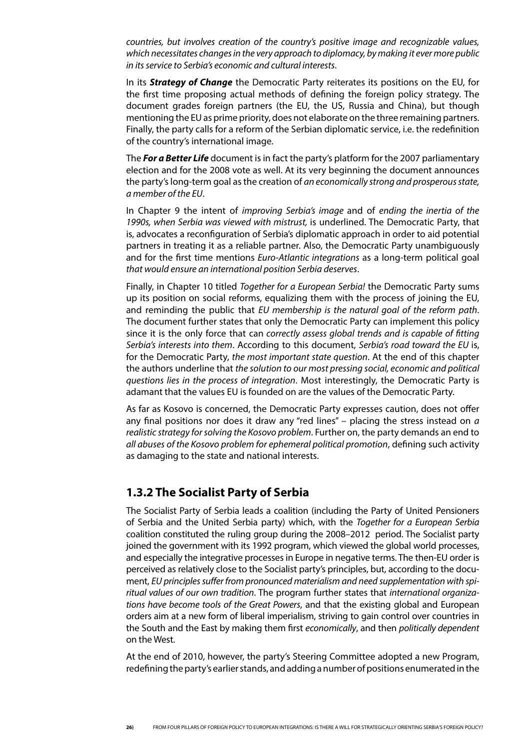*countries, but involves creation of the country's positive image and recognizable values, which necessitates changes in the very approach to diplomacy, by making it ever more public in its service to Serbia's economic and cultural interests*.

In its ***Strategy of Change*** the Democratic Party reiterates its positions on the EU, for the first time proposing actual methods of defining the foreign policy strategy. The document grades foreign partners (the EU, the US, Russia and China), but though mentioning the EU as prime priority, does not elaborate on the three remaining partners. Finally, the party calls for a reform of the Serbian diplomatic service, i.e. the redefinition of the country's international image.

The ***For a Better Life*** document is in fact the party's platform for the 2007 parliamentary election and for the 2008 vote as well. At its very beginning the document announces the party's long-term goal as the creation of *an economically strong and prosperous state, a member of the EU*.

In Chapter 9 the intent of *improving Serbia's image* and of *ending the inertia of the 1990s, when Serbia was viewed with mistrust,* is underlined. The Democratic Party, that is, advocates a reconfiguration of Serbia's diplomatic approach in order to aid potential partners in treating it as a reliable partner. Also, the Democratic Party unambiguously and for the first time mentions *Euro-Atlantic integrations* as a long-term political goal *that would ensure an international position Serbia deserves*.

Finally, in Chapter 10 titled *Together for a European Serbia!* the Democratic Party sums up its position on social reforms, equalizing them with the process of joining the EU, and reminding the public that *EU membership is the natural goal of the reform path*. The document further states that only the Democratic Party can implement this policy since it is the only force that can *correctly assess global trends and is capable of fitting Serbia's interests into them*. According to this document, *Serbia's road toward the EU* is, for the Democratic Party, *the most important state question*. At the end of this chapter the authors underline that *the solution to our most pressing social, economic and political questions lies in the process of integration*. Most interestingly, the Democratic Party is adamant that the values EU is founded on are the values of the Democratic Party.

As far as Kosovo is concerned, the Democratic Party expresses caution, does not offer any final positions nor does it draw any "red lines" – placing the stress instead on *a realistic strategy for solving the Kosovo problem*. Further on, the party demands an end to *all abuses of the Kosovo problem for ephemeral political promotion*, defining such activity as damaging to the state and national interests.

### 1.3.2 The Socialist Party of Serbia

The Socialist Party of Serbia leads a coalition (including the Party of United Pensioners of Serbia and the United Serbia party) which, with the *Together for a European Serbia* coalition constituted the ruling group during the 2008–2012 period. The Socialist party joined the government with its 1992 program, which viewed the global world processes, and especially the integrative processes in Europe in negative terms. The then-EU order is perceived as relatively close to the Socialist party's principles, but, according to the document, *EU principles suffer from pronounced materialism and need supplementation with spiritual values of our own tradition*. The program further states that *international organizations have become tools of the Great Powers*, and that the existing global and European orders aim at a new form of liberal imperialism, striving to gain control over countries in the South and the East by making them first *economically*, and then *politically dependent* on the West.

At the end of 2010, however, the party's Steering Committee adopted a new Program, redefining the party's earlier stands, and adding a number of positions enumerated in the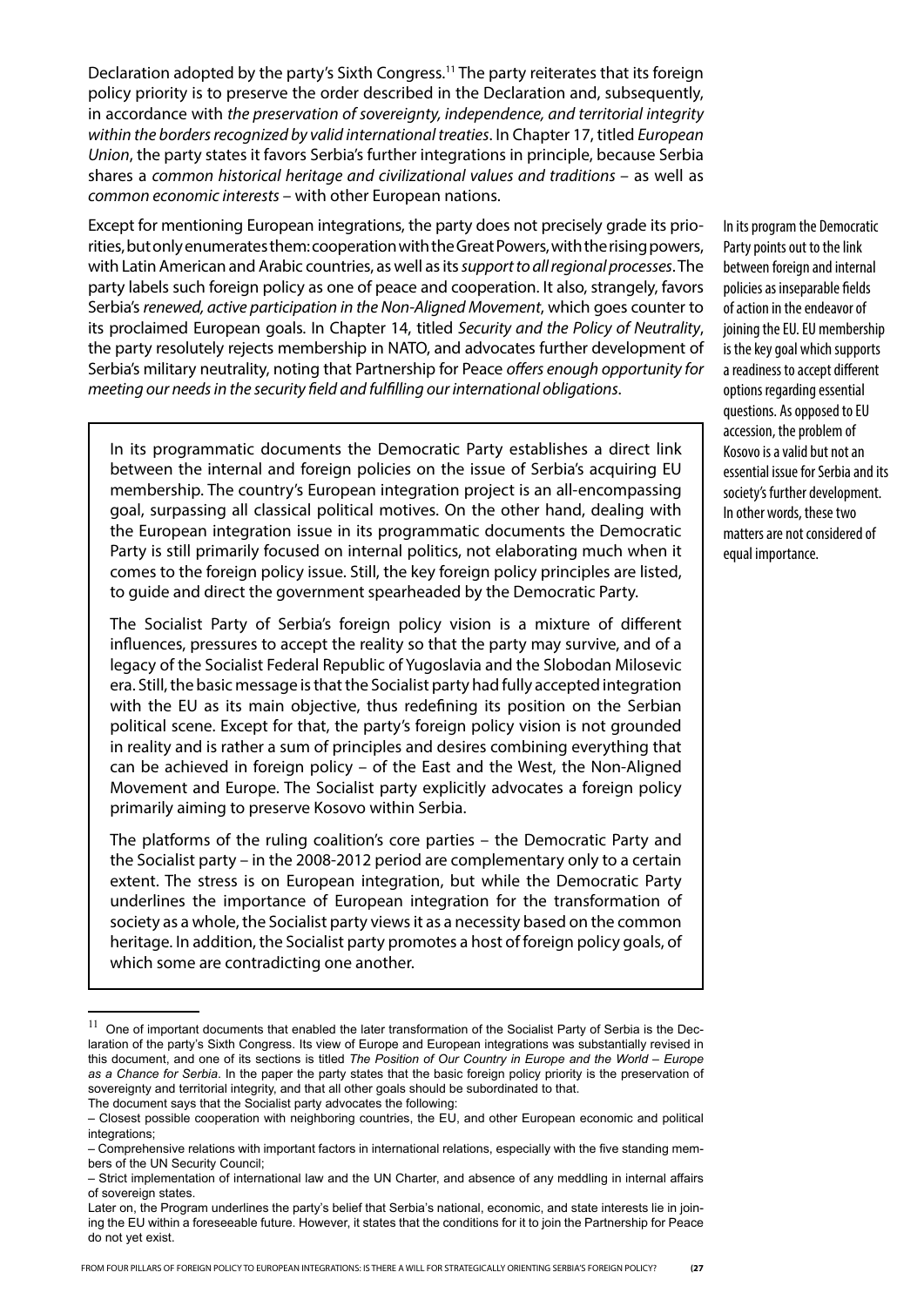Declaration adopted by the party's Sixth Congress.[11] The party reiterates that its foreign policy priority is to preserve the order described in the Declaration and, subsequently, in accordance with *the preservation of sovereignty, independence, and territorial integrity within the borders recognized by valid international treaties*. In Chapter 17, titled *European Union*, the party states it favors Serbia's further integrations in principle, because Serbia shares a *common historical heritage and civilizational values and traditions* – as well as *common economic interests* – with other European nations.

Except for mentioning European integrations, the party does not precisely grade its priorities, but only enumerates them: cooperation with the Great Powers, with the rising powers, with Latin American and Arabic countries, as well as its *support to all regional processes*. The party labels such foreign policy as one of peace and cooperation. It also, strangely, favors Serbia's *renewed, active participation in the Non-Aligned Movement*, which goes counter to its proclaimed European goals. In Chapter 14, titled *Security and the Policy of Neutrality*, the party resolutely rejects membership in NATO, and advocates further development of Serbia's military neutrality, noting that Partnership for Peace *offers enough opportunity for meeting our needs in the security field and fulfilling our international obligations*.

In its program the Democratic Party points out to the link between foreign and internal policies as inseparable fields of action in the endeavor of joining the EU. EU membership is the key goal which supports a readiness to accept different options regarding essential questions. As opposed to EU accession, the problem of Kosovo is a valid but not an essential issue for Serbia and its society's further development. In other words, these two matters are not considered of equal importance.

In its programmatic documents the Democratic Party establishes a direct link between the internal and foreign policies on the issue of Serbia's acquiring EU membership. The country's European integration project is an all-encompassing goal, surpassing all classical political motives. On the other hand, dealing with the European integration issue in its programmatic documents the Democratic Party is still primarily focused on internal politics, not elaborating much when it comes to the foreign policy issue. Still, the key foreign policy principles are listed, to guide and direct the government spearheaded by the Democratic Party.

The Socialist Party of Serbia's foreign policy vision is a mixture of different influences, pressures to accept the reality so that the party may survive, and of a legacy of the Socialist Federal Republic of Yugoslavia and the Slobodan Milosevic era. Still, the basic message is that the Socialist party had fully accepted integration with the EU as its main objective, thus redefining its position on the Serbian political scene. Except for that, the party's foreign policy vision is not grounded in reality and is rather a sum of principles and desires combining everything that can be achieved in foreign policy – of the East and the West, the Non-Aligned Movement and Europe. The Socialist party explicitly advocates a foreign policy primarily aiming to preserve Kosovo within Serbia.

The platforms of the ruling coalition's core parties – the Democratic Party and the Socialist party – in the 2008-2012 period are complementary only to a certain extent. The stress is on European integration, but while the Democratic Party underlines the importance of European integration for the transformation of society as a whole, the Socialist party views it as a necessity based on the common heritage. In addition, the Socialist party promotes a host of foreign policy goals, of which some are contradicting one another.

---

[11] One of important documents that enabled the later transformation of the Socialist Party of Serbia is the Declaration of the party's Sixth Congress. Its view of Europe and European integrations was substantially revised in this document, and one of its sections is titled *The Position of Our Country in Europe and the World – Europe as a Chance for Serbia*. In the paper the party states that the basic foreign policy priority is the preservation of sovereignty and territorial integrity, and that all other goals should be subordinated to that.
The document says that the Socialist party advocates the following:
– Closest possible cooperation with neighboring countries, the EU, and other European economic and political integrations;
– Comprehensive relations with important factors in international relations, especially with the five standing members of the UN Security Council;
– Strict implementation of international law and the UN Charter, and absence of any meddling in internal affairs of sovereign states.
Later on, the Program underlines the party's belief that Serbia's national, economic, and state interests lie in joining the EU within a foreseeable future. However, it states that the conditions for it to join the Partnership for Peace do not yet exist.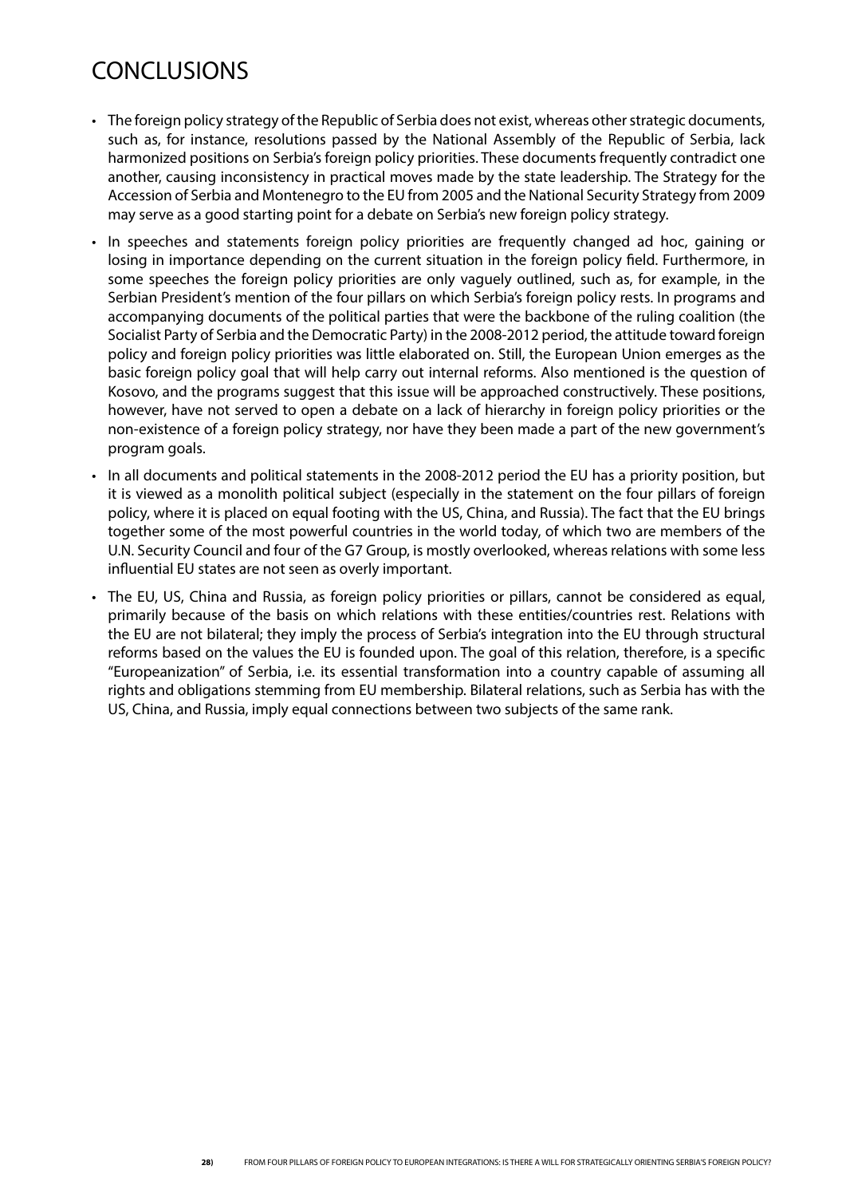# CONCLUSIONS

- The foreign policy strategy of the Republic of Serbia does not exist, whereas other strategic documents, such as, for instance, resolutions passed by the National Assembly of the Republic of Serbia, lack harmonized positions on Serbia's foreign policy priorities. These documents frequently contradict one another, causing inconsistency in practical moves made by the state leadership. The Strategy for the Accession of Serbia and Montenegro to the EU from 2005 and the National Security Strategy from 2009 may serve as a good starting point for a debate on Serbia's new foreign policy strategy.
- In speeches and statements foreign policy priorities are frequently changed ad hoc, gaining or losing in importance depending on the current situation in the foreign policy field. Furthermore, in some speeches the foreign policy priorities are only vaguely outlined, such as, for example, in the Serbian President's mention of the four pillars on which Serbia's foreign policy rests. In programs and accompanying documents of the political parties that were the backbone of the ruling coalition (the Socialist Party of Serbia and the Democratic Party) in the 2008-2012 period, the attitude toward foreign policy and foreign policy priorities was little elaborated on. Still, the European Union emerges as the basic foreign policy goal that will help carry out internal reforms. Also mentioned is the question of Kosovo, and the programs suggest that this issue will be approached constructively. These positions, however, have not served to open a debate on a lack of hierarchy in foreign policy priorities or the non-existence of a foreign policy strategy, nor have they been made a part of the new government's program goals.
- In all documents and political statements in the 2008-2012 period the EU has a priority position, but it is viewed as a monolith political subject (especially in the statement on the four pillars of foreign policy, where it is placed on equal footing with the US, China, and Russia). The fact that the EU brings together some of the most powerful countries in the world today, of which two are members of the U.N. Security Council and four of the G7 Group, is mostly overlooked, whereas relations with some less influential EU states are not seen as overly important.
- The EU, US, China and Russia, as foreign policy priorities or pillars, cannot be considered as equal, primarily because of the basis on which relations with these entities/countries rest. Relations with the EU are not bilateral; they imply the process of Serbia's integration into the EU through structural reforms based on the values the EU is founded upon. The goal of this relation, therefore, is a specific "Europeanization" of Serbia, i.e. its essential transformation into a country capable of assuming all rights and obligations stemming from EU membership. Bilateral relations, such as Serbia has with the US, China, and Russia, imply equal connections between two subjects of the same rank.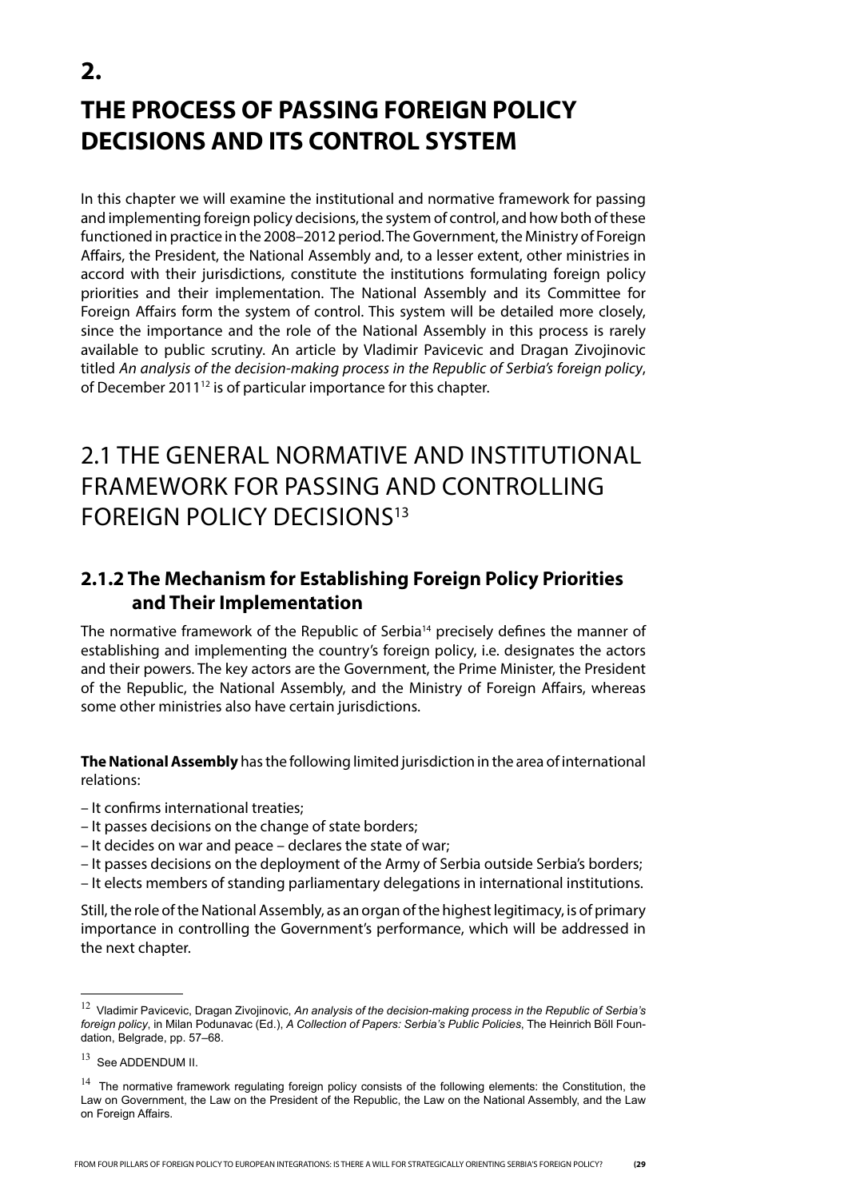# 2.

# THE PROCESS OF PASSING FOREIGN POLICY DECISIONS AND ITS CONTROL SYSTEM

In this chapter we will examine the institutional and normative framework for passing and implementing foreign policy decisions, the system of control, and how both of these functioned in practice in the 2008–2012 period. The Government, the Ministry of Foreign Affairs, the President, the National Assembly and, to a lesser extent, other ministries in accord with their jurisdictions, constitute the institutions formulating foreign policy priorities and their implementation. The National Assembly and its Committee for Foreign Affairs form the system of control. This system will be detailed more closely, since the importance and the role of the National Assembly in this process is rarely available to public scrutiny. An article by Vladimir Pavicevic and Dragan Zivojinovic titled *An analysis of the decision-making process in the Republic of Serbia's foreign policy*, of December 2011[12] is of particular importance for this chapter.

## 2.1 THE GENERAL NORMATIVE AND INSTITUTIONAL FRAMEWORK FOR PASSING AND CONTROLLING FOREIGN POLICY DECISIONS[13]

### 2.1.2 The Mechanism for Establishing Foreign Policy Priorities and Their Implementation

The normative framework of the Republic of Serbia[14] precisely defines the manner of establishing and implementing the country's foreign policy, i.e. designates the actors and their powers. The key actors are the Government, the Prime Minister, the President of the Republic, the National Assembly, and the Ministry of Foreign Affairs, whereas some other ministries also have certain jurisdictions.

**The National Assembly** has the following limited jurisdiction in the area of international relations:

– It confirms international treaties;
– It passes decisions on the change of state borders;
– It decides on war and peace – declares the state of war;
– It passes decisions on the deployment of the Army of Serbia outside Serbia's borders;
– It elects members of standing parliamentary delegations in international institutions.

Still, the role of the National Assembly, as an organ of the highest legitimacy, is of primary importance in controlling the Government's performance, which will be addressed in the next chapter.

---

[12] Vladimir Pavicevic, Dragan Zivojinovic, *An analysis of the decision-making process in the Republic of Serbia's foreign policy*, in Milan Podunavac (Ed.), *A Collection of Papers: Serbia's Public Policies*, The Heinrich Böll Foundation, Belgrade, pp. 57–68.

[13] See ADDENDUM II.

[14] The normative framework regulating foreign policy consists of the following elements: the Constitution, the Law on Government, the Law on the President of the Republic, the Law on the National Assembly, and the Law on Foreign Affairs.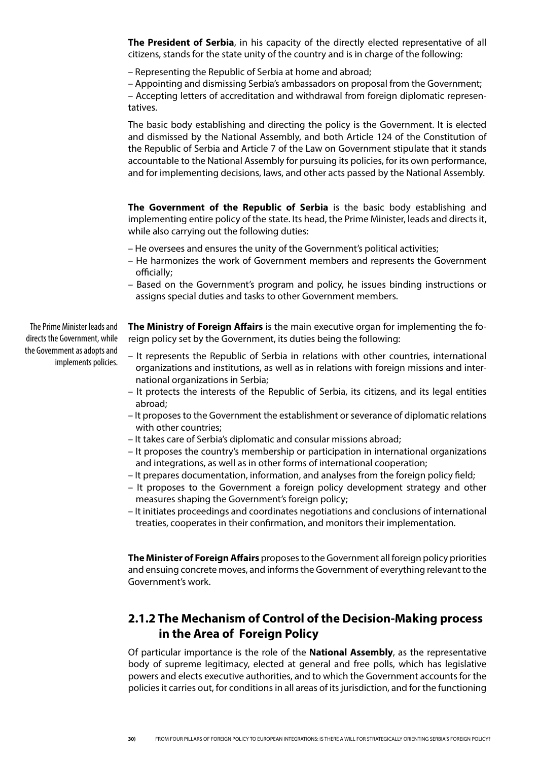**The President of Serbia**, in his capacity of the directly elected representative of all citizens, stands for the state unity of the country and is in charge of the following:

– Representing the Republic of Serbia at home and abroad;
– Appointing and dismissing Serbia's ambassadors on proposal from the Government;
– Accepting letters of accreditation and withdrawal from foreign diplomatic representatives.

The basic body establishing and directing the policy is the Government. It is elected and dismissed by the National Assembly, and both Article 124 of the Constitution of the Republic of Serbia and Article 7 of the Law on Government stipulate that it stands accountable to the National Assembly for pursuing its policies, for its own performance, and for implementing decisions, laws, and other acts passed by the National Assembly.

**The Government of the Republic of Serbia** is the basic body establishing and implementing entire policy of the state. Its head, the Prime Minister, leads and directs it, while also carrying out the following duties:

– He oversees and ensures the unity of the Government's political activities;
– He harmonizes the work of Government members and represents the Government officially;
– Based on the Government's program and policy, he issues binding instructions or assigns special duties and tasks to other Government members.

The Prime Minister leads and directs the Government, while the Government as adopts and implements policies.

**The Ministry of Foreign Affairs** is the main executive organ for implementing the foreign policy set by the Government, its duties being the following:

– It represents the Republic of Serbia in relations with other countries, international organizations and institutions, as well as in relations with foreign missions and international organizations in Serbia;
– It protects the interests of the Republic of Serbia, its citizens, and its legal entities abroad;
– It proposes to the Government the establishment or severance of diplomatic relations with other countries;
– It takes care of Serbia's diplomatic and consular missions abroad;
– It proposes the country's membership or participation in international organizations and integrations, as well as in other forms of international cooperation;
– It prepares documentation, information, and analyses from the foreign policy field;
– It proposes to the Government a foreign policy development strategy and other measures shaping the Government's foreign policy;
– It initiates proceedings and coordinates negotiations and conclusions of international treaties, cooperates in their confirmation, and monitors their implementation.

**The Minister of Foreign Affairs** proposes to the Government all foreign policy priorities and ensuing concrete moves, and informs the Government of everything relevant to the Government's work.

## 2.1.2 The Mechanism of Control of the Decision-Making process in the Area of Foreign Policy

Of particular importance is the role of the **National Assembly**, as the representative body of supreme legitimacy, elected at general and free polls, which has legislative powers and elects executive authorities, and to which the Government accounts for the policies it carries out, for conditions in all areas of its jurisdiction, and for the functioning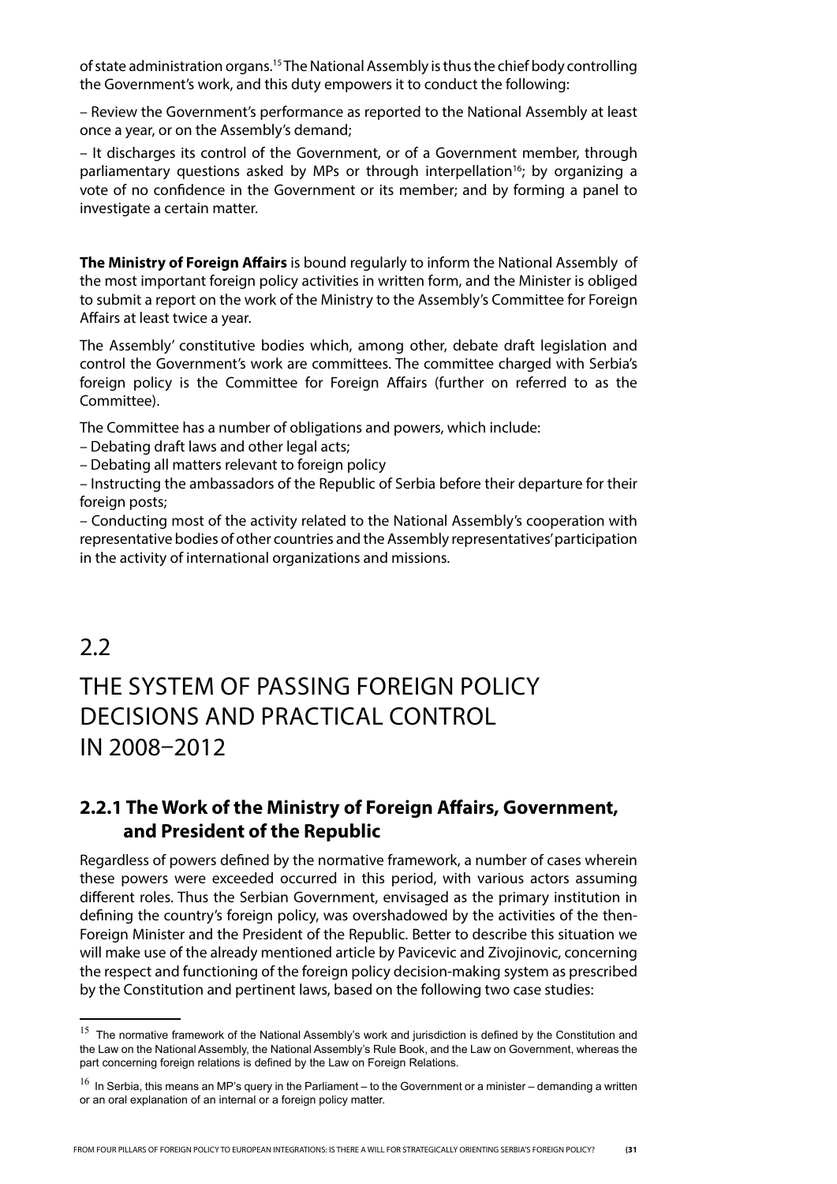of state administration organs.[15] The National Assembly is thus the chief body controlling the Government's work, and this duty empowers it to conduct the following:

– Review the Government's performance as reported to the National Assembly at least once a year, or on the Assembly's demand;

– It discharges its control of the Government, or of a Government member, through parliamentary questions asked by MPs or through interpellation[16]; by organizing a vote of no confidence in the Government or its member; and by forming a panel to investigate a certain matter.

**The Ministry of Foreign Affairs** is bound regularly to inform the National Assembly of the most important foreign policy activities in written form, and the Minister is obliged to submit a report on the work of the Ministry to the Assembly's Committee for Foreign Affairs at least twice a year.

The Assembly' constitutive bodies which, among other, debate draft legislation and control the Government's work are committees. The committee charged with Serbia's foreign policy is the Committee for Foreign Affairs (further on referred to as the Committee).

The Committee has a number of obligations and powers, which include:

– Debating draft laws and other legal acts;

– Debating all matters relevant to foreign policy

– Instructing the ambassadors of the Republic of Serbia before their departure for their foreign posts;

– Conducting most of the activity related to the National Assembly's cooperation with representative bodies of other countries and the Assembly representatives' participation in the activity of international organizations and missions.

## 2.2

## THE SYSTEM OF PASSING FOREIGN POLICY DECISIONS AND PRACTICAL CONTROL IN 2008–2012

### 2.2.1 The Work of the Ministry of Foreign Affairs, Government, and President of the Republic

Regardless of powers defined by the normative framework, a number of cases wherein these powers were exceeded occurred in this period, with various actors assuming different roles. Thus the Serbian Government, envisaged as the primary institution in defining the country's foreign policy, was overshadowed by the activities of the then-Foreign Minister and the President of the Republic. Better to describe this situation we will make use of the already mentioned article by Pavicevic and Zivojinovic, concerning the respect and functioning of the foreign policy decision-making system as prescribed by the Constitution and pertinent laws, based on the following two case studies:

---

[15] The normative framework of the National Assembly's work and jurisdiction is defined by the Constitution and the Law on the National Assembly, the National Assembly's Rule Book, and the Law on Government, whereas the part concerning foreign relations is defined by the Law on Foreign Relations.

[16] In Serbia, this means an MP's query in the Parliament – to the Government or a minister – demanding a written or an oral explanation of an internal or a foreign policy matter.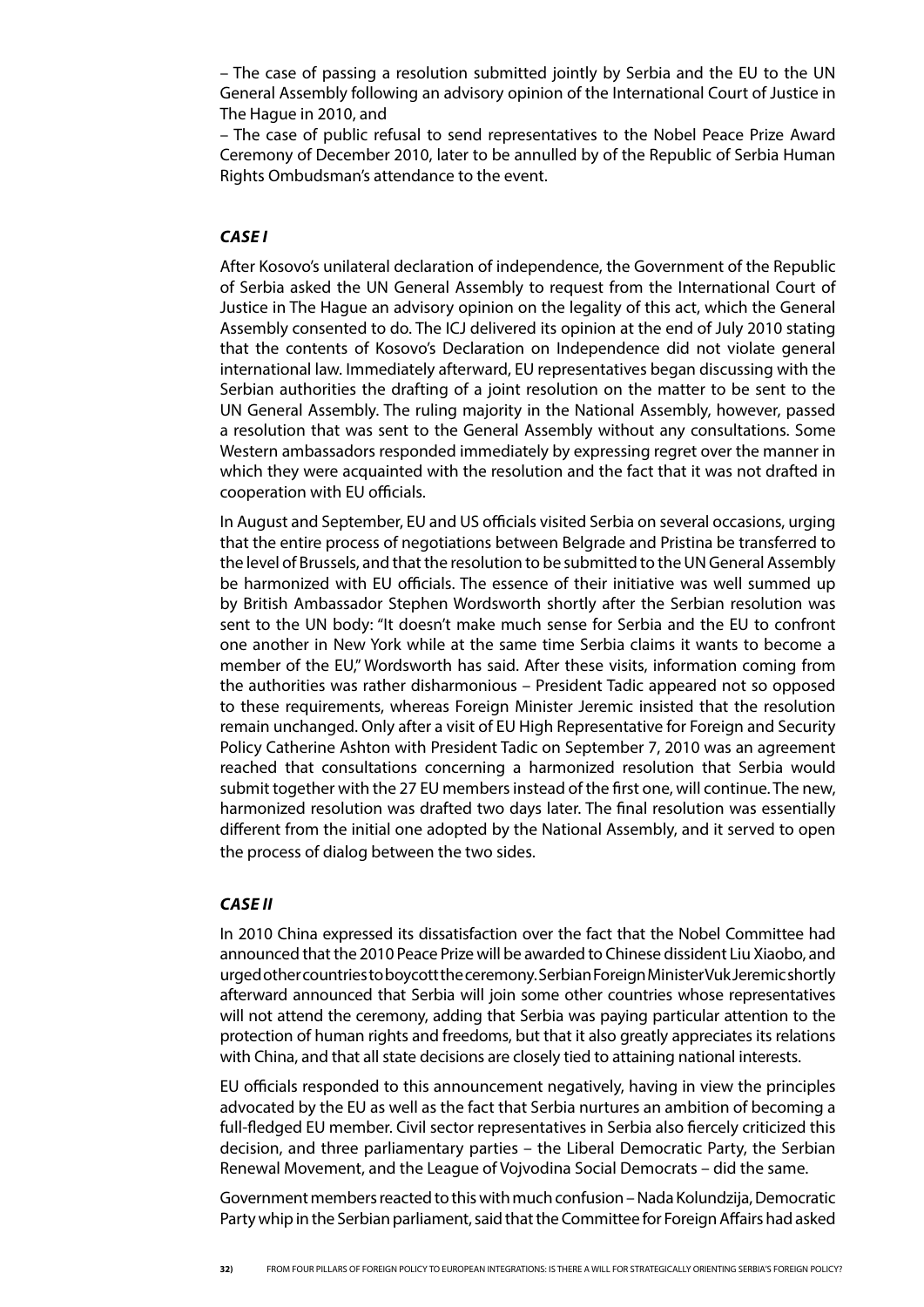– The case of passing a resolution submitted jointly by Serbia and the EU to the UN General Assembly following an advisory opinion of the International Court of Justice in The Hague in 2010, and

– The case of public refusal to send representatives to the Nobel Peace Prize Award Ceremony of December 2010, later to be annulled by of the Republic of Serbia Human Rights Ombudsman's attendance to the event.

### *CASE I*

After Kosovo's unilateral declaration of independence, the Government of the Republic of Serbia asked the UN General Assembly to request from the International Court of Justice in The Hague an advisory opinion on the legality of this act, which the General Assembly consented to do. The ICJ delivered its opinion at the end of July 2010 stating that the contents of Kosovo's Declaration on Independence did not violate general international law. Immediately afterward, EU representatives began discussing with the Serbian authorities the drafting of a joint resolution on the matter to be sent to the UN General Assembly. The ruling majority in the National Assembly, however, passed a resolution that was sent to the General Assembly without any consultations. Some Western ambassadors responded immediately by expressing regret over the manner in which they were acquainted with the resolution and the fact that it was not drafted in cooperation with EU officials.

In August and September, EU and US officials visited Serbia on several occasions, urging that the entire process of negotiations between Belgrade and Pristina be transferred to the level of Brussels, and that the resolution to be submitted to the UN General Assembly be harmonized with EU officials. The essence of their initiative was well summed up by British Ambassador Stephen Wordsworth shortly after the Serbian resolution was sent to the UN body: "It doesn't make much sense for Serbia and the EU to confront one another in New York while at the same time Serbia claims it wants to become a member of the EU," Wordsworth has said. After these visits, information coming from the authorities was rather disharmonious – President Tadic appeared not so opposed to these requirements, whereas Foreign Minister Jeremic insisted that the resolution remain unchanged. Only after a visit of EU High Representative for Foreign and Security Policy Catherine Ashton with President Tadic on September 7, 2010 was an agreement reached that consultations concerning a harmonized resolution that Serbia would submit together with the 27 EU members instead of the first one, will continue. The new, harmonized resolution was drafted two days later. The final resolution was essentially different from the initial one adopted by the National Assembly, and it served to open the process of dialog between the two sides.

### *CASE II*

In 2010 China expressed its dissatisfaction over the fact that the Nobel Committee had announced that the 2010 Peace Prize will be awarded to Chinese dissident Liu Xiaobo, and urged other countries to boycott the ceremony. Serbian Foreign Minister Vuk Jeremic shortly afterward announced that Serbia will join some other countries whose representatives will not attend the ceremony, adding that Serbia was paying particular attention to the protection of human rights and freedoms, but that it also greatly appreciates its relations with China, and that all state decisions are closely tied to attaining national interests.

EU officials responded to this announcement negatively, having in view the principles advocated by the EU as well as the fact that Serbia nurtures an ambition of becoming a full-fledged EU member. Civil sector representatives in Serbia also fiercely criticized this decision, and three parliamentary parties – the Liberal Democratic Party, the Serbian Renewal Movement, and the League of Vojvodina Social Democrats – did the same.

Government members reacted to this with much confusion – Nada Kolundzija, Democratic Party whip in the Serbian parliament, said that the Committee for Foreign Affairs had asked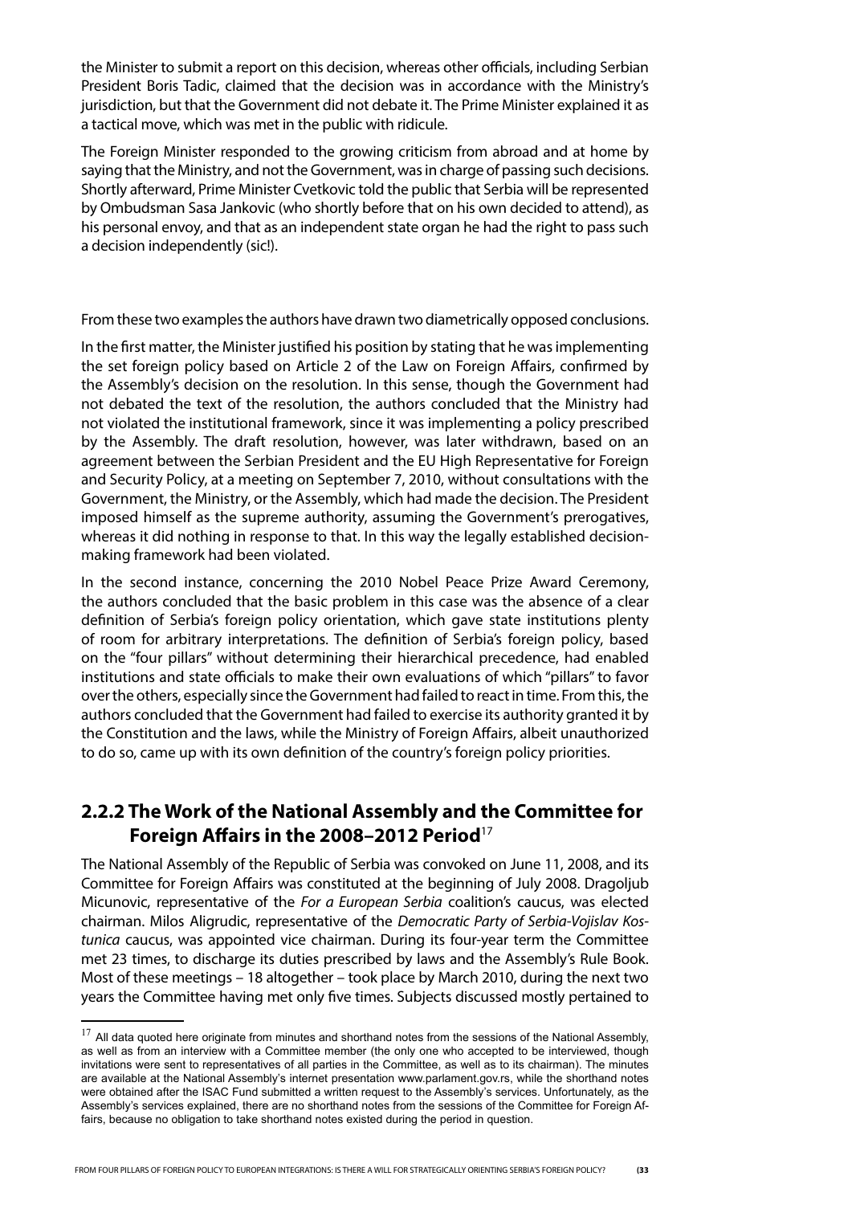the Minister to submit a report on this decision, whereas other officials, including Serbian President Boris Tadic, claimed that the decision was in accordance with the Ministry's jurisdiction, but that the Government did not debate it. The Prime Minister explained it as a tactical move, which was met in the public with ridicule.

The Foreign Minister responded to the growing criticism from abroad and at home by saying that the Ministry, and not the Government, was in charge of passing such decisions. Shortly afterward, Prime Minister Cvetkovic told the public that Serbia will be represented by Ombudsman Sasa Jankovic (who shortly before that on his own decided to attend), as his personal envoy, and that as an independent state organ he had the right to pass such a decision independently (sic!).

From these two examples the authors have drawn two diametrically opposed conclusions.

In the first matter, the Minister justified his position by stating that he was implementing the set foreign policy based on Article 2 of the Law on Foreign Affairs, confirmed by the Assembly's decision on the resolution. In this sense, though the Government had not debated the text of the resolution, the authors concluded that the Ministry had not violated the institutional framework, since it was implementing a policy prescribed by the Assembly. The draft resolution, however, was later withdrawn, based on an agreement between the Serbian President and the EU High Representative for Foreign and Security Policy, at a meeting on September 7, 2010, without consultations with the Government, the Ministry, or the Assembly, which had made the decision. The President imposed himself as the supreme authority, assuming the Government's prerogatives, whereas it did nothing in response to that. In this way the legally established decision-making framework had been violated.

In the second instance, concerning the 2010 Nobel Peace Prize Award Ceremony, the authors concluded that the basic problem in this case was the absence of a clear definition of Serbia's foreign policy orientation, which gave state institutions plenty of room for arbitrary interpretations. The definition of Serbia's foreign policy, based on the "four pillars" without determining their hierarchical precedence, had enabled institutions and state officials to make their own evaluations of which "pillars" to favor over the others, especially since the Government had failed to react in time. From this, the authors concluded that the Government had failed to exercise its authority granted it by the Constitution and the laws, while the Ministry of Foreign Affairs, albeit unauthorized to do so, came up with its own definition of the country's foreign policy priorities.

### 2.2.2 The Work of the National Assembly and the Committee for Foreign Affairs in the 2008–2012 Period[17]

The National Assembly of the Republic of Serbia was convoked on June 11, 2008, and its Committee for Foreign Affairs was constituted at the beginning of July 2008. Dragoljub Micunovic, representative of the *For a European Serbia* coalition's caucus, was elected chairman. Milos Aligrudic, representative of the *Democratic Party of Serbia-Vojislav Kostunica* caucus, was appointed vice chairman. During its four-year term the Committee met 23 times, to discharge its duties prescribed by laws and the Assembly's Rule Book. Most of these meetings – 18 altogether – took place by March 2010, during the next two years the Committee having met only five times. Subjects discussed mostly pertained to

[17] All data quoted here originate from minutes and shorthand notes from the sessions of the National Assembly, as well as from an interview with a Committee member (the only one who accepted to be interviewed, though invitations were sent to representatives of all parties in the Committee, as well as to its chairman). The minutes are available at the National Assembly's internet presentation www.parlament.gov.rs, while the shorthand notes were obtained after the ISAC Fund submitted a written request to the Assembly's services. Unfortunately, as the Assembly's services explained, there are no shorthand notes from the sessions of the Committee for Foreign Affairs, because no obligation to take shorthand notes existed during the period in question.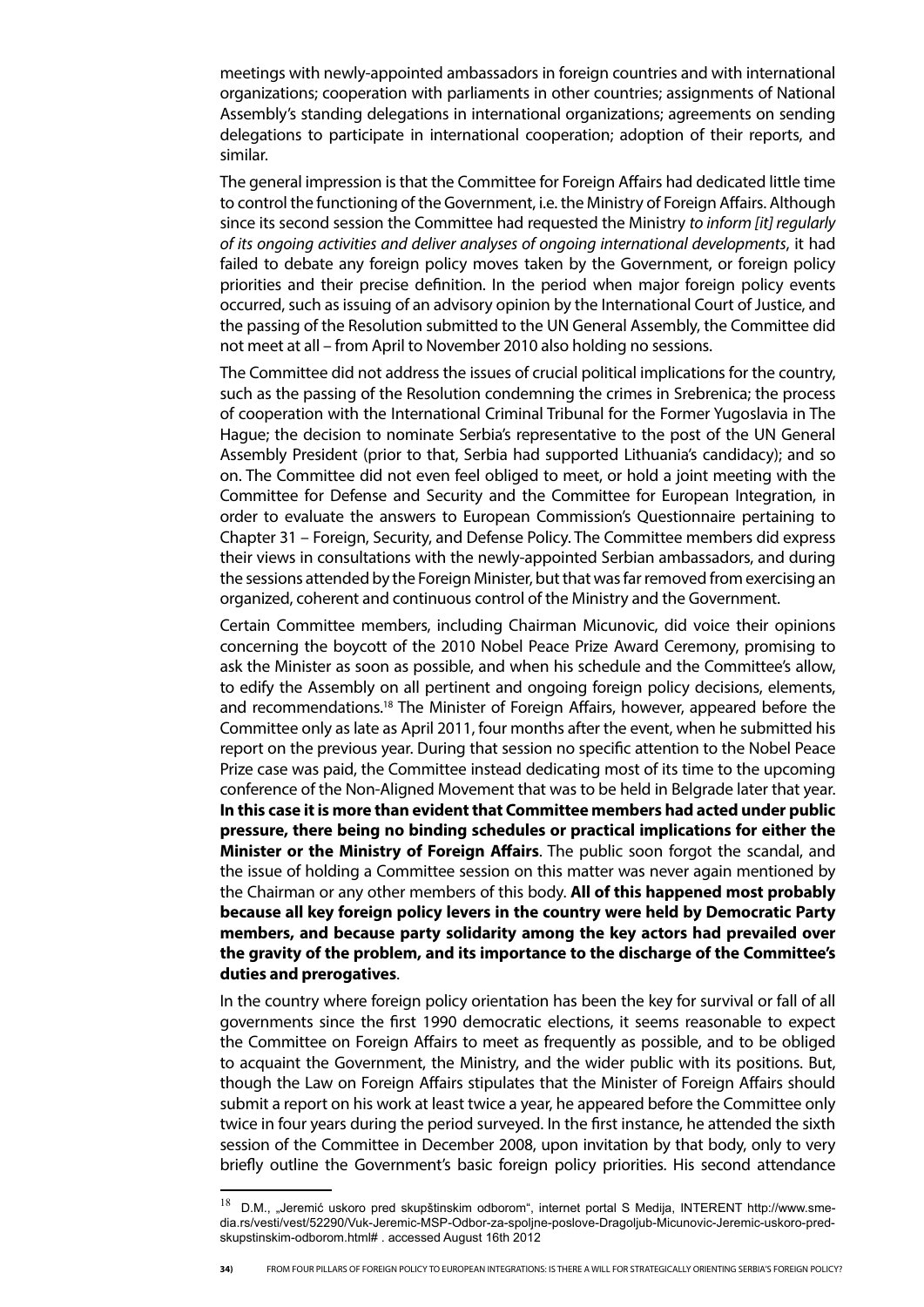meetings with newly-appointed ambassadors in foreign countries and with international organizations; cooperation with parliaments in other countries; assignments of National Assembly's standing delegations in international organizations; agreements on sending delegations to participate in international cooperation; adoption of their reports, and similar.

The general impression is that the Committee for Foreign Affairs had dedicated little time to control the functioning of the Government, i.e. the Ministry of Foreign Affairs. Although since its second session the Committee had requested the Ministry *to inform [it] regularly of its ongoing activities and deliver analyses of ongoing international developments*, it had failed to debate any foreign policy moves taken by the Government, or foreign policy priorities and their precise definition. In the period when major foreign policy events occurred, such as issuing of an advisory opinion by the International Court of Justice, and the passing of the Resolution submitted to the UN General Assembly, the Committee did not meet at all – from April to November 2010 also holding no sessions.

The Committee did not address the issues of crucial political implications for the country, such as the passing of the Resolution condemning the crimes in Srebrenica; the process of cooperation with the International Criminal Tribunal for the Former Yugoslavia in The Hague; the decision to nominate Serbia's representative to the post of the UN General Assembly President (prior to that, Serbia had supported Lithuania's candidacy); and so on. The Committee did not even feel obliged to meet, or hold a joint meeting with the Committee for Defense and Security and the Committee for European Integration, in order to evaluate the answers to European Commission's Questionnaire pertaining to Chapter 31 – Foreign, Security, and Defense Policy. The Committee members did express their views in consultations with the newly-appointed Serbian ambassadors, and during the sessions attended by the Foreign Minister, but that was far removed from exercising an organized, coherent and continuous control of the Ministry and the Government.

Certain Committee members, including Chairman Micunovic, did voice their opinions concerning the boycott of the 2010 Nobel Peace Prize Award Ceremony, promising to ask the Minister as soon as possible, and when his schedule and the Committee's allow, to edify the Assembly on all pertinent and ongoing foreign policy decisions, elements, and recommendations.[18] The Minister of Foreign Affairs, however, appeared before the Committee only as late as April 2011, four months after the event, when he submitted his report on the previous year. During that session no specific attention to the Nobel Peace Prize case was paid, the Committee instead dedicating most of its time to the upcoming conference of the Non-Aligned Movement that was to be held in Belgrade later that year. **In this case it is more than evident that Committee members had acted under public pressure, there being no binding schedules or practical implications for either the Minister or the Ministry of Foreign Affairs**. The public soon forgot the scandal, and the issue of holding a Committee session on this matter was never again mentioned by the Chairman or any other members of this body. **All of this happened most probably because all key foreign policy levers in the country were held by Democratic Party members, and because party solidarity among the key actors had prevailed over the gravity of the problem, and its importance to the discharge of the Committee's duties and prerogatives**.

In the country where foreign policy orientation has been the key for survival or fall of all governments since the first 1990 democratic elections, it seems reasonable to expect the Committee on Foreign Affairs to meet as frequently as possible, and to be obliged to acquaint the Government, the Ministry, and the wider public with its positions. But, though the Law on Foreign Affairs stipulates that the Minister of Foreign Affairs should submit a report on his work at least twice a year, he appeared before the Committee only twice in four years during the period surveyed. In the first instance, he attended the sixth session of the Committee in December 2008, upon invitation by that body, only to very briefly outline the Government's basic foreign policy priorities. His second attendance

[18] D.M., „Jeremić uskoro pred skupštinskim odborom", internet portal S Medija, INTERENT http://www.smedia.rs/vesti/vest/52290/Vuk-Jeremic-MSP-Odbor-za-spoljne-poslove-Dragoljub-Micunovic-Jeremic-uskoro-pred-skupstinskim-odborom.html# . accessed August 16th 2012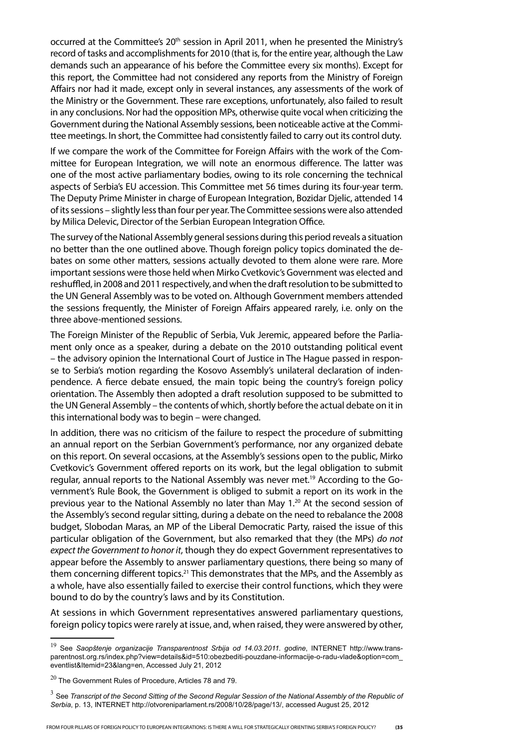occurred at the Committee's 20th session in April 2011, when he presented the Ministry's record of tasks and accomplishments for 2010 (that is, for the entire year, although the Law demands such an appearance of his before the Committee every six months). Except for this report, the Committee had not considered any reports from the Ministry of Foreign Affairs nor had it made, except only in several instances, any assessments of the work of the Ministry or the Government. These rare exceptions, unfortunately, also failed to result in any conclusions. Nor had the opposition MPs, otherwise quite vocal when criticizing the Government during the National Assembly sessions, been noticeable active at the Committee meetings. In short, the Committee had consistently failed to carry out its control duty.

If we compare the work of the Committee for Foreign Affairs with the work of the Committee for European Integration, we will note an enormous difference. The latter was one of the most active parliamentary bodies, owing to its role concerning the technical aspects of Serbia's EU accession. This Committee met 56 times during its four-year term. The Deputy Prime Minister in charge of European Integration, Bozidar Djelic, attended 14 of its sessions – slightly less than four per year. The Committee sessions were also attended by Milica Delevic, Director of the Serbian European Integration Office.

The survey of the National Assembly general sessions during this period reveals a situation no better than the one outlined above. Though foreign policy topics dominated the debates on some other matters, sessions actually devoted to them alone were rare. More important sessions were those held when Mirko Cvetkovic's Government was elected and reshuffled, in 2008 and 2011 respectively, and when the draft resolution to be submitted to the UN General Assembly was to be voted on. Although Government members attended the sessions frequently, the Minister of Foreign Affairs appeared rarely, i.e. only on the three above-mentioned sessions.

The Foreign Minister of the Republic of Serbia, Vuk Jeremic, appeared before the Parliament only once as a speaker, during a debate on the 2010 outstanding political event – the advisory opinion the International Court of Justice in The Hague passed in response to Serbia's motion regarding the Kosovo Assembly's unilateral declaration of indenpendence. A fierce debate ensued, the main topic being the country's foreign policy orientation. The Assembly then adopted a draft resolution supposed to be submitted to the UN General Assembly – the contents of which, shortly before the actual debate on it in this international body was to begin – were changed.

In addition, there was no criticism of the failure to respect the procedure of submitting an annual report on the Serbian Government's performance, nor any organized debate on this report. On several occasions, at the Assembly's sessions open to the public, Mirko Cvetkovic's Government offered reports on its work, but the legal obligation to submit regular, annual reports to the National Assembly was never met.[19] According to the Government's Rule Book, the Government is obliged to submit a report on its work in the previous year to the National Assembly no later than May 1.[20] At the second session of the Assembly's second regular sitting, during a debate on the need to rebalance the 2008 budget, Slobodan Maras, an MP of the Liberal Democratic Party, raised the issue of this particular obligation of the Government, but also remarked that they (the MPs) *do not expect the Government to honor it*, though they do expect Government representatives to appear before the Assembly to answer parliamentary questions, there being so many of them concerning different topics.[21] This demonstrates that the MPs, and the Assembly as a whole, have also essentially failed to exercise their control functions, which they were bound to do by the country's laws and by its Constitution.

At sessions in which Government representatives answered parliamentary questions, foreign policy topics were rarely at issue, and, when raised, they were answered by other,

---

[19] See *Saopštenje organizacije Transparentnost Srbija od 14.03.2011. godine*, INTERNET http://www.transparentnost.org.rs/index.php?view=details&id=510:obezbediti-pouzdane-informacije-o-radu-vlade&option=com_eventlist&Itemid=23&lang=en, Accessed July 21, 2012

[20] The Government Rules of Procedure, Articles 78 and 79.

[3] See *Transcript of the Second Sitting of the Second Regular Session of the National Assembly of the Republic of Serbia*, p. 13, INTERNET http://otvoreniparlament.rs/2008/10/28/page/13/, accessed August 25, 2012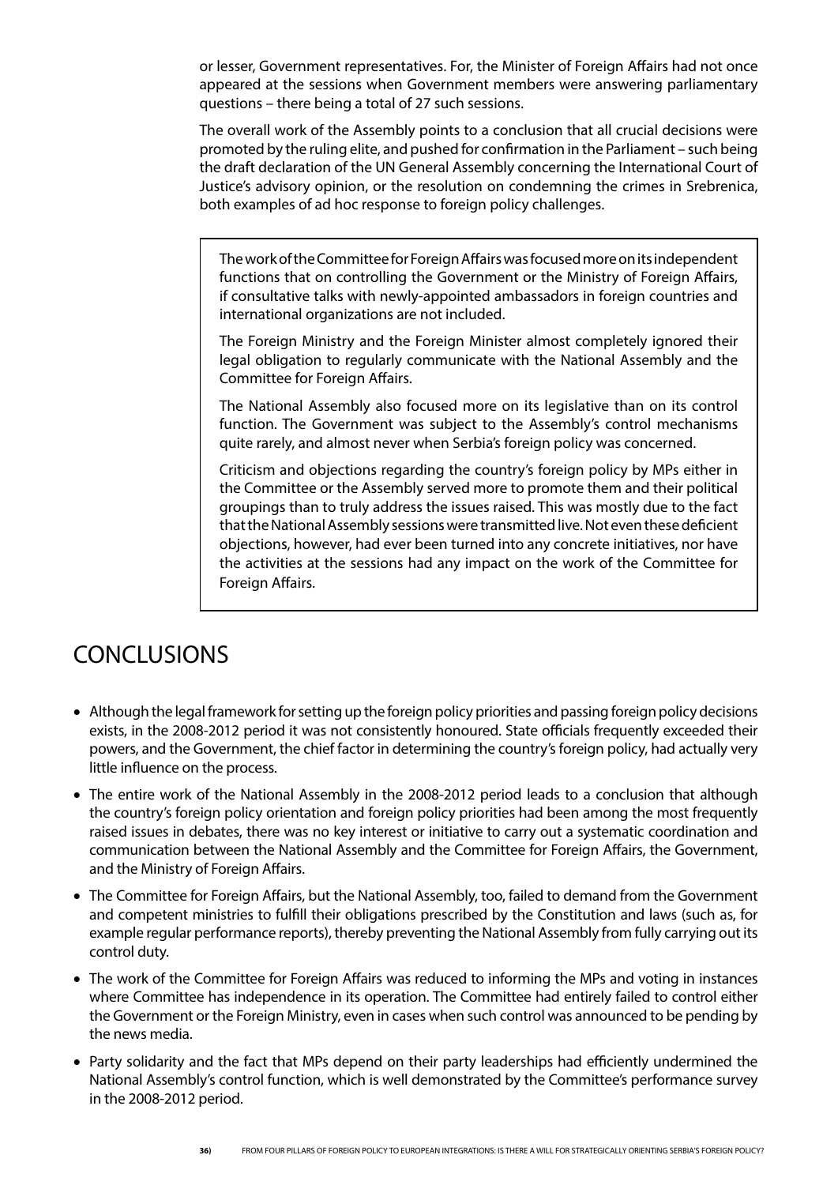or lesser, Government representatives. For, the Minister of Foreign Affairs had not once appeared at the sessions when Government members were answering parliamentary questions – there being a total of 27 such sessions.

The overall work of the Assembly points to a conclusion that all crucial decisions were promoted by the ruling elite, and pushed for confirmation in the Parliament – such being the draft declaration of the UN General Assembly concerning the International Court of Justice's advisory opinion, or the resolution on condemning the crimes in Srebrenica, both examples of ad hoc response to foreign policy challenges.

> The work of the Committee for Foreign Affairs was focused more on its independent functions that on controlling the Government or the Ministry of Foreign Affairs, if consultative talks with newly-appointed ambassadors in foreign countries and international organizations are not included.
>
> The Foreign Ministry and the Foreign Minister almost completely ignored their legal obligation to regularly communicate with the National Assembly and the Committee for Foreign Affairs.
>
> The National Assembly also focused more on its legislative than on its control function. The Government was subject to the Assembly's control mechanisms quite rarely, and almost never when Serbia's foreign policy was concerned.
>
> Criticism and objections regarding the country's foreign policy by MPs either in the Committee or the Assembly served more to promote them and their political groupings than to truly address the issues raised. This was mostly due to the fact that the National Assembly sessions were transmitted live. Not even these deficient objections, however, had ever been turned into any concrete initiatives, nor have the activities at the sessions had any impact on the work of the Committee for Foreign Affairs.

# CONCLUSIONS

- Although the legal framework for setting up the foreign policy priorities and passing foreign policy decisions exists, in the 2008-2012 period it was not consistently honoured. State officials frequently exceeded their powers, and the Government, the chief factor in determining the country's foreign policy, had actually very little influence on the process.
- The entire work of the National Assembly in the 2008-2012 period leads to a conclusion that although the country's foreign policy orientation and foreign policy priorities had been among the most frequently raised issues in debates, there was no key interest or initiative to carry out a systematic coordination and communication between the National Assembly and the Committee for Foreign Affairs, the Government, and the Ministry of Foreign Affairs.
- The Committee for Foreign Affairs, but the National Assembly, too, failed to demand from the Government and competent ministries to fulfill their obligations prescribed by the Constitution and laws (such as, for example regular performance reports), thereby preventing the National Assembly from fully carrying out its control duty.
- The work of the Committee for Foreign Affairs was reduced to informing the MPs and voting in instances where Committee has independence in its operation. The Committee had entirely failed to control either the Government or the Foreign Ministry, even in cases when such control was announced to be pending by the news media.
- Party solidarity and the fact that MPs depend on their party leaderships had efficiently undermined the National Assembly's control function, which is well demonstrated by the Committee's performance survey in the 2008-2012 period.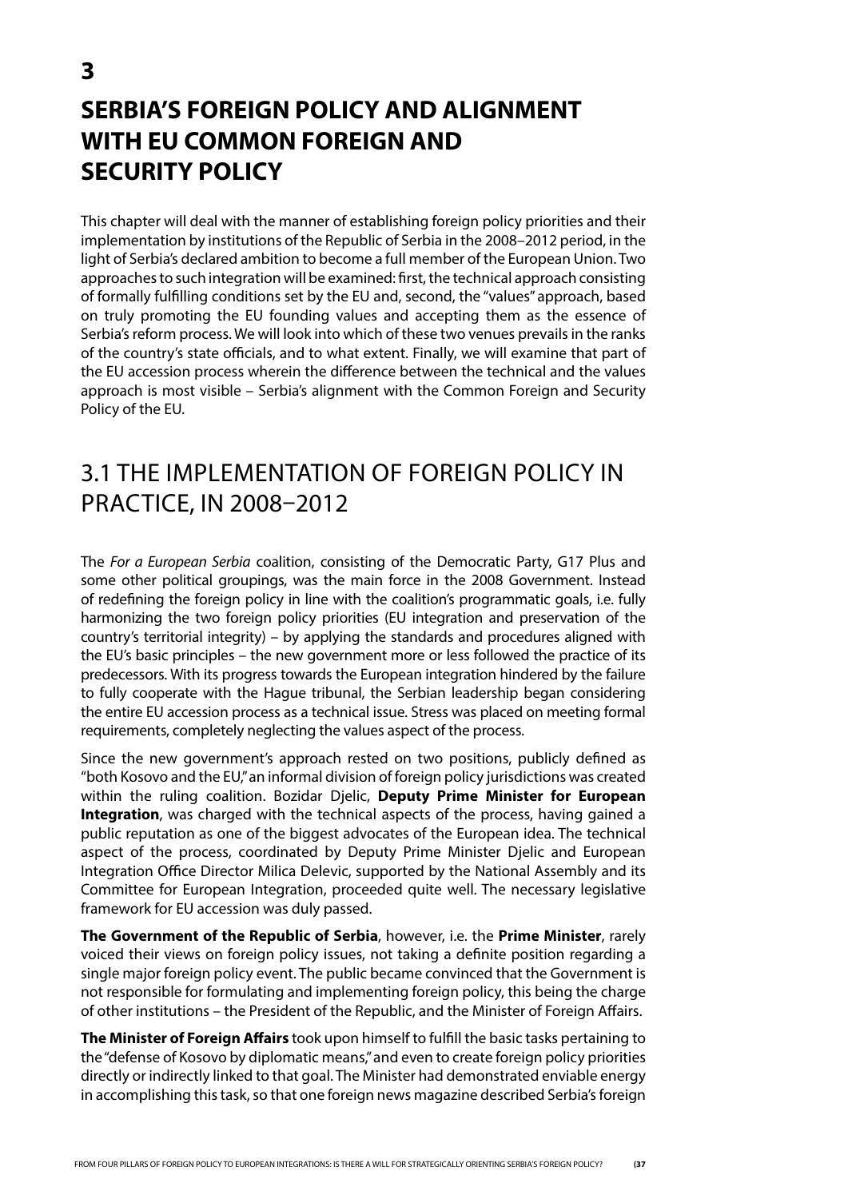# 3

# SERBIA'S FOREIGN POLICY AND ALIGNMENT WITH EU COMMON FOREIGN AND SECURITY POLICY

This chapter will deal with the manner of establishing foreign policy priorities and their implementation by institutions of the Republic of Serbia in the 2008–2012 period, in the light of Serbia's declared ambition to become a full member of the European Union. Two approaches to such integration will be examined: first, the technical approach consisting of formally fulfilling conditions set by the EU and, second, the "values" approach, based on truly promoting the EU founding values and accepting them as the essence of Serbia's reform process. We will look into which of these two venues prevails in the ranks of the country's state officials, and to what extent. Finally, we will examine that part of the EU accession process wherein the difference between the technical and the values approach is most visible – Serbia's alignment with the Common Foreign and Security Policy of the EU.

## 3.1 THE IMPLEMENTATION OF FOREIGN POLICY IN PRACTICE, IN 2008–2012

The *For a European Serbia* coalition, consisting of the Democratic Party, G17 Plus and some other political groupings, was the main force in the 2008 Government. Instead of redefining the foreign policy in line with the coalition's programmatic goals, i.e. fully harmonizing the two foreign policy priorities (EU integration and preservation of the country's territorial integrity) – by applying the standards and procedures aligned with the EU's basic principles – the new government more or less followed the practice of its predecessors. With its progress towards the European integration hindered by the failure to fully cooperate with the Hague tribunal, the Serbian leadership began considering the entire EU accession process as a technical issue. Stress was placed on meeting formal requirements, completely neglecting the values aspect of the process.

Since the new government's approach rested on two positions, publicly defined as "both Kosovo and the EU," an informal division of foreign policy jurisdictions was created within the ruling coalition. Bozidar Djelic, **Deputy Prime Minister for European Integration**, was charged with the technical aspects of the process, having gained a public reputation as one of the biggest advocates of the European idea. The technical aspect of the process, coordinated by Deputy Prime Minister Djelic and European Integration Office Director Milica Delevic, supported by the National Assembly and its Committee for European Integration, proceeded quite well. The necessary legislative framework for EU accession was duly passed.

**The Government of the Republic of Serbia**, however, i.e. the **Prime Minister**, rarely voiced their views on foreign policy issues, not taking a definite position regarding a single major foreign policy event. The public became convinced that the Government is not responsible for formulating and implementing foreign policy, this being the charge of other institutions – the President of the Republic, and the Minister of Foreign Affairs.

**The Minister of Foreign Affairs** took upon himself to fulfill the basic tasks pertaining to the "defense of Kosovo by diplomatic means," and even to create foreign policy priorities directly or indirectly linked to that goal. The Minister had demonstrated enviable energy in accomplishing this task, so that one foreign news magazine described Serbia's foreign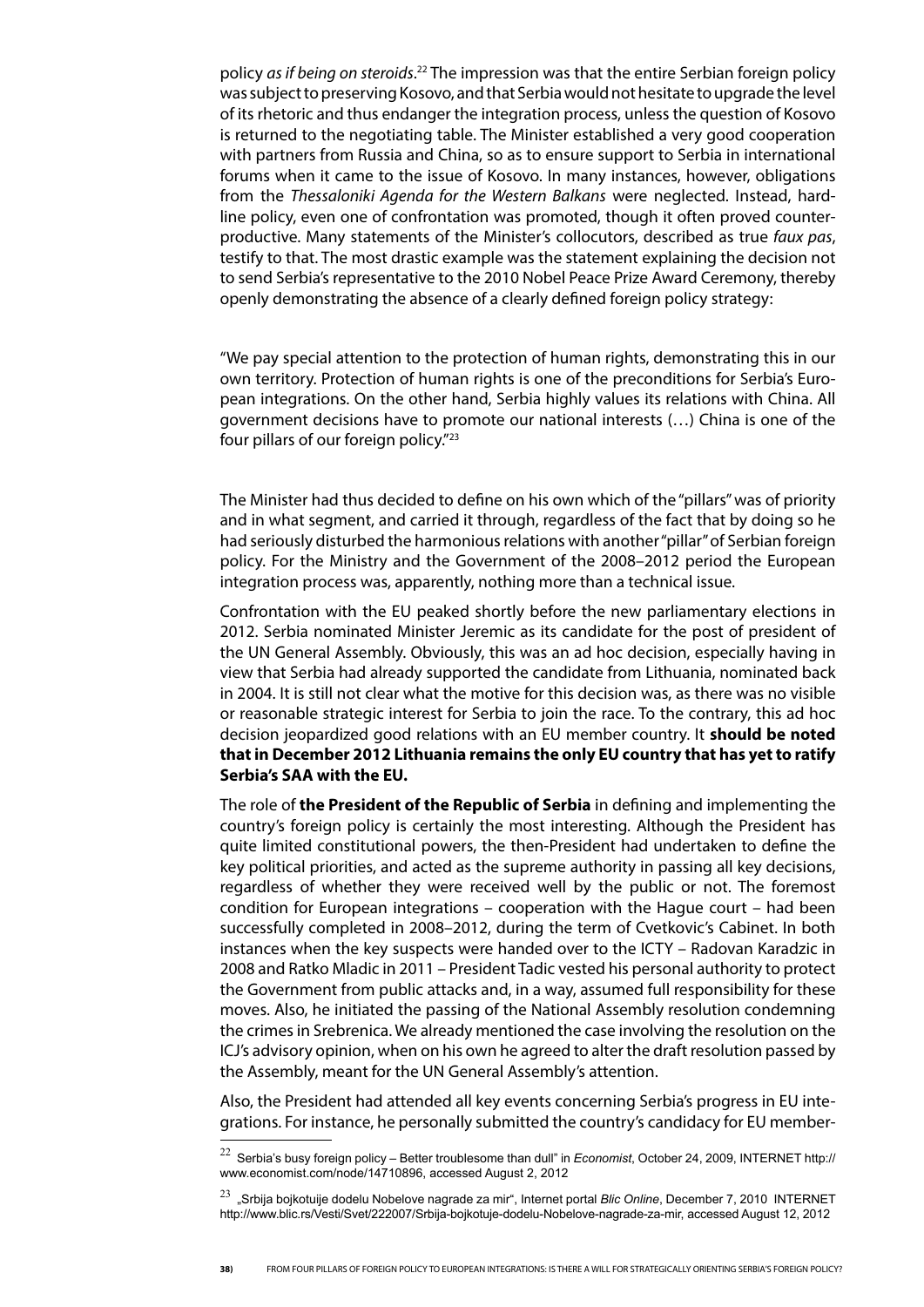policy *as if being on steroids*.[22] The impression was that the entire Serbian foreign policy was subject to preserving Kosovo, and that Serbia would not hesitate to upgrade the level of its rhetoric and thus endanger the integration process, unless the question of Kosovo is returned to the negotiating table. The Minister established a very good cooperation with partners from Russia and China, so as to ensure support to Serbia in international forums when it came to the issue of Kosovo. In many instances, however, obligations from the *Thessaloniki Agenda for the Western Balkans* were neglected. Instead, hard-line policy, even one of confrontation was promoted, though it often proved counter-productive. Many statements of the Minister's collocutors, described as true *faux pas*, testify to that. The most drastic example was the statement explaining the decision not to send Serbia's representative to the 2010 Nobel Peace Prize Award Ceremony, thereby openly demonstrating the absence of a clearly defined foreign policy strategy:

"We pay special attention to the protection of human rights, demonstrating this in our own territory. Protection of human rights is one of the preconditions for Serbia's European integrations. On the other hand, Serbia highly values its relations with China. All government decisions have to promote our national interests (…) China is one of the four pillars of our foreign policy."[23]

The Minister had thus decided to define on his own which of the "pillars" was of priority and in what segment, and carried it through, regardless of the fact that by doing so he had seriously disturbed the harmonious relations with another "pillar" of Serbian foreign policy. For the Ministry and the Government of the 2008–2012 period the European integration process was, apparently, nothing more than a technical issue.

Confrontation with the EU peaked shortly before the new parliamentary elections in 2012. Serbia nominated Minister Jeremic as its candidate for the post of president of the UN General Assembly. Obviously, this was an ad hoc decision, especially having in view that Serbia had already supported the candidate from Lithuania, nominated back in 2004. It is still not clear what the motive for this decision was, as there was no visible or reasonable strategic interest for Serbia to join the race. To the contrary, this ad hoc decision jeopardized good relations with an EU member country. It **should be noted that in December 2012 Lithuania remains the only EU country that has yet to ratify Serbia's SAA with the EU.**

The role of **the President of the Republic of Serbia** in defining and implementing the country's foreign policy is certainly the most interesting. Although the President has quite limited constitutional powers, the then-President had undertaken to define the key political priorities, and acted as the supreme authority in passing all key decisions, regardless of whether they were received well by the public or not. The foremost condition for European integrations – cooperation with the Hague court – had been successfully completed in 2008–2012, during the term of Cvetkovic's Cabinet. In both instances when the key suspects were handed over to the ICTY – Radovan Karadzic in 2008 and Ratko Mladic in 2011 – President Tadic vested his personal authority to protect the Government from public attacks and, in a way, assumed full responsibility for these moves. Also, he initiated the passing of the National Assembly resolution condemning the crimes in Srebrenica. We already mentioned the case involving the resolution on the ICJ's advisory opinion, when on his own he agreed to alter the draft resolution passed by the Assembly, meant for the UN General Assembly's attention.

Also, the President had attended all key events concerning Serbia's progress in EU integrations. For instance, he personally submitted the country's candidacy for EU member-

---

[22] Serbia's busy foreign policy – Better troublesome than dull" in *Economist*, October 24, 2009, INTERNET http://www.economist.com/node/14710896, accessed August 2, 2012

[23] „Srbija bojkotuije dodelu Nobelove nagrade za mir", Internet portal *Blic Online*, December 7, 2010 INTERNET http://www.blic.rs/Vesti/Svet/222007/Srbija-bojkotuje-dodelu-Nobelove-nagrade-za-mir, accessed August 12, 2012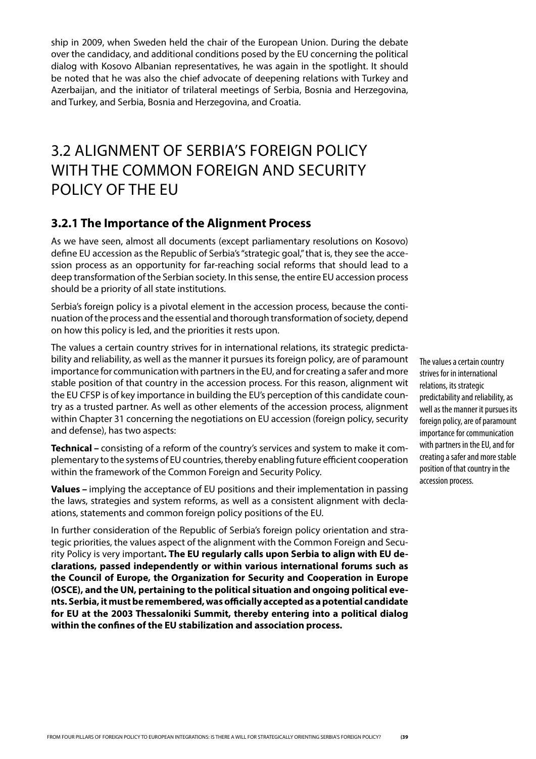ship in 2009, when Sweden held the chair of the European Union. During the debate over the candidacy, and additional conditions posed by the EU concerning the political dialog with Kosovo Albanian representatives, he was again in the spotlight. It should be noted that he was also the chief advocate of deepening relations with Turkey and Azerbaijan, and the initiator of trilateral meetings of Serbia, Bosnia and Herzegovina, and Turkey, and Serbia, Bosnia and Herzegovina, and Croatia.

## 3.2 ALIGNMENT OF SERBIA'S FOREIGN POLICY WITH THE COMMON FOREIGN AND SECURITY POLICY OF THE EU

### 3.2.1 The Importance of the Alignment Process

As we have seen, almost all documents (except parliamentary resolutions on Kosovo) define EU accession as the Republic of Serbia's "strategic goal," that is, they see the accession process as an opportunity for far-reaching social reforms that should lead to a deep transformation of the Serbian society. In this sense, the entire EU accession process should be a priority of all state institutions.

Serbia's foreign policy is a pivotal element in the accession process, because the continuation of the process and the essential and thorough transformation of society, depend on how this policy is led, and the priorities it rests upon.

The values a certain country strives for in international relations, its strategic predictability and reliability, as well as the manner it pursues its foreign policy, are of paramount importance for communication with partners in the EU, and for creating a safer and more stable position of that country in the accession process. For this reason, alignment wit the EU CFSP is of key importance in building the EU's perception of this candidate country as a trusted partner. As well as other elements of the accession process, alignment within Chapter 31 concerning the negotiations on EU accession (foreign policy, security and defense), has two aspects:

> The values a certain country strives for in international relations, its strategic predictability and reliability, as well as the manner it pursues its foreign policy, are of paramount importance for communication with partners in the EU, and for creating a safer and more stable position of that country in the accession process.

**Technical –** consisting of a reform of the country's services and system to make it complementary to the systems of EU countries, thereby enabling future efficient cooperation within the framework of the Common Foreign and Security Policy.

**Values –** implying the acceptance of EU positions and their implementation in passing the laws, strategies and system reforms, as well as a consistent alignment with declaations, statements and common foreign policy positions of the EU.

In further consideration of the Republic of Serbia's foreign policy orientation and strategic priorities, the values aspect of the alignment with the Common Foreign and Security Policy is very important**. The EU regularly calls upon Serbia to align with EU declarations, passed independently or within various international forums such as the Council of Europe, the Organization for Security and Cooperation in Europe (OSCE), and the UN, pertaining to the political situation and ongoing political events. Serbia, it must be remembered, was officially accepted as a potential candidate for EU at the 2003 Thessaloniki Summit, thereby entering into a political dialog within the confines of the EU stabilization and association process.**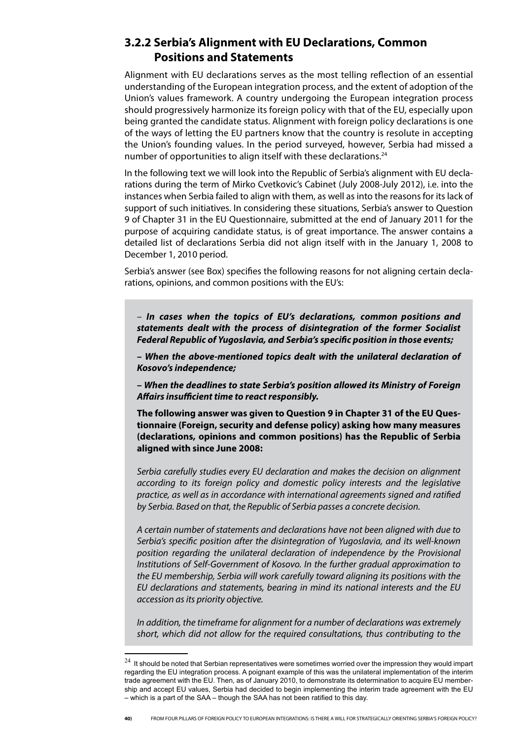### 3.2.2 Serbia's Alignment with EU Declarations, Common Positions and Statements

Alignment with EU declarations serves as the most telling reflection of an essential understanding of the European integration process, and the extent of adoption of the Union's values framework. A country undergoing the European integration process should progressively harmonize its foreign policy with that of the EU, especially upon being granted the candidate status. Alignment with foreign policy declarations is one of the ways of letting the EU partners know that the country is resolute in accepting the Union's founding values. In the period surveyed, however, Serbia had missed a number of opportunities to align itself with these declarations.[24]

In the following text we will look into the Republic of Serbia's alignment with EU declarations during the term of Mirko Cvetkovic's Cabinet (July 2008-July 2012), i.e. into the instances when Serbia failed to align with them, as well as into the reasons for its lack of support of such initiatives. In considering these situations, Serbia's answer to Question 9 of Chapter 31 in the EU Questionnaire, submitted at the end of January 2011 for the purpose of acquiring candidate status, is of great importance. The answer contains a detailed list of declarations Serbia did not align itself with in the January 1, 2008 to December 1, 2010 period.

Serbia's answer (see Box) specifies the following reasons for not aligning certain declarations, opinions, and common positions with the EU's:

> – ***In cases when the topics of EU's declarations, common positions and statements dealt with the process of disintegration of the former Socialist Federal Republic of Yugoslavia, and Serbia's specific position in those events;***
>
> ***– When the above-mentioned topics dealt with the unilateral declaration of Kosovo's independence;***
>
> ***– When the deadlines to state Serbia's position allowed its Ministry of Foreign Affairs insufficient time to react responsibly.***
>
> **The following answer was given to Question 9 in Chapter 31 of the EU Questionnaire (Foreign, security and defense policy) asking how many measures (declarations, opinions and common positions) has the Republic of Serbia aligned with since June 2008:**
>
> *Serbia carefully studies every EU declaration and makes the decision on alignment according to its foreign policy and domestic policy interests and the legislative practice, as well as in accordance with international agreements signed and ratified by Serbia. Based on that, the Republic of Serbia passes a concrete decision.*
>
> *A certain number of statements and declarations have not been aligned with due to Serbia's specific position after the disintegration of Yugoslavia, and its well-known position regarding the unilateral declaration of independence by the Provisional Institutions of Self-Government of Kosovo. In the further gradual approximation to the EU membership, Serbia will work carefully toward aligning its positions with the EU declarations and statements, bearing in mind its national interests and the EU accession as its priority objective.*
>
> *In addition, the timeframe for alignment for a number of declarations was extremely short, which did not allow for the required consultations, thus contributing to the*

---

[24] It should be noted that Serbian representatives were sometimes worried over the impression they would impart regarding the EU integration process. A poignant example of this was the unilateral implementation of the interim trade agreement with the EU. Then, as of January 2010, to demonstrate its determination to acquire EU membership and accept EU values, Serbia had decided to begin implementing the interim trade agreement with the EU – which is a part of the SAA – though the SAA has not been ratified to this day.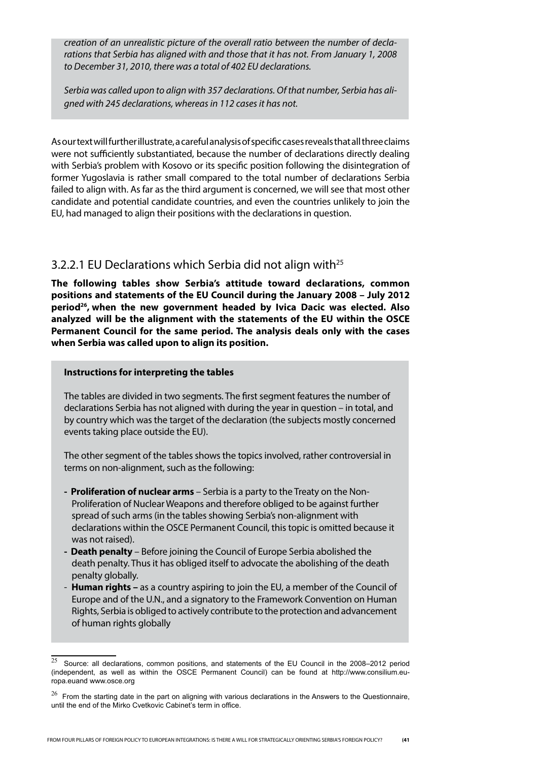*creation of an unrealistic picture of the overall ratio between the number of declarations that Serbia has aligned with and those that it has not. From January 1, 2008 to December 31, 2010, there was a total of 402 EU declarations.*

*Serbia was called upon to align with 357 declarations. Of that number, Serbia has aligned with 245 declarations, whereas in 112 cases it has not.*

As our text will further illustrate, a careful analysis of specific cases reveals that all three claims were not sufficiently substantiated, because the number of declarations directly dealing with Serbia's problem with Kosovo or its specific position following the disintegration of former Yugoslavia is rather small compared to the total number of declarations Serbia failed to align with. As far as the third argument is concerned, we will see that most other candidate and potential candidate countries, and even the countries unlikely to join the EU, had managed to align their positions with the declarations in question.

### 3.2.2.1 EU Declarations which Serbia did not align with[25]

**The following tables show Serbia's attitude toward declarations, common positions and statements of the EU Council during the January 2008 – July 2012 period[26], when the new government headed by Ivica Dacic was elected. Also analyzed will be the alignment with the statements of the EU within the OSCE Permanent Council for the same period. The analysis deals only with the cases when Serbia was called upon to align its position.**

**Instructions for interpreting the tables**

The tables are divided in two segments. The first segment features the number of declarations Serbia has not aligned with during the year in question – in total, and by country which was the target of the declaration (the subjects mostly concerned events taking place outside the EU).

The other segment of the tables shows the topics involved, rather controversial in terms on non-alignment, such as the following:

- **Proliferation of nuclear arms** – Serbia is a party to the Treaty on the Non-Proliferation of Nuclear Weapons and therefore obliged to be against further spread of such arms (in the tables showing Serbia's non-alignment with declarations within the OSCE Permanent Council, this topic is omitted because it was not raised).
- **Death penalty** – Before joining the Council of Europe Serbia abolished the death penalty. Thus it has obliged itself to advocate the abolishing of the death penalty globally.
- **Human rights –** as a country aspiring to join the EU, a member of the Council of Europe and of the U.N., and a signatory to the Framework Convention on Human Rights, Serbia is obliged to actively contribute to the protection and advancement of human rights globally

[25] Source: all declarations, common positions, and statements of the EU Council in the 2008–2012 period (independent, as well as within the OSCE Permanent Council) can be found at http://www.consilium.europa.euand www.osce.org

[26] From the starting date in the part on aligning with various declarations in the Answers to the Questionnaire, until the end of the Mirko Cvetkovic Cabinet's term in office.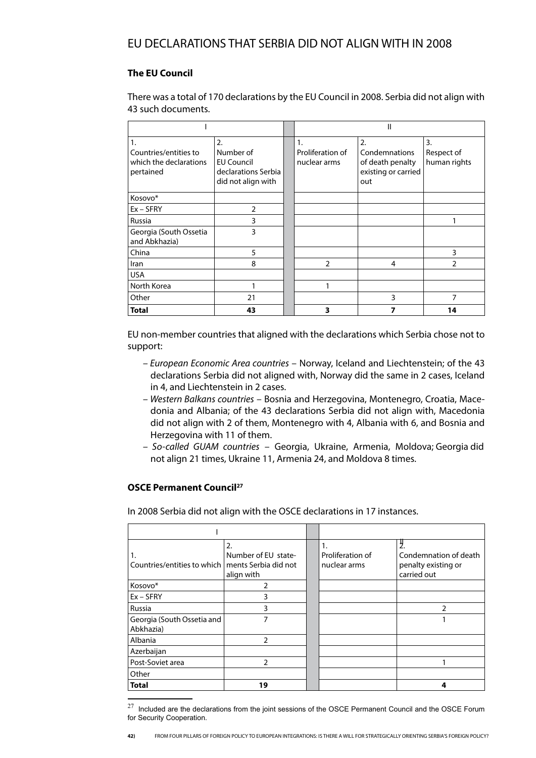# EU DECLARATIONS THAT SERBIA DID NOT ALIGN WITH IN 2008

### The EU Council

There was a total of 170 declarations by the EU Council in 2008. Serbia did not align with 43 such documents.

| I | | | II | | |
|---|---|---|---|---|---|
| 1. Countries/entities to which the declarations pertained | 2. Number of EU Council declarations Serbia did not align with | | 1. Proliferation of nuclear arms | 2. Condemnations of death penalty existing or carried out | 3. Respect of human rights |
| Kosovo* | | | | | |
| Ex – SFRY | 2 | | | | |
| Russia | 3 | | | | 1 |
| Georgia (South Ossetia and Abkhazia) | 3 | | | | |
| China | 5 | | | | 3 |
| Iran | 8 | | 2 | 4 | 2 |
| USA | | | | | |
| North Korea | 1 | | 1 | | |
| Other | 21 | | | 3 | 7 |
| **Total** | **43** | | **3** | **7** | **14** |

EU non-member countries that aligned with the declarations which Serbia chose not to support:

- *European Economic Area countries* – Norway, Iceland and Liechtenstein; of the 43 declarations Serbia did not aligned with, Norway did the same in 2 cases, Iceland in 4, and Liechtenstein in 2 cases.
- *Western Balkans countries* – Bosnia and Herzegovina, Montenegro, Croatia, Macedonia and Albania; of the 43 declarations Serbia did not align with, Macedonia did not align with 2 of them, Montenegro with 4, Albania with 6, and Bosnia and Herzegovina with 11 of them.
- *So-called GUAM countries* – Georgia, Ukraine, Armenia, Moldova; Georgia did not align 21 times, Ukraine 11, Armenia 24, and Moldova 8 times.

### OSCE Permanent Council[27]

In 2008 Serbia did not align with the OSCE declarations in 17 instances.

| I | | | II | |
|---|---|---|---|---|
| 1. Countries/entities to which | 2. Number of EU statements Serbia did not align with | | 1. Proliferation of nuclear arms | 2. Condemnation of death penalty existing or carried out |
| Kosovo* | 2 | | | |
| Ex – SFRY | 3 | | | |
| Russia | 3 | | | 2 |
| Georgia (South Ossetia and Abkhazia) | 7 | | | 1 |
| Albania | 2 | | | |
| Azerbaijan | | | | |
| Post-Soviet area | 2 | | | 1 |
| Other | | | | |
| **Total** | **19** | | | **4** |

[27] Included are the declarations from the joint sessions of the OSCE Permanent Council and the OSCE Forum for Security Cooperation.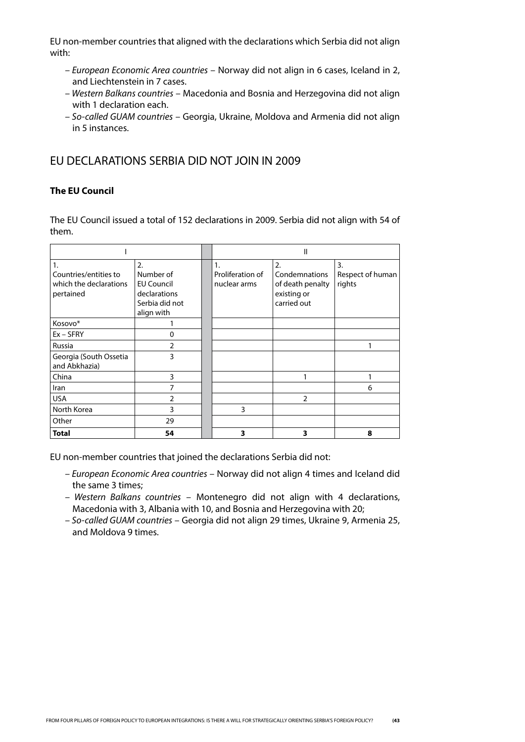EU non-member countries that aligned with the declarations which Serbia did not align with:

- *European Economic Area countries* – Norway did not align in 6 cases, Iceland in 2, and Liechtenstein in 7 cases.
- *Western Balkans countries* – Macedonia and Bosnia and Herzegovina did not align with 1 declaration each.
- *So-called GUAM countries* – Georgia, Ukraine, Moldova and Armenia did not align in 5 instances.

## EU DECLARATIONS SERBIA DID NOT JOIN IN 2009

### The EU Council

The EU Council issued a total of 152 declarations in 2009. Serbia did not align with 54 of them.

| I | | | II | | |
|---|---|---|---|---|---|
| 1. Countries/entities to which the declarations pertained | 2. Number of EU Council declarations Serbia did not align with | | 1. Proliferation of nuclear arms | 2. Condemnations of death penalty existing or carried out | 3. Respect of human rights |
| Kosovo* | 1 | | | | |
| Ex – SFRY | 0 | | | | |
| Russia | 2 | | | | 1 |
| Georgia (South Ossetia and Abkhazia) | 3 | | | | |
| China | 3 | | | 1 | 1 |
| Iran | 7 | | | | 6 |
| USA | 2 | | | 2 | |
| North Korea | 3 | | 3 | | |
| Other | 29 | | | | |
| **Total** | **54** | | **3** | **3** | **8** |

EU non-member countries that joined the declarations Serbia did not:

- *European Economic Area countries* – Norway did not align 4 times and Iceland did the same 3 times;
- *Western Balkans countries* – Montenegro did not align with 4 declarations, Macedonia with 3, Albania with 10, and Bosnia and Herzegovina with 20;
- *So-called GUAM countries* – Georgia did not align 29 times, Ukraine 9, Armenia 25, and Moldova 9 times.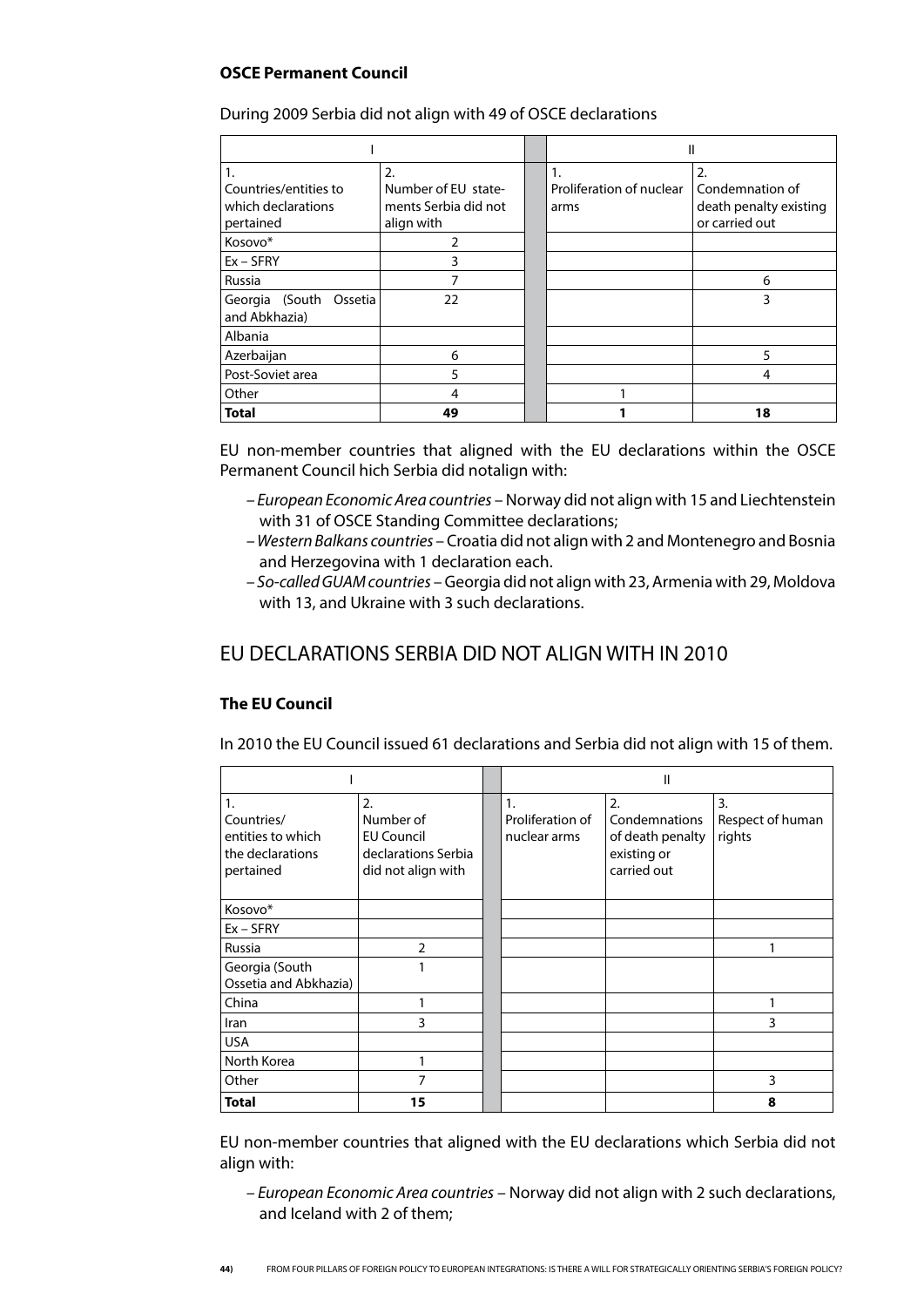**OSCE Permanent Council**

During 2009 Serbia did not align with 49 of OSCE declarations

| I | | | II | |
|---|---|---|---|---|
| 1. Countries/entities to which declarations pertained | 2. Number of EU statements Serbia did not align with | | 1. Proliferation of nuclear arms | 2. Condemnation of death penalty existing or carried out |
| Kosovo* | 2 | | | |
| Ex – SFRY | 3 | | | |
| Russia | 7 | | | 6 |
| Georgia (South Ossetia and Abkhazia) | 22 | | | 3 |
| Albania | | | | |
| Azerbaijan | 6 | | | 5 |
| Post-Soviet area | 5 | | | 4 |
| Other | 4 | | 1 | |
| **Total** | **49** | | **1** | **18** |

EU non-member countries that aligned with the EU declarations within the OSCE Permanent Council hich Serbia did notalign with:

- *European Economic Area countries* – Norway did not align with 15 and Liechtenstein with 31 of OSCE Standing Committee declarations;
- *Western Balkans countries* – Croatia did not align with 2 and Montenegro and Bosnia and Herzegovina with 1 declaration each.
- *So-called GUAM countries* – Georgia did not align with 23, Armenia with 29, Moldova with 13, and Ukraine with 3 such declarations.

## EU DECLARATIONS SERBIA DID NOT ALIGN WITH IN 2010

**The EU Council**

In 2010 the EU Council issued 61 declarations and Serbia did not align with 15 of them.

| I | | | II | | |
|---|---|---|---|---|---|
| 1. Countries/ entities to which the declarations pertained | 2. Number of EU Council declarations Serbia did not align with | | 1. Proliferation of nuclear arms | 2. Condemnations of death penalty existing or carried out | 3. Respect of human rights |
| Kosovo* | | | | | |
| Ex – SFRY | | | | | |
| Russia | 2 | | | | 1 |
| Georgia (South Ossetia and Abkhazia) | 1 | | | | |
| China | 1 | | | | 1 |
| Iran | 3 | | | | 3 |
| USA | | | | | |
| North Korea | 1 | | | | |
| Other | 7 | | | | 3 |
| **Total** | **15** | | | | **8** |

EU non-member countries that aligned with the EU declarations which Serbia did not align with:

- *European Economic Area countries* – Norway did not align with 2 such declarations, and Iceland with 2 of them;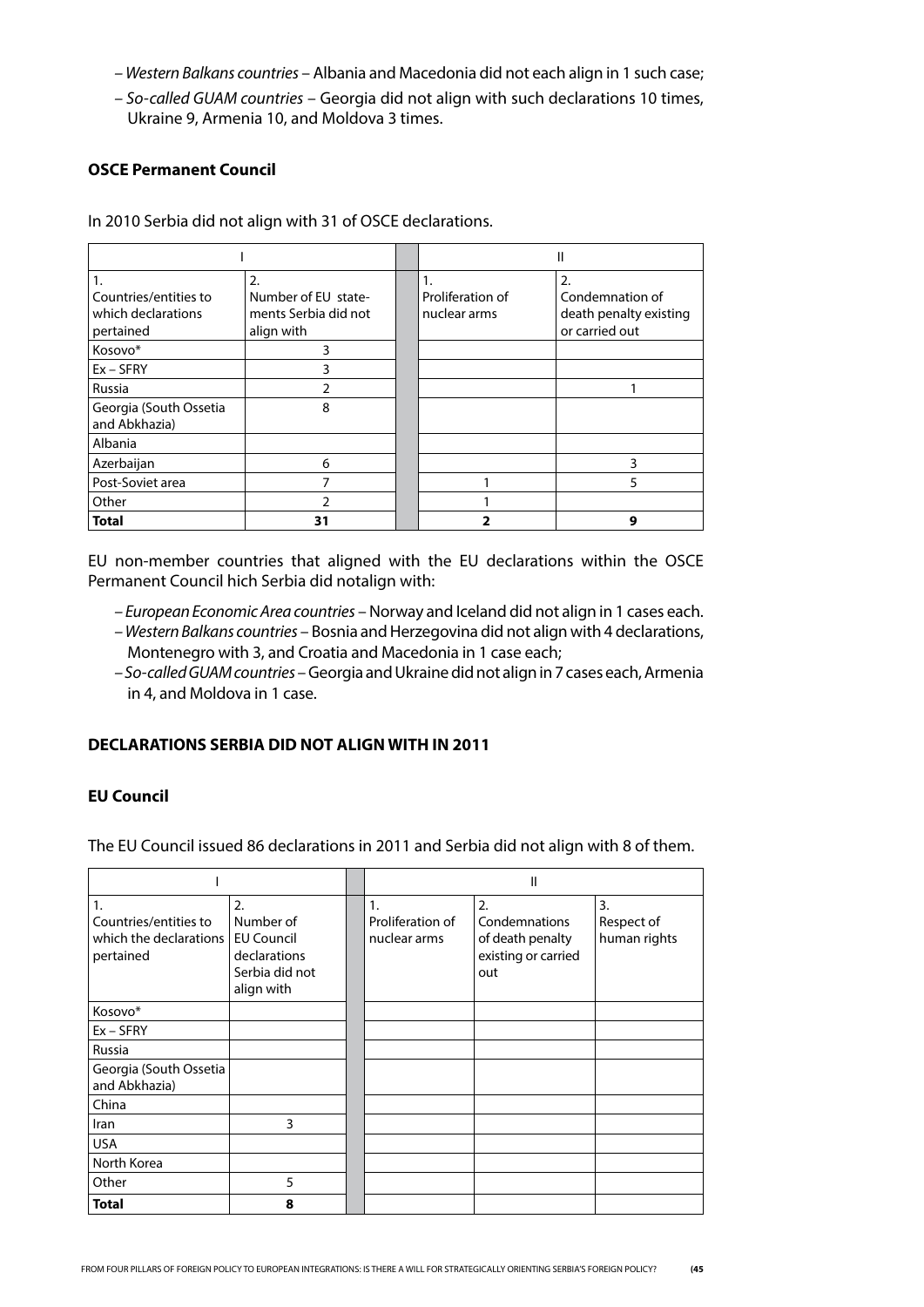– *Western Balkans countries* – Albania and Macedonia did not each align in 1 such case;

– *So-called GUAM countries* – Georgia did not align with such declarations 10 times, Ukraine 9, Armenia 10, and Moldova 3 times.

### OSCE Permanent Council

In 2010 Serbia did not align with 31 of OSCE declarations.

| I | | | II | |
|---|---|---|---|---|
| 1. Countries/entities to which declarations pertained | 2. Number of EU statements Serbia did not align with | | 1. Proliferation of nuclear arms | 2. Condemnation of death penalty existing or carried out |
| Kosovo* | 3 | | | |
| Ex – SFRY | 3 | | | |
| Russia | 2 | | | 1 |
| Georgia (South Ossetia and Abkhazia) | 8 | | | |
| Albania | | | | |
| Azerbaijan | 6 | | | 3 |
| Post-Soviet area | 7 | | 1 | 5 |
| Other | 2 | | 1 | |
| **Total** | **31** | | **2** | **9** |

EU non-member countries that aligned with the EU declarations within the OSCE Permanent Council hich Serbia did notalign with:

– *European Economic Area countries* – Norway and Iceland did not align in 1 cases each.

– *Western Balkans countries* – Bosnia and Herzegovina did not align with 4 declarations, Montenegro with 3, and Croatia and Macedonia in 1 case each;

– *So-called GUAM countries* – Georgia and Ukraine did not align in 7 cases each, Armenia in 4, and Moldova in 1 case.

## DECLARATIONS SERBIA DID NOT ALIGN WITH IN 2011

### EU Council

The EU Council issued 86 declarations in 2011 and Serbia did not align with 8 of them.

| I | | | II | | |
|---|---|---|---|---|---|
| 1. Countries/entities to which the declarations pertained | 2. Number of EU Council declarations Serbia did not align with | | 1. Proliferation of nuclear arms | 2. Condemnations of death penalty existing or carried out | 3. Respect of human rights |
| Kosovo* | | | | | |
| Ex – SFRY | | | | | |
| Russia | | | | | |
| Georgia (South Ossetia and Abkhazia) | | | | | |
| China | | | | | |
| Iran | 3 | | | | |
| USA | | | | | |
| North Korea | | | | | |
| Other | 5 | | | | |
| **Total** | **8** | | | | |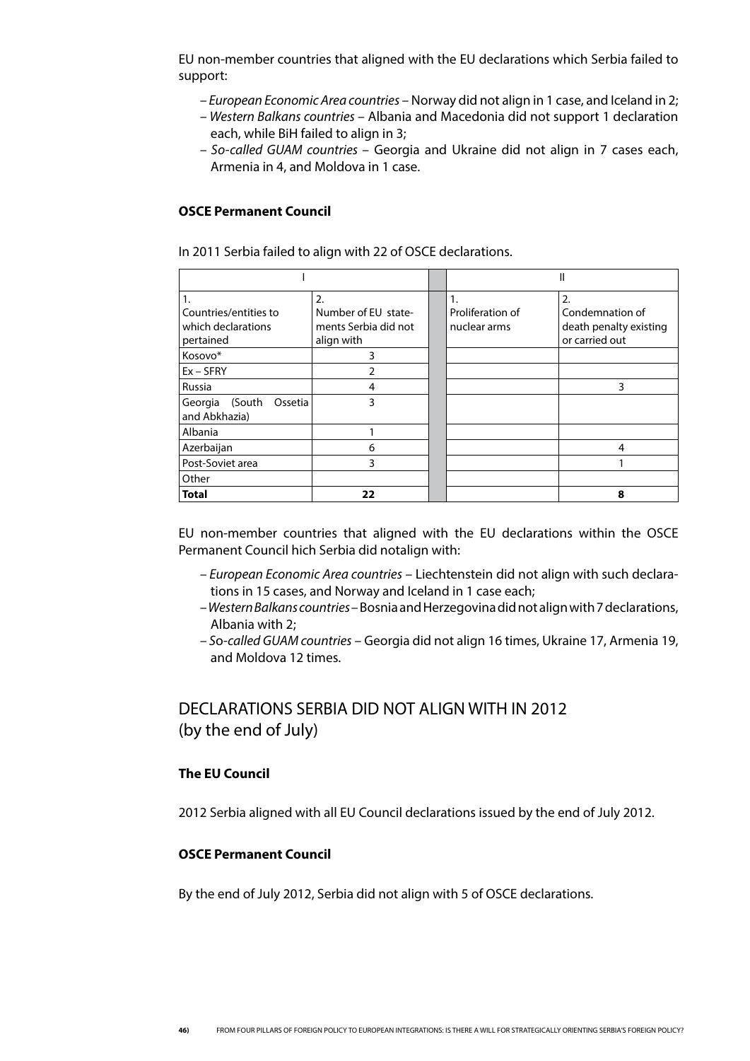EU non-member countries that aligned with the EU declarations which Serbia failed to support:

- *European Economic Area countries* – Norway did not align in 1 case, and Iceland in 2;
- *Western Balkans countries* – Albania and Macedonia did not support 1 declaration each, while BiH failed to align in 3;
- *So-called GUAM countries* – Georgia and Ukraine did not align in 7 cases each, Armenia in 4, and Moldova in 1 case.

#### OSCE Permanent Council

In 2011 Serbia failed to align with 22 of OSCE declarations.

| I | | | II | |
|---|---|---|---|---|
| 1. Countries/entities to which declarations pertained | 2. Number of EU statements Serbia did not align with | | 1. Proliferation of nuclear arms | 2. Condemnation of death penalty existing or carried out |
| Kosovo* | 3 | | | |
| Ex – SFRY | 2 | | | |
| Russia | 4 | | | 3 |
| Georgia (South Ossetia and Abkhazia) | 3 | | | |
| Albania | 1 | | | |
| Azerbaijan | 6 | | | 4 |
| Post-Soviet area | 3 | | | 1 |
| Other | | | | |
| **Total** | **22** | | | **8** |

EU non-member countries that aligned with the EU declarations within the OSCE Permanent Council hich Serbia did notalign with:

- *European Economic Area countries* – Liechtenstein did not align with such declarations in 15 cases, and Norway and Iceland in 1 case each;
- *Western Balkans countries* – Bosnia and Herzegovina did not align with 7 declarations, Albania with 2;
- *So-called GUAM countries* – Georgia did not align 16 times, Ukraine 17, Armenia 19, and Moldova 12 times.

## DECLARATIONS SERBIA DID NOT ALIGN WITH IN 2012 (by the end of July)

#### The EU Council

2012 Serbia aligned with all EU Council declarations issued by the end of July 2012.

#### OSCE Permanent Council

By the end of July 2012, Serbia did not align with 5 of OSCE declarations.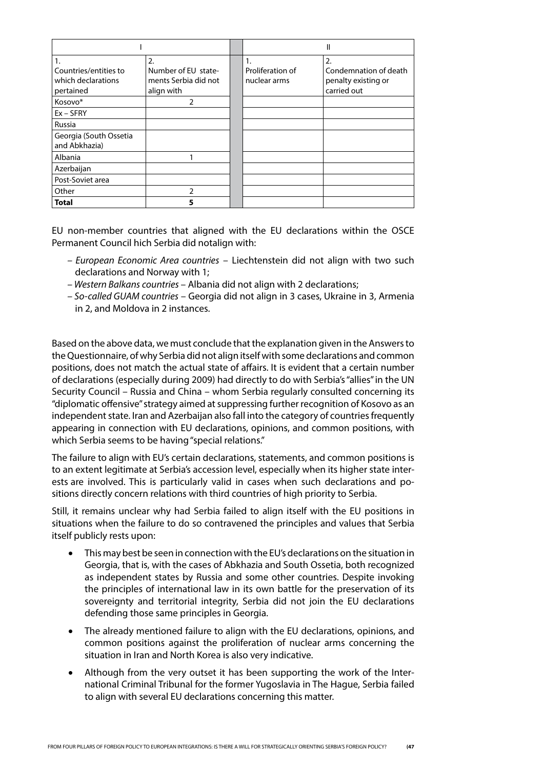| I | | | II | |
|---|---|---|---|---|
| 1. Countries/entities to which declarations pertained | 2. Number of EU statements Serbia did not align with | | 1. Proliferation of nuclear arms | 2. Condemnation of death penalty existing or carried out |
| Kosovo* | 2 | | | |
| Ex – SFRY | | | | |
| Russia | | | | |
| Georgia (South Ossetia and Abkhazia) | | | | |
| Albania | 1 | | | |
| Azerbaijan | | | | |
| Post-Soviet area | | | | |
| Other | 2 | | | |
| **Total** | **5** | | | |

EU non-member countries that aligned with the EU declarations within the OSCE Permanent Council hich Serbia did notalign with:

- *European Economic Area countries* – Liechtenstein did not align with two such declarations and Norway with 1;
- *Western Balkans countries* – Albania did not align with 2 declarations;
- *So-called GUAM countries* – Georgia did not align in 3 cases, Ukraine in 3, Armenia in 2, and Moldova in 2 instances.

Based on the above data, we must conclude that the explanation given in the Answers to the Questionnaire, of why Serbia did not align itself with some declarations and common positions, does not match the actual state of affairs. It is evident that a certain number of declarations (especially during 2009) had directly to do with Serbia's "allies" in the UN Security Council – Russia and China – whom Serbia regularly consulted concerning its "diplomatic offensive" strategy aimed at suppressing further recognition of Kosovo as an independent state. Iran and Azerbaijan also fall into the category of countries frequently appearing in connection with EU declarations, opinions, and common positions, with which Serbia seems to be having "special relations."

The failure to align with EU's certain declarations, statements, and common positions is to an extent legitimate at Serbia's accession level, especially when its higher state interests are involved. This is particularly valid in cases when such declarations and positions directly concern relations with third countries of high priority to Serbia.

Still, it remains unclear why had Serbia failed to align itself with the EU positions in situations when the failure to do so contravened the principles and values that Serbia itself publicly rests upon:

- This may best be seen in connection with the EU's declarations on the situation in Georgia, that is, with the cases of Abkhazia and South Ossetia, both recognized as independent states by Russia and some other countries. Despite invoking the principles of international law in its own battle for the preservation of its sovereignty and territorial integrity, Serbia did not join the EU declarations defending those same principles in Georgia.
- The already mentioned failure to align with the EU declarations, opinions, and common positions against the proliferation of nuclear arms concerning the situation in Iran and North Korea is also very indicative.
- Although from the very outset it has been supporting the work of the International Criminal Tribunal for the former Yugoslavia in The Hague, Serbia failed to align with several EU declarations concerning this matter.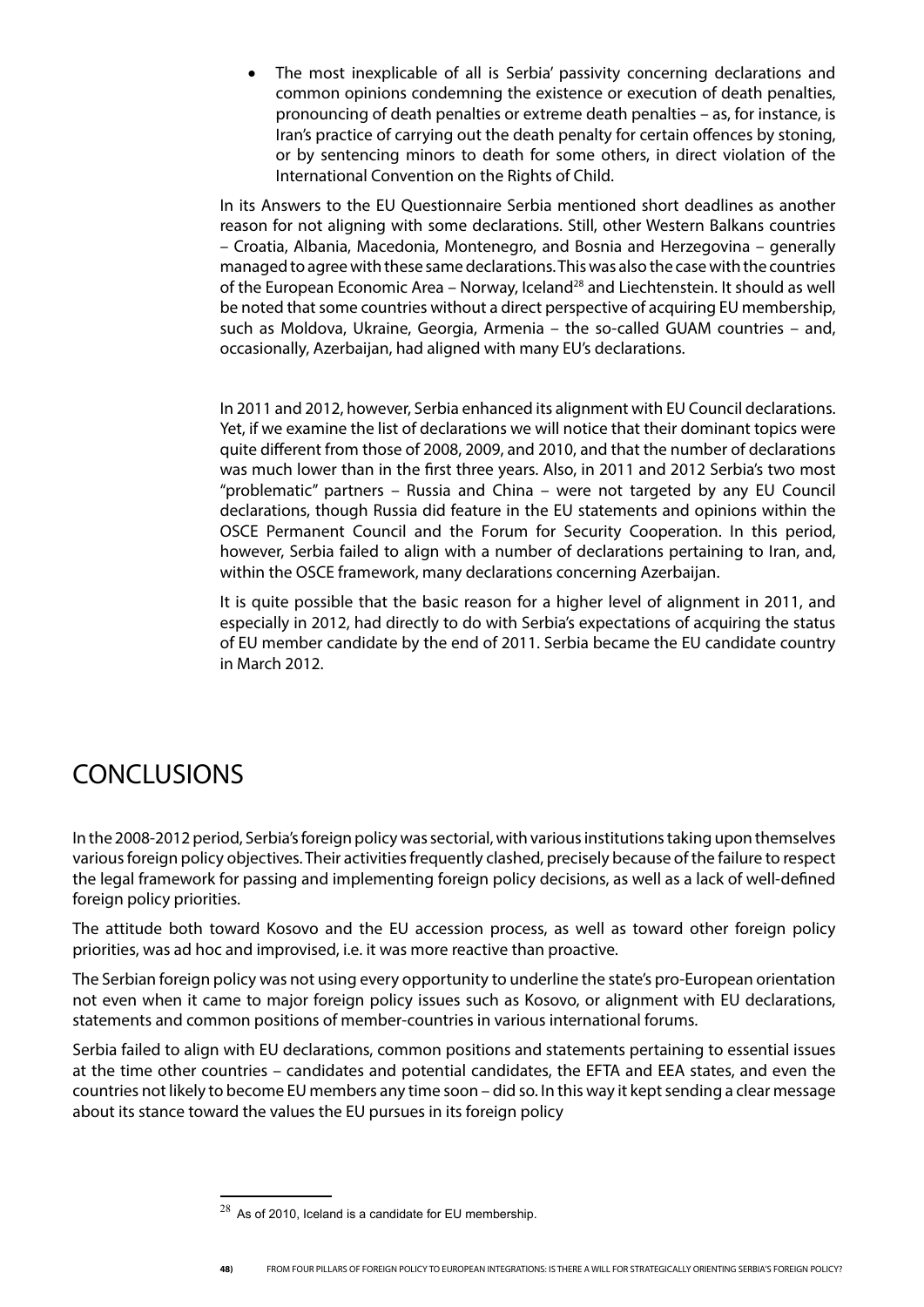- The most inexplicable of all is Serbia' passivity concerning declarations and common opinions condemning the existence or execution of death penalties, pronouncing of death penalties or extreme death penalties – as, for instance, is Iran's practice of carrying out the death penalty for certain offences by stoning, or by sentencing minors to death for some others, in direct violation of the International Convention on the Rights of Child.

In its Answers to the EU Questionnaire Serbia mentioned short deadlines as another reason for not aligning with some declarations. Still, other Western Balkans countries – Croatia, Albania, Macedonia, Montenegro, and Bosnia and Herzegovina – generally managed to agree with these same declarations. This was also the case with the countries of the European Economic Area – Norway, Iceland[28] and Liechtenstein. It should as well be noted that some countries without a direct perspective of acquiring EU membership, such as Moldova, Ukraine, Georgia, Armenia – the so-called GUAM countries – and, occasionally, Azerbaijan, had aligned with many EU's declarations.

In 2011 and 2012, however, Serbia enhanced its alignment with EU Council declarations. Yet, if we examine the list of declarations we will notice that their dominant topics were quite different from those of 2008, 2009, and 2010, and that the number of declarations was much lower than in the first three years. Also, in 2011 and 2012 Serbia's two most "problematic" partners – Russia and China – were not targeted by any EU Council declarations, though Russia did feature in the EU statements and opinions within the OSCE Permanent Council and the Forum for Security Cooperation. In this period, however, Serbia failed to align with a number of declarations pertaining to Iran, and, within the OSCE framework, many declarations concerning Azerbaijan.

It is quite possible that the basic reason for a higher level of alignment in 2011, and especially in 2012, had directly to do with Serbia's expectations of acquiring the status of EU member candidate by the end of 2011. Serbia became the EU candidate country in March 2012.

# CONCLUSIONS

In the 2008-2012 period, Serbia's foreign policy was sectorial, with various institutions taking upon themselves various foreign policy objectives. Their activities frequently clashed, precisely because of the failure to respect the legal framework for passing and implementing foreign policy decisions, as well as a lack of well-defined foreign policy priorities.

The attitude both toward Kosovo and the EU accession process, as well as toward other foreign policy priorities, was ad hoc and improvised, i.e. it was more reactive than proactive.

The Serbian foreign policy was not using every opportunity to underline the state's pro-European orientation not even when it came to major foreign policy issues such as Kosovo, or alignment with EU declarations, statements and common positions of member-countries in various international forums.

Serbia failed to align with EU declarations, common positions and statements pertaining to essential issues at the time other countries – candidates and potential candidates, the EFTA and EEA states, and even the countries not likely to become EU members any time soon – did so. In this way it kept sending a clear message about its stance toward the values the EU pursues in its foreign policy

[28] As of 2010, Iceland is a candidate for EU membership.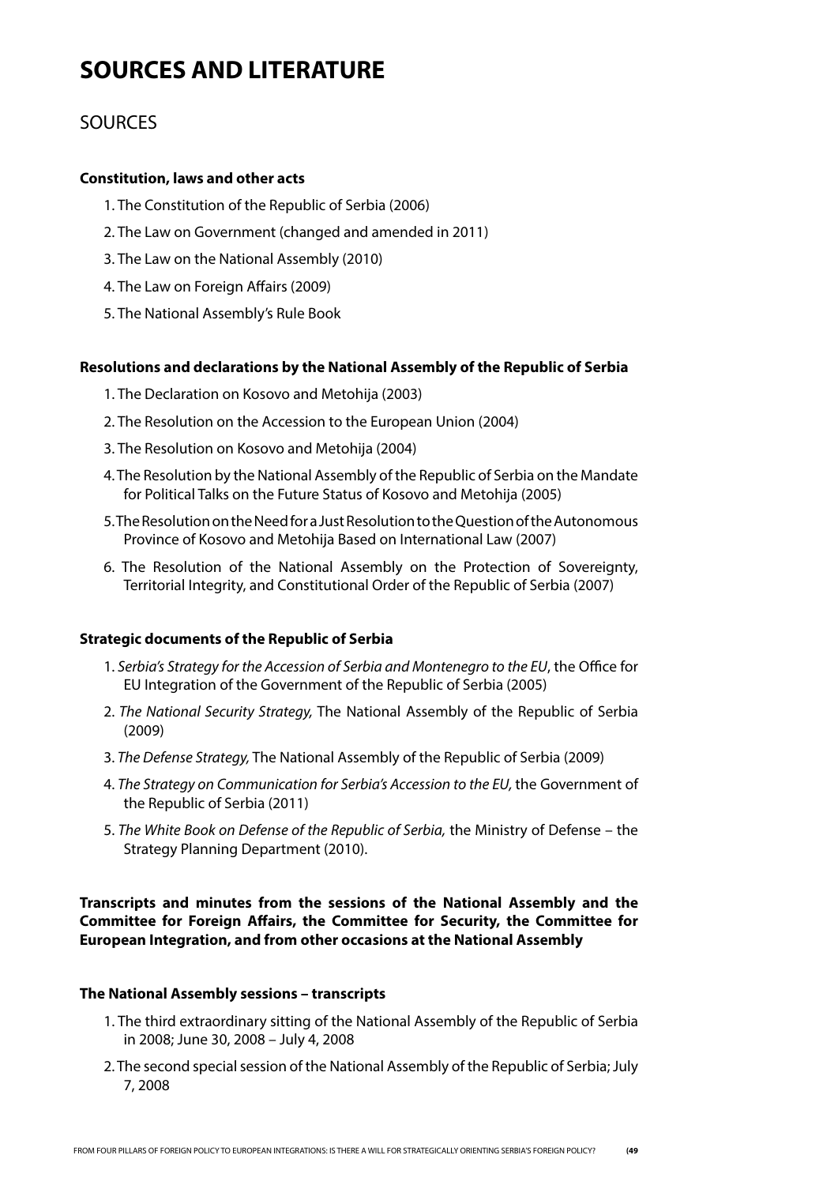# SOURCES AND LITERATURE

## SOURCES

**Constitution, laws and other acts**

1. The Constitution of the Republic of Serbia (2006)
2. The Law on Government (changed and amended in 2011)
3. The Law on the National Assembly (2010)
4. The Law on Foreign Affairs (2009)
5. The National Assembly's Rule Book

**Resolutions and declarations by the National Assembly of the Republic of Serbia**

1. The Declaration on Kosovo and Metohija (2003)
2. The Resolution on the Accession to the European Union (2004)
3. The Resolution on Kosovo and Metohija (2004)
4. The Resolution by the National Assembly of the Republic of Serbia on the Mandate for Political Talks on the Future Status of Kosovo and Metohija (2005)
5. The Resolution on the Need for a Just Resolution to the Question of the Autonomous Province of Kosovo and Metohija Based on International Law (2007)
6. The Resolution of the National Assembly on the Protection of Sovereignty, Territorial Integrity, and Constitutional Order of the Republic of Serbia (2007)

**Strategic documents of the Republic of Serbia**

1. *Serbia's Strategy for the Accession of Serbia and Montenegro to the EU*, the Office for EU Integration of the Government of the Republic of Serbia (2005)
2. *The National Security Strategy,* The National Assembly of the Republic of Serbia (2009)
3. *The Defense Strategy,* The National Assembly of the Republic of Serbia (2009)
4. *The Strategy on Communication for Serbia's Accession to the EU,* the Government of the Republic of Serbia (2011)
5. *The White Book on Defense of the Republic of Serbia,* the Ministry of Defense – the Strategy Planning Department (2010).

**Transcripts and minutes from the sessions of the National Assembly and the Committee for Foreign Affairs, the Committee for Security, the Committee for European Integration, and from other occasions at the National Assembly**

**The National Assembly sessions – transcripts**

1. The third extraordinary sitting of the National Assembly of the Republic of Serbia in 2008; June 30, 2008 – July 4, 2008
2. The second special session of the National Assembly of the Republic of Serbia; July 7, 2008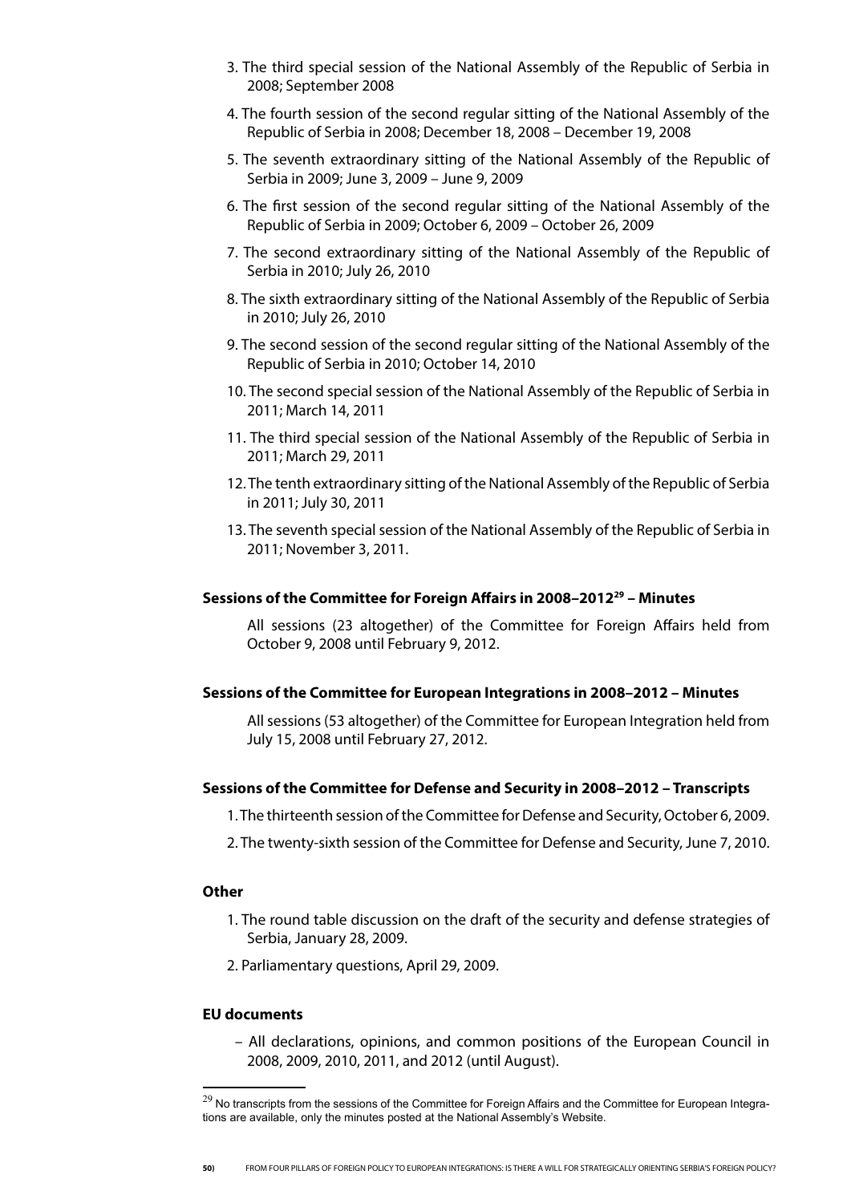3. The third special session of the National Assembly of the Republic of Serbia in 2008; September 2008
4. The fourth session of the second regular sitting of the National Assembly of the Republic of Serbia in 2008; December 18, 2008 – December 19, 2008
5. The seventh extraordinary sitting of the National Assembly of the Republic of Serbia in 2009; June 3, 2009 – June 9, 2009
6. The first session of the second regular sitting of the National Assembly of the Republic of Serbia in 2009; October 6, 2009 – October 26, 2009
7. The second extraordinary sitting of the National Assembly of the Republic of Serbia in 2010; July 26, 2010
8. The sixth extraordinary sitting of the National Assembly of the Republic of Serbia in 2010; July 26, 2010
9. The second session of the second regular sitting of the National Assembly of the Republic of Serbia in 2010; October 14, 2010
10. The second special session of the National Assembly of the Republic of Serbia in 2011; March 14, 2011
11. The third special session of the National Assembly of the Republic of Serbia in 2011; March 29, 2011
12. The tenth extraordinary sitting of the National Assembly of the Republic of Serbia in 2011; July 30, 2011
13. The seventh special session of the National Assembly of the Republic of Serbia in 2011; November 3, 2011.

#### Sessions of the Committee for Foreign Affairs in 2008–2012[29] – Minutes

All sessions (23 altogether) of the Committee for Foreign Affairs held from October 9, 2008 until February 9, 2012.

#### Sessions of the Committee for European Integrations in 2008–2012 – Minutes

All sessions (53 altogether) of the Committee for European Integration held from July 15, 2008 until February 27, 2012.

#### Sessions of the Committee for Defense and Security in 2008–2012 – Transcripts

1. The thirteenth session of the Committee for Defense and Security, October 6, 2009.
2. The twenty-sixth session of the Committee for Defense and Security, June 7, 2010.

#### Other

1. The round table discussion on the draft of the security and defense strategies of Serbia, January 28, 2009.
2. Parliamentary questions, April 29, 2009.

#### EU documents

– All declarations, opinions, and common positions of the European Council in 2008, 2009, 2010, 2011, and 2012 (until August).

---

[29] No transcripts from the sessions of the Committee for Foreign Affairs and the Committee for European Integrations are available, only the minutes posted at the National Assembly's Website.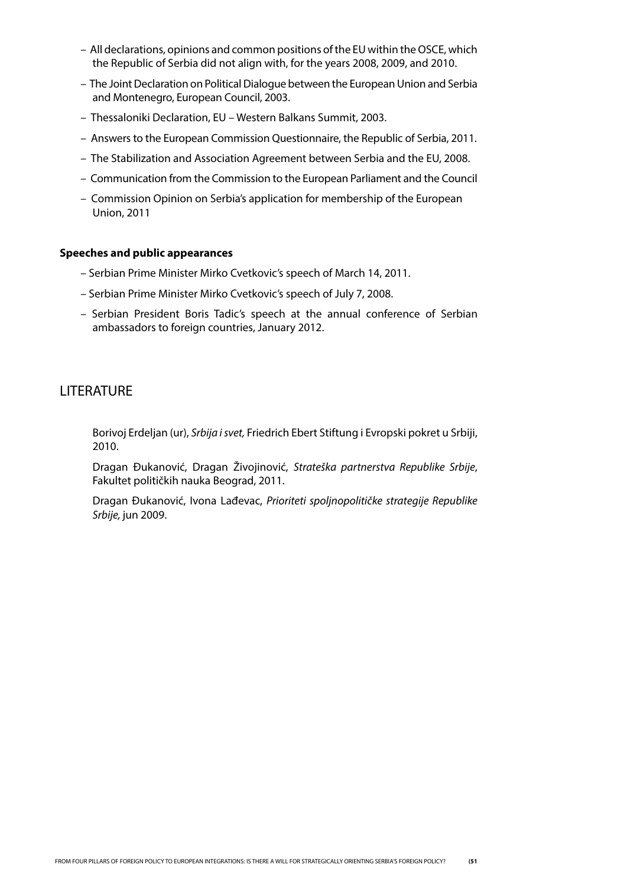- All declarations, opinions and common positions of the EU within the OSCE, which the Republic of Serbia did not align with, for the years 2008, 2009, and 2010.
- The Joint Declaration on Political Dialogue between the European Union and Serbia and Montenegro, European Council, 2003.
- Thessaloniki Declaration, EU – Western Balkans Summit, 2003.
- Answers to the European Commission Questionnaire, the Republic of Serbia, 2011.
- The Stabilization and Association Agreement between Serbia and the EU, 2008.
- Communication from the Commission to the European Parliament and the Council
- Commission Opinion on Serbia's application for membership of the European Union, 2011

**Speeches and public appearances**

- Serbian Prime Minister Mirko Cvetkovic's speech of March 14, 2011.
- Serbian Prime Minister Mirko Cvetkovic's speech of July 7, 2008.
- Serbian President Boris Tadic's speech at the annual conference of Serbian ambassadors to foreign countries, January 2012.

## LITERATURE

Borivoj Erdeljan (ur), *Srbija i svet,* Friedrich Ebert Stiftung i Evropski pokret u Srbiji, 2010.

Dragan Đukanović, Dragan Živojinović, *Strateška partnerstva Republike Srbije*, Fakultet političkih nauka Beograd, 2011.

Dragan Đukanović, Ivona Lađevac, *Prioriteti spoljnopolitičke strategije Republike Srbije,* jun 2009.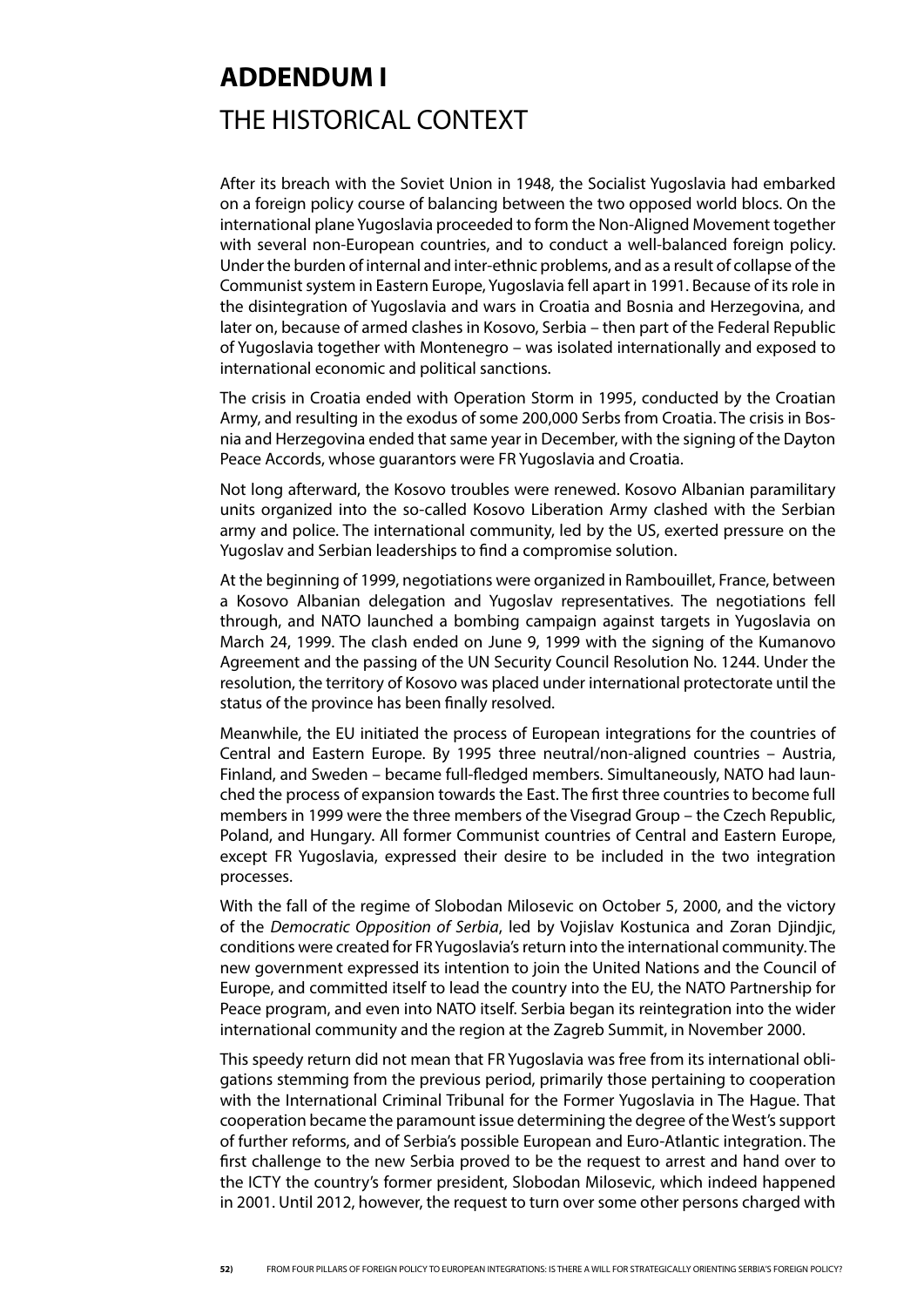# ADDENDUM I

## THE HISTORICAL CONTEXT

After its breach with the Soviet Union in 1948, the Socialist Yugoslavia had embarked on a foreign policy course of balancing between the two opposed world blocs. On the international plane Yugoslavia proceeded to form the Non-Aligned Movement together with several non-European countries, and to conduct a well-balanced foreign policy. Under the burden of internal and inter-ethnic problems, and as a result of collapse of the Communist system in Eastern Europe, Yugoslavia fell apart in 1991. Because of its role in the disintegration of Yugoslavia and wars in Croatia and Bosnia and Herzegovina, and later on, because of armed clashes in Kosovo, Serbia – then part of the Federal Republic of Yugoslavia together with Montenegro – was isolated internationally and exposed to international economic and political sanctions.

The crisis in Croatia ended with Operation Storm in 1995, conducted by the Croatian Army, and resulting in the exodus of some 200,000 Serbs from Croatia. The crisis in Bosnia and Herzegovina ended that same year in December, with the signing of the Dayton Peace Accords, whose guarantors were FR Yugoslavia and Croatia.

Not long afterward, the Kosovo troubles were renewed. Kosovo Albanian paramilitary units organized into the so-called Kosovo Liberation Army clashed with the Serbian army and police. The international community, led by the US, exerted pressure on the Yugoslav and Serbian leaderships to find a compromise solution.

At the beginning of 1999, negotiations were organized in Rambouillet, France, between a Kosovo Albanian delegation and Yugoslav representatives. The negotiations fell through, and NATO launched a bombing campaign against targets in Yugoslavia on March 24, 1999. The clash ended on June 9, 1999 with the signing of the Kumanovo Agreement and the passing of the UN Security Council Resolution No. 1244. Under the resolution, the territory of Kosovo was placed under international protectorate until the status of the province has been finally resolved.

Meanwhile, the EU initiated the process of European integrations for the countries of Central and Eastern Europe. By 1995 three neutral/non-aligned countries – Austria, Finland, and Sweden – became full-fledged members. Simultaneously, NATO had launched the process of expansion towards the East. The first three countries to become full members in 1999 were the three members of the Visegrad Group – the Czech Republic, Poland, and Hungary. All former Communist countries of Central and Eastern Europe, except FR Yugoslavia, expressed their desire to be included in the two integration processes.

With the fall of the regime of Slobodan Milosevic on October 5, 2000, and the victory of the *Democratic Opposition of Serbia*, led by Vojislav Kostunica and Zoran Djindjic, conditions were created for FR Yugoslavia's return into the international community. The new government expressed its intention to join the United Nations and the Council of Europe, and committed itself to lead the country into the EU, the NATO Partnership for Peace program, and even into NATO itself. Serbia began its reintegration into the wider international community and the region at the Zagreb Summit, in November 2000.

This speedy return did not mean that FR Yugoslavia was free from its international obligations stemming from the previous period, primarily those pertaining to cooperation with the International Criminal Tribunal for the Former Yugoslavia in The Hague. That cooperation became the paramount issue determining the degree of the West's support of further reforms, and of Serbia's possible European and Euro-Atlantic integration. The first challenge to the new Serbia proved to be the request to arrest and hand over to the ICTY the country's former president, Slobodan Milosevic, which indeed happened in 2001. Until 2012, however, the request to turn over some other persons charged with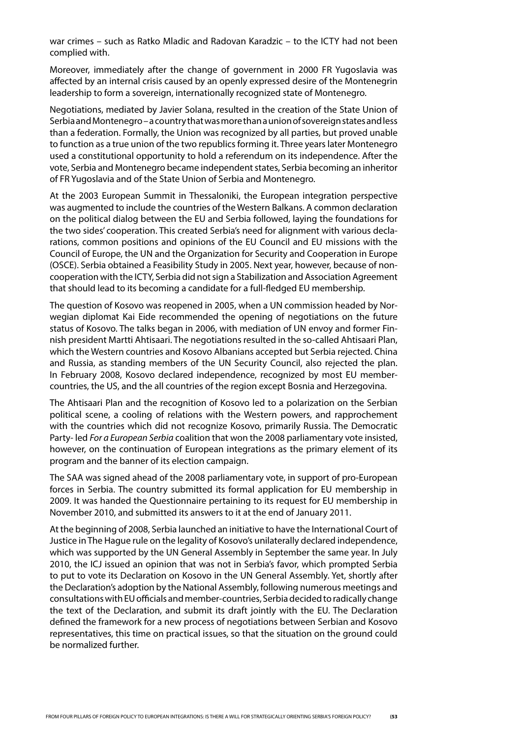war crimes – such as Ratko Mladic and Radovan Karadzic – to the ICTY had not been complied with.

Moreover, immediately after the change of government in 2000 FR Yugoslavia was affected by an internal crisis caused by an openly expressed desire of the Montenegrin leadership to form a sovereign, internationally recognized state of Montenegro.

Negotiations, mediated by Javier Solana, resulted in the creation of the State Union of Serbia and Montenegro – a country that was more than a union of sovereign states and less than a federation. Formally, the Union was recognized by all parties, but proved unable to function as a true union of the two republics forming it. Three years later Montenegro used a constitutional opportunity to hold a referendum on its independence. After the vote, Serbia and Montenegro became independent states, Serbia becoming an inheritor of FR Yugoslavia and of the State Union of Serbia and Montenegro.

At the 2003 European Summit in Thessaloniki, the European integration perspective was augmented to include the countries of the Western Balkans. A common declaration on the political dialog between the EU and Serbia followed, laying the foundations for the two sides' cooperation. This created Serbia's need for alignment with various declarations, common positions and opinions of the EU Council and EU missions with the Council of Europe, the UN and the Organization for Security and Cooperation in Europe (OSCE). Serbia obtained a Feasibility Study in 2005. Next year, however, because of noncooperation with the ICTY, Serbia did not sign a Stabilization and Association Agreement that should lead to its becoming a candidate for a full-fledged EU membership.

The question of Kosovo was reopened in 2005, when a UN commission headed by Norwegian diplomat Kai Eide recommended the opening of negotiations on the future status of Kosovo. The talks began in 2006, with mediation of UN envoy and former Finnish president Martti Ahtisaari. The negotiations resulted in the so-called Ahtisaari Plan, which the Western countries and Kosovo Albanians accepted but Serbia rejected. China and Russia, as standing members of the UN Security Council, also rejected the plan. In February 2008, Kosovo declared independence, recognized by most EU member-countries, the US, and the all countries of the region except Bosnia and Herzegovina.

The Ahtisaari Plan and the recognition of Kosovo led to a polarization on the Serbian political scene, a cooling of relations with the Western powers, and rapprochement with the countries which did not recognize Kosovo, primarily Russia. The Democratic Party- led *For a European Serbia* coalition that won the 2008 parliamentary vote insisted, however, on the continuation of European integrations as the primary element of its program and the banner of its election campaign.

The SAA was signed ahead of the 2008 parliamentary vote, in support of pro-European forces in Serbia. The country submitted its formal application for EU membership in 2009. It was handed the Questionnaire pertaining to its request for EU membership in November 2010, and submitted its answers to it at the end of January 2011.

At the beginning of 2008, Serbia launched an initiative to have the International Court of Justice in The Hague rule on the legality of Kosovo's unilaterally declared independence, which was supported by the UN General Assembly in September the same year. In July 2010, the ICJ issued an opinion that was not in Serbia's favor, which prompted Serbia to put to vote its Declaration on Kosovo in the UN General Assembly. Yet, shortly after the Declaration's adoption by the National Assembly, following numerous meetings and consultations with EU officials and member-countries, Serbia decided to radically change the text of the Declaration, and submit its draft jointly with the EU. The Declaration defined the framework for a new process of negotiations between Serbian and Kosovo representatives, this time on practical issues, so that the situation on the ground could be normalized further.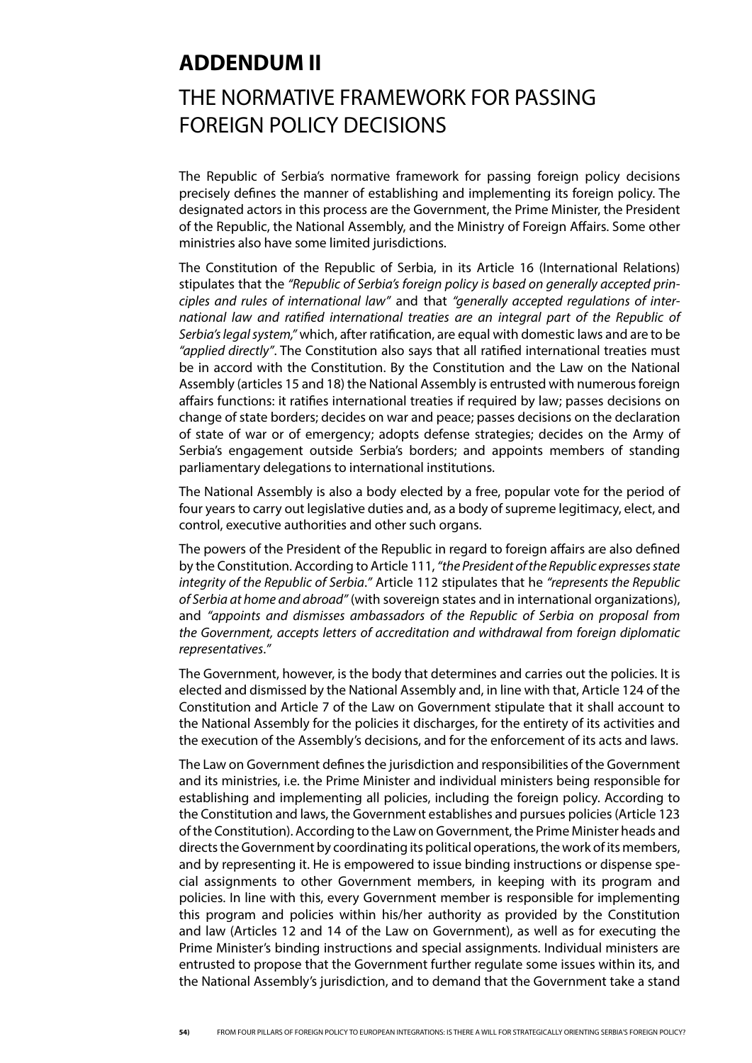# ADDENDUM II

## THE NORMATIVE FRAMEWORK FOR PASSING FOREIGN POLICY DECISIONS

The Republic of Serbia's normative framework for passing foreign policy decisions precisely defines the manner of establishing and implementing its foreign policy. The designated actors in this process are the Government, the Prime Minister, the President of the Republic, the National Assembly, and the Ministry of Foreign Affairs. Some other ministries also have some limited jurisdictions.

The Constitution of the Republic of Serbia, in its Article 16 (International Relations) stipulates that the *"Republic of Serbia's foreign policy is based on generally accepted principles and rules of international law"* and that *"generally accepted regulations of international law and ratified international treaties are an integral part of the Republic of Serbia's legal system,"* which, after ratification, are equal with domestic laws and are to be *"applied directly"*. The Constitution also says that all ratified international treaties must be in accord with the Constitution. By the Constitution and the Law on the National Assembly (articles 15 and 18) the National Assembly is entrusted with numerous foreign affairs functions: it ratifies international treaties if required by law; passes decisions on change of state borders; decides on war and peace; passes decisions on the declaration of state of war or of emergency; adopts defense strategies; decides on the Army of Serbia's engagement outside Serbia's borders; and appoints members of standing parliamentary delegations to international institutions.

The National Assembly is also a body elected by a free, popular vote for the period of four years to carry out legislative duties and, as a body of supreme legitimacy, elect, and control, executive authorities and other such organs.

The powers of the President of the Republic in regard to foreign affairs are also defined by the Constitution. According to Article 111, *"the President of the Republic expresses state integrity of the Republic of Serbia."* Article 112 stipulates that he *"represents the Republic of Serbia at home and abroad"* (with sovereign states and in international organizations), and *"appoints and dismisses ambassadors of the Republic of Serbia on proposal from the Government, accepts letters of accreditation and withdrawal from foreign diplomatic representatives."*

The Government, however, is the body that determines and carries out the policies. It is elected and dismissed by the National Assembly and, in line with that, Article 124 of the Constitution and Article 7 of the Law on Government stipulate that it shall account to the National Assembly for the policies it discharges, for the entirety of its activities and the execution of the Assembly's decisions, and for the enforcement of its acts and laws.

The Law on Government defines the jurisdiction and responsibilities of the Government and its ministries, i.e. the Prime Minister and individual ministers being responsible for establishing and implementing all policies, including the foreign policy. According to the Constitution and laws, the Government establishes and pursues policies (Article 123 of the Constitution). According to the Law on Government, the Prime Minister heads and directs the Government by coordinating its political operations, the work of its members, and by representing it. He is empowered to issue binding instructions or dispense special assignments to other Government members, in keeping with its program and policies. In line with this, every Government member is responsible for implementing this program and policies within his/her authority as provided by the Constitution and law (Articles 12 and 14 of the Law on Government), as well as for executing the Prime Minister's binding instructions and special assignments. Individual ministers are entrusted to propose that the Government further regulate some issues within its, and the National Assembly's jurisdiction, and to demand that the Government take a stand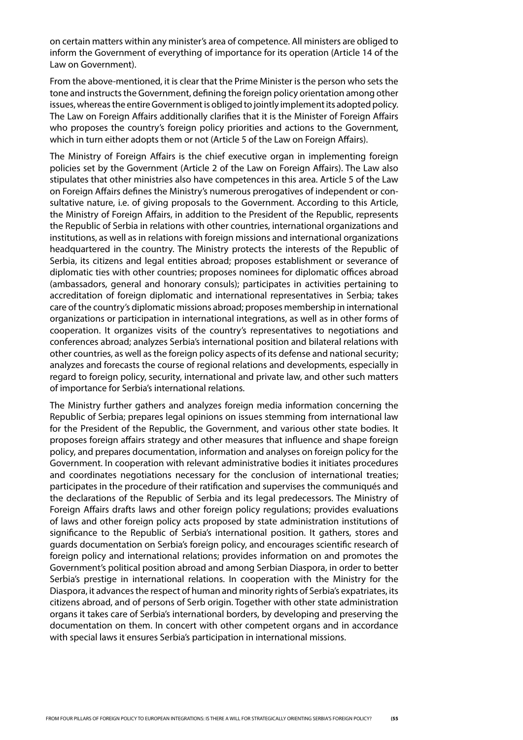on certain matters within any minister's area of competence. All ministers are obliged to inform the Government of everything of importance for its operation (Article 14 of the Law on Government).

From the above-mentioned, it is clear that the Prime Minister is the person who sets the tone and instructs the Government, defining the foreign policy orientation among other issues, whereas the entire Government is obliged to jointly implement its adopted policy. The Law on Foreign Affairs additionally clarifies that it is the Minister of Foreign Affairs who proposes the country's foreign policy priorities and actions to the Government, which in turn either adopts them or not (Article 5 of the Law on Foreign Affairs).

The Ministry of Foreign Affairs is the chief executive organ in implementing foreign policies set by the Government (Article 2 of the Law on Foreign Affairs). The Law also stipulates that other ministries also have competences in this area. Article 5 of the Law on Foreign Affairs defines the Ministry's numerous prerogatives of independent or consultative nature, i.e. of giving proposals to the Government. According to this Article, the Ministry of Foreign Affairs, in addition to the President of the Republic, represents the Republic of Serbia in relations with other countries, international organizations and institutions, as well as in relations with foreign missions and international organizations headquartered in the country. The Ministry protects the interests of the Republic of Serbia, its citizens and legal entities abroad; proposes establishment or severance of diplomatic ties with other countries; proposes nominees for diplomatic offices abroad (ambassadors, general and honorary consuls); participates in activities pertaining to accreditation of foreign diplomatic and international representatives in Serbia; takes care of the country's diplomatic missions abroad; proposes membership in international organizations or participation in international integrations, as well as in other forms of cooperation. It organizes visits of the country's representatives to negotiations and conferences abroad; analyzes Serbia's international position and bilateral relations with other countries, as well as the foreign policy aspects of its defense and national security; analyzes and forecasts the course of regional relations and developments, especially in regard to foreign policy, security, international and private law, and other such matters of importance for Serbia's international relations.

The Ministry further gathers and analyzes foreign media information concerning the Republic of Serbia; prepares legal opinions on issues stemming from international law for the President of the Republic, the Government, and various other state bodies. It proposes foreign affairs strategy and other measures that influence and shape foreign policy, and prepares documentation, information and analyses on foreign policy for the Government. In cooperation with relevant administrative bodies it initiates procedures and coordinates negotiations necessary for the conclusion of international treaties; participates in the procedure of their ratification and supervises the communiqués and the declarations of the Republic of Serbia and its legal predecessors. The Ministry of Foreign Affairs drafts laws and other foreign policy regulations; provides evaluations of laws and other foreign policy acts proposed by state administration institutions of significance to the Republic of Serbia's international position. It gathers, stores and guards documentation on Serbia's foreign policy, and encourages scientific research of foreign policy and international relations; provides information on and promotes the Government's political position abroad and among Serbian Diaspora, in order to better Serbia's prestige in international relations. In cooperation with the Ministry for the Diaspora, it advances the respect of human and minority rights of Serbia's expatriates, its citizens abroad, and of persons of Serb origin. Together with other state administration organs it takes care of Serbia's international borders, by developing and preserving the documentation on them. In concert with other competent organs and in accordance with special laws it ensures Serbia's participation in international missions.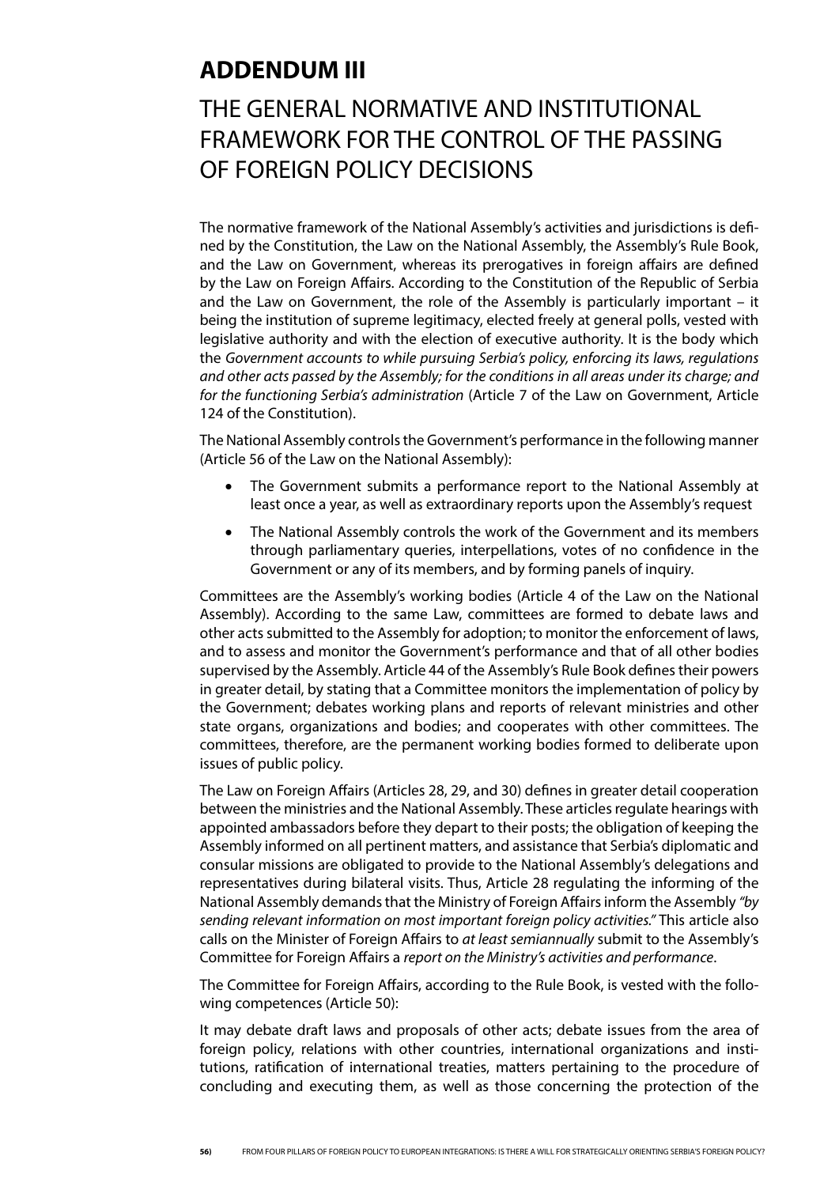# ADDENDUM III

## THE GENERAL NORMATIVE AND INSTITUTIONAL FRAMEWORK FOR THE CONTROL OF THE PASSING OF FOREIGN POLICY DECISIONS

The normative framework of the National Assembly's activities and jurisdictions is defined by the Constitution, the Law on the National Assembly, the Assembly's Rule Book, and the Law on Government, whereas its prerogatives in foreign affairs are defined by the Law on Foreign Affairs. According to the Constitution of the Republic of Serbia and the Law on Government, the role of the Assembly is particularly important – it being the institution of supreme legitimacy, elected freely at general polls, vested with legislative authority and with the election of executive authority. It is the body which the *Government accounts to while pursuing Serbia's policy, enforcing its laws, regulations and other acts passed by the Assembly; for the conditions in all areas under its charge; and for the functioning Serbia's administration* (Article 7 of the Law on Government, Article 124 of the Constitution).

The National Assembly controls the Government's performance in the following manner (Article 56 of the Law on the National Assembly):

- The Government submits a performance report to the National Assembly at least once a year, as well as extraordinary reports upon the Assembly's request
- The National Assembly controls the work of the Government and its members through parliamentary queries, interpellations, votes of no confidence in the Government or any of its members, and by forming panels of inquiry.

Committees are the Assembly's working bodies (Article 4 of the Law on the National Assembly). According to the same Law, committees are formed to debate laws and other acts submitted to the Assembly for adoption; to monitor the enforcement of laws, and to assess and monitor the Government's performance and that of all other bodies supervised by the Assembly. Article 44 of the Assembly's Rule Book defines their powers in greater detail, by stating that a Committee monitors the implementation of policy by the Government; debates working plans and reports of relevant ministries and other state organs, organizations and bodies; and cooperates with other committees. The committees, therefore, are the permanent working bodies formed to deliberate upon issues of public policy.

The Law on Foreign Affairs (Articles 28, 29, and 30) defines in greater detail cooperation between the ministries and the National Assembly. These articles regulate hearings with appointed ambassadors before they depart to their posts; the obligation of keeping the Assembly informed on all pertinent matters, and assistance that Serbia's diplomatic and consular missions are obligated to provide to the National Assembly's delegations and representatives during bilateral visits. Thus, Article 28 regulating the informing of the National Assembly demands that the Ministry of Foreign Affairs inform the Assembly *"by sending relevant information on most important foreign policy activities."* This article also calls on the Minister of Foreign Affairs to *at least semiannually* submit to the Assembly's Committee for Foreign Affairs a *report on the Ministry's activities and performance*.

The Committee for Foreign Affairs, according to the Rule Book, is vested with the following competences (Article 50):

It may debate draft laws and proposals of other acts; debate issues from the area of foreign policy, relations with other countries, international organizations and institutions, ratification of international treaties, matters pertaining to the procedure of concluding and executing them, as well as those concerning the protection of the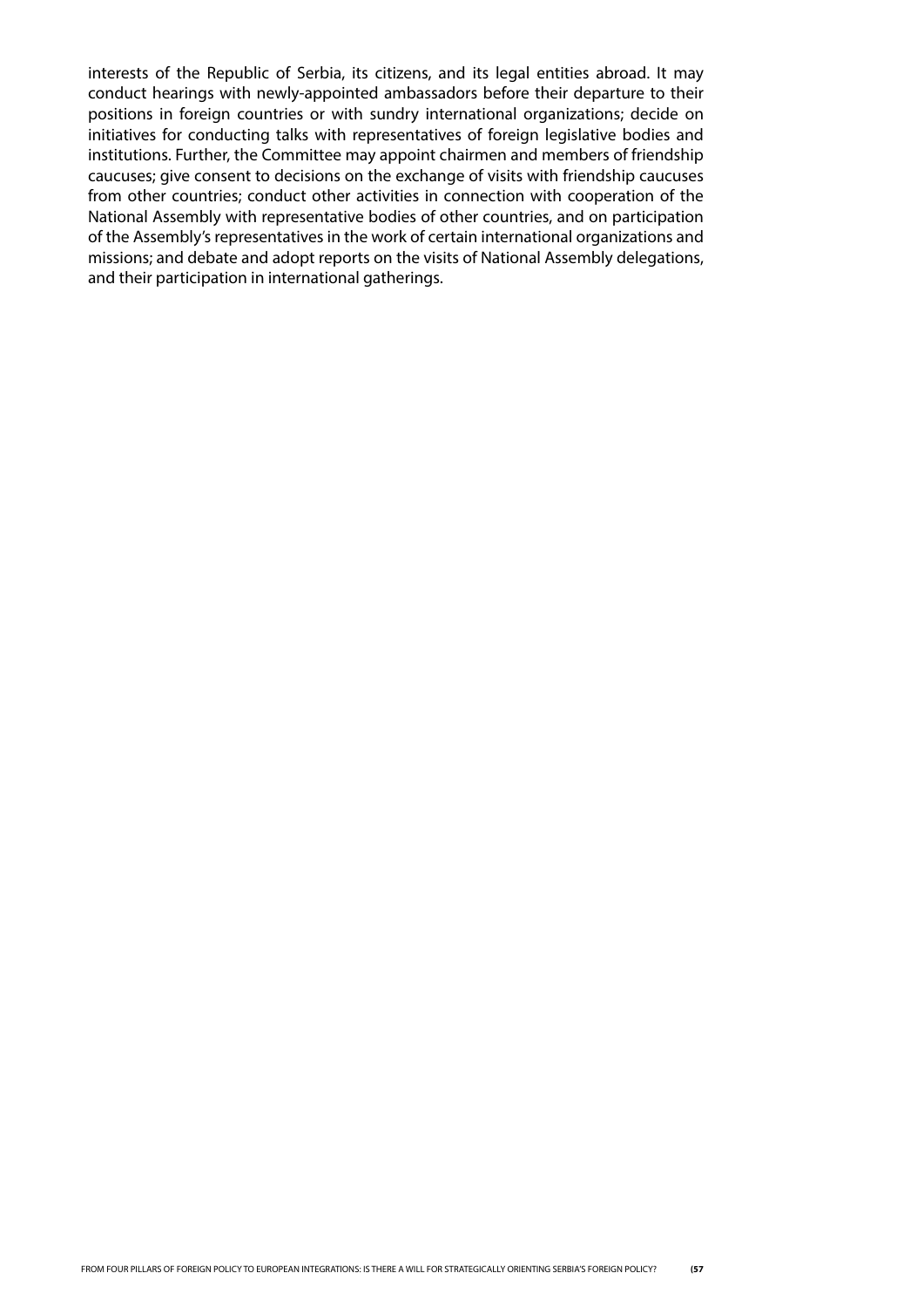interests of the Republic of Serbia, its citizens, and its legal entities abroad. It may conduct hearings with newly-appointed ambassadors before their departure to their positions in foreign countries or with sundry international organizations; decide on initiatives for conducting talks with representatives of foreign legislative bodies and institutions. Further, the Committee may appoint chairmen and members of friendship caucuses; give consent to decisions on the exchange of visits with friendship caucuses from other countries; conduct other activities in connection with cooperation of the National Assembly with representative bodies of other countries, and on participation of the Assembly's representatives in the work of certain international organizations and missions; and debate and adopt reports on the visits of National Assembly delegations, and their participation in international gatherings.